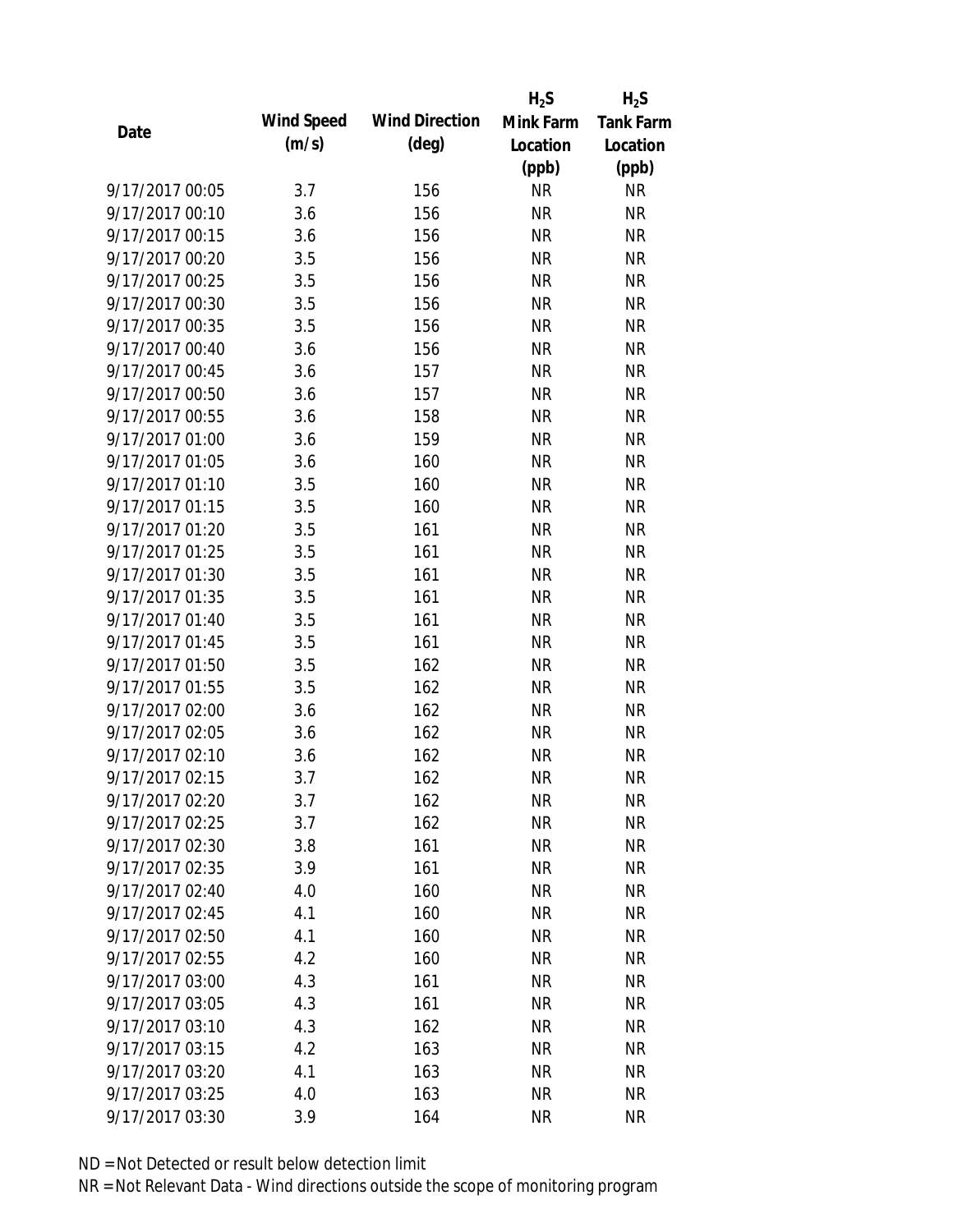| Date | Wind Speed (m/s) | Wind Direction (deg) | $H_2S$ Mink Farm Location (ppb) | $H_2S$ Tank Farm Location (ppb) |
|---|---|---|---|---|
| 9/17/2017 00:05 | 3.7 | 156 | NR | NR |
| 9/17/2017 00:10 | 3.6 | 156 | NR | NR |
| 9/17/2017 00:15 | 3.6 | 156 | NR | NR |
| 9/17/2017 00:20 | 3.5 | 156 | NR | NR |
| 9/17/2017 00:25 | 3.5 | 156 | NR | NR |
| 9/17/2017 00:30 | 3.5 | 156 | NR | NR |
| 9/17/2017 00:35 | 3.5 | 156 | NR | NR |
| 9/17/2017 00:40 | 3.6 | 156 | NR | NR |
| 9/17/2017 00:45 | 3.6 | 157 | NR | NR |
| 9/17/2017 00:50 | 3.6 | 157 | NR | NR |
| 9/17/2017 00:55 | 3.6 | 158 | NR | NR |
| 9/17/2017 01:00 | 3.6 | 159 | NR | NR |
| 9/17/2017 01:05 | 3.6 | 160 | NR | NR |
| 9/17/2017 01:10 | 3.5 | 160 | NR | NR |
| 9/17/2017 01:15 | 3.5 | 160 | NR | NR |
| 9/17/2017 01:20 | 3.5 | 161 | NR | NR |
| 9/17/2017 01:25 | 3.5 | 161 | NR | NR |
| 9/17/2017 01:30 | 3.5 | 161 | NR | NR |
| 9/17/2017 01:35 | 3.5 | 161 | NR | NR |
| 9/17/2017 01:40 | 3.5 | 161 | NR | NR |
| 9/17/2017 01:45 | 3.5 | 161 | NR | NR |
| 9/17/2017 01:50 | 3.5 | 162 | NR | NR |
| 9/17/2017 01:55 | 3.5 | 162 | NR | NR |
| 9/17/2017 02:00 | 3.6 | 162 | NR | NR |
| 9/17/2017 02:05 | 3.6 | 162 | NR | NR |
| 9/17/2017 02:10 | 3.6 | 162 | NR | NR |
| 9/17/2017 02:15 | 3.7 | 162 | NR | NR |
| 9/17/2017 02:20 | 3.7 | 162 | NR | NR |
| 9/17/2017 02:25 | 3.7 | 162 | NR | NR |
| 9/17/2017 02:30 | 3.8 | 161 | NR | NR |
| 9/17/2017 02:35 | 3.9 | 161 | NR | NR |
| 9/17/2017 02:40 | 4.0 | 160 | NR | NR |
| 9/17/2017 02:45 | 4.1 | 160 | NR | NR |
| 9/17/2017 02:50 | 4.1 | 160 | NR | NR |
| 9/17/2017 02:55 | 4.2 | 160 | NR | NR |
| 9/17/2017 03:00 | 4.3 | 161 | NR | NR |
| 9/17/2017 03:05 | 4.3 | 161 | NR | NR |
| 9/17/2017 03:10 | 4.3 | 162 | NR | NR |
| 9/17/2017 03:15 | 4.2 | 163 | NR | NR |
| 9/17/2017 03:20 | 4.1 | 163 | NR | NR |
| 9/17/2017 03:25 | 4.0 | 163 | NR | NR |
| 9/17/2017 03:30 | 3.9 | 164 | NR | NR |

ND = Not Detected or result below detection limit

NR = Not Relevant Data - Wind directions outside the scope of monitoring program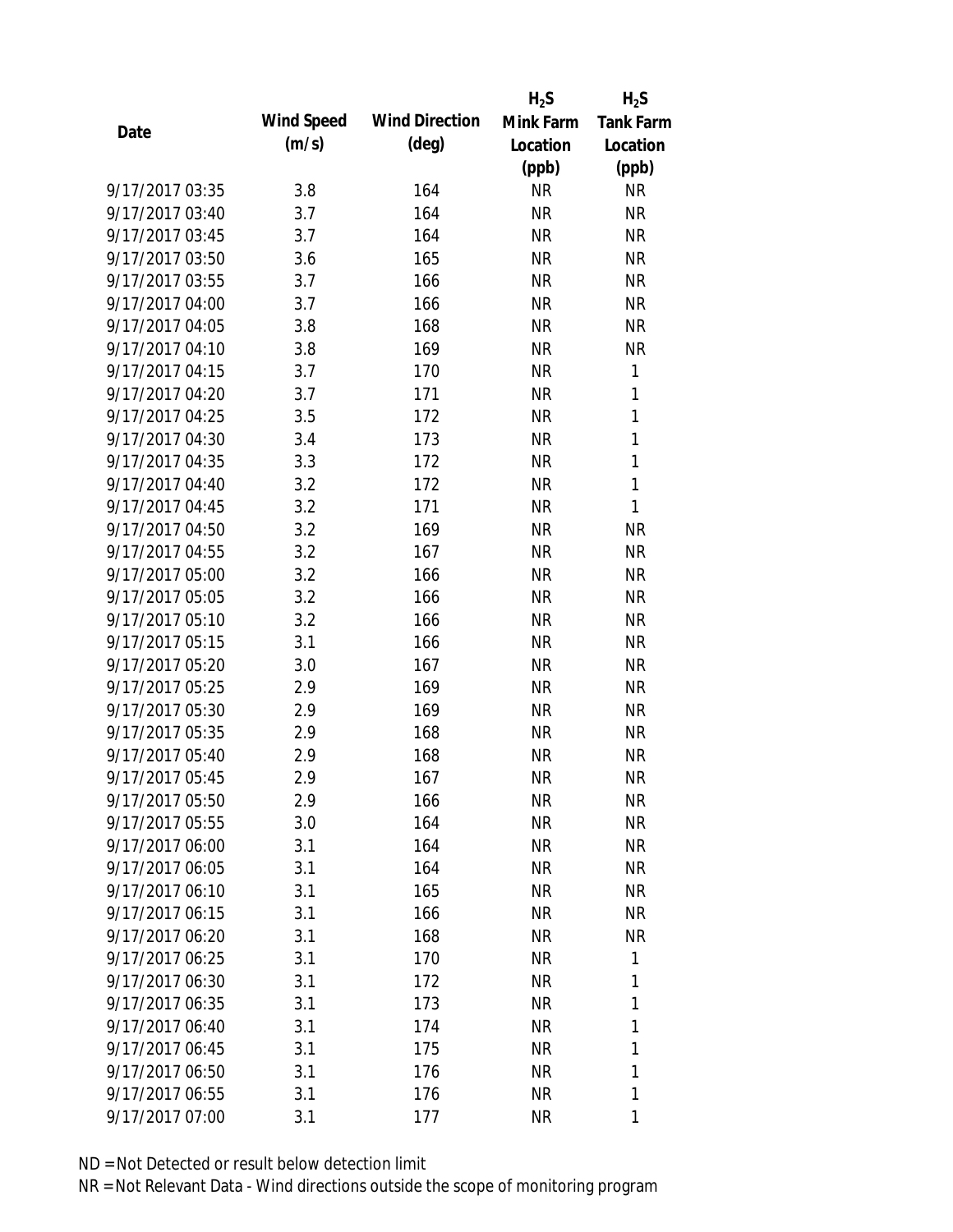| Date | Wind Speed (m/s) | Wind Direction (deg) | $H_2S$ Mink Farm Location (ppb) | $H_2S$ Tank Farm Location (ppb) |
|---|---|---|---|---|
| 9/17/2017 03:35 | 3.8 | 164 | NR | NR |
| 9/17/2017 03:40 | 3.7 | 164 | NR | NR |
| 9/17/2017 03:45 | 3.7 | 164 | NR | NR |
| 9/17/2017 03:50 | 3.6 | 165 | NR | NR |
| 9/17/2017 03:55 | 3.7 | 166 | NR | NR |
| 9/17/2017 04:00 | 3.7 | 166 | NR | NR |
| 9/17/2017 04:05 | 3.8 | 168 | NR | NR |
| 9/17/2017 04:10 | 3.8 | 169 | NR | NR |
| 9/17/2017 04:15 | 3.7 | 170 | NR | 1 |
| 9/17/2017 04:20 | 3.7 | 171 | NR | 1 |
| 9/17/2017 04:25 | 3.5 | 172 | NR | 1 |
| 9/17/2017 04:30 | 3.4 | 173 | NR | 1 |
| 9/17/2017 04:35 | 3.3 | 172 | NR | 1 |
| 9/17/2017 04:40 | 3.2 | 172 | NR | 1 |
| 9/17/2017 04:45 | 3.2 | 171 | NR | 1 |
| 9/17/2017 04:50 | 3.2 | 169 | NR | NR |
| 9/17/2017 04:55 | 3.2 | 167 | NR | NR |
| 9/17/2017 05:00 | 3.2 | 166 | NR | NR |
| 9/17/2017 05:05 | 3.2 | 166 | NR | NR |
| 9/17/2017 05:10 | 3.2 | 166 | NR | NR |
| 9/17/2017 05:15 | 3.1 | 166 | NR | NR |
| 9/17/2017 05:20 | 3.0 | 167 | NR | NR |
| 9/17/2017 05:25 | 2.9 | 169 | NR | NR |
| 9/17/2017 05:30 | 2.9 | 169 | NR | NR |
| 9/17/2017 05:35 | 2.9 | 168 | NR | NR |
| 9/17/2017 05:40 | 2.9 | 168 | NR | NR |
| 9/17/2017 05:45 | 2.9 | 167 | NR | NR |
| 9/17/2017 05:50 | 2.9 | 166 | NR | NR |
| 9/17/2017 05:55 | 3.0 | 164 | NR | NR |
| 9/17/2017 06:00 | 3.1 | 164 | NR | NR |
| 9/17/2017 06:05 | 3.1 | 164 | NR | NR |
| 9/17/2017 06:10 | 3.1 | 165 | NR | NR |
| 9/17/2017 06:15 | 3.1 | 166 | NR | NR |
| 9/17/2017 06:20 | 3.1 | 168 | NR | NR |
| 9/17/2017 06:25 | 3.1 | 170 | NR | 1 |
| 9/17/2017 06:30 | 3.1 | 172 | NR | 1 |
| 9/17/2017 06:35 | 3.1 | 173 | NR | 1 |
| 9/17/2017 06:40 | 3.1 | 174 | NR | 1 |
| 9/17/2017 06:45 | 3.1 | 175 | NR | 1 |
| 9/17/2017 06:50 | 3.1 | 176 | NR | 1 |
| 9/17/2017 06:55 | 3.1 | 176 | NR | 1 |
| 9/17/2017 07:00 | 3.1 | 177 | NR | 1 |

ND = Not Detected or result below detection limit

NR = Not Relevant Data - Wind directions outside the scope of monitoring program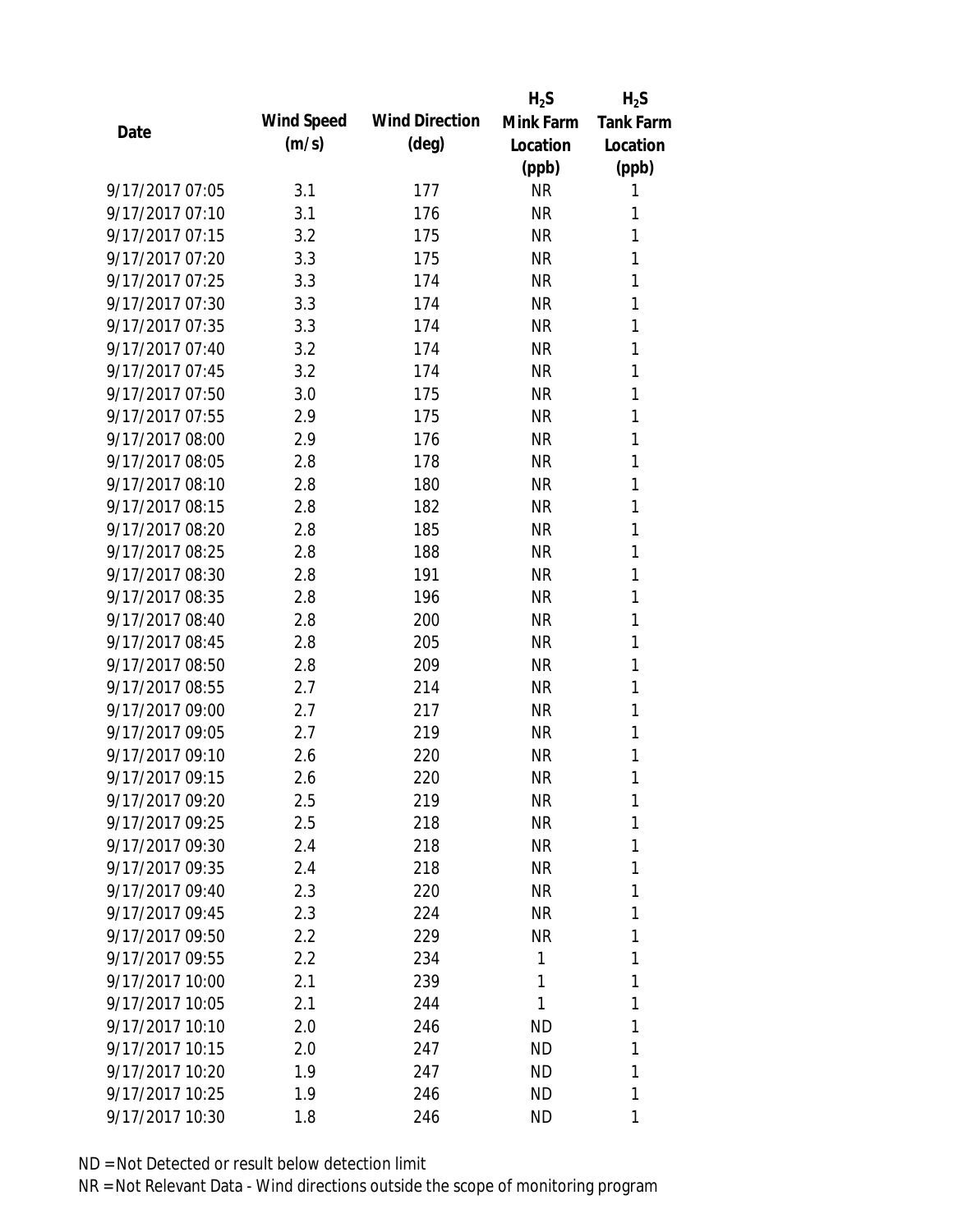| Date | Wind Speed (m/s) | Wind Direction (deg) | $H_2S$ Mink Farm Location (ppb) | $H_2S$ Tank Farm Location (ppb) |
|---|---|---|---|---|
| 9/17/2017 07:05 | 3.1 | 177 | NR | 1 |
| 9/17/2017 07:10 | 3.1 | 176 | NR | 1 |
| 9/17/2017 07:15 | 3.2 | 175 | NR | 1 |
| 9/17/2017 07:20 | 3.3 | 175 | NR | 1 |
| 9/17/2017 07:25 | 3.3 | 174 | NR | 1 |
| 9/17/2017 07:30 | 3.3 | 174 | NR | 1 |
| 9/17/2017 07:35 | 3.3 | 174 | NR | 1 |
| 9/17/2017 07:40 | 3.2 | 174 | NR | 1 |
| 9/17/2017 07:45 | 3.2 | 174 | NR | 1 |
| 9/17/2017 07:50 | 3.0 | 175 | NR | 1 |
| 9/17/2017 07:55 | 2.9 | 175 | NR | 1 |
| 9/17/2017 08:00 | 2.9 | 176 | NR | 1 |
| 9/17/2017 08:05 | 2.8 | 178 | NR | 1 |
| 9/17/2017 08:10 | 2.8 | 180 | NR | 1 |
| 9/17/2017 08:15 | 2.8 | 182 | NR | 1 |
| 9/17/2017 08:20 | 2.8 | 185 | NR | 1 |
| 9/17/2017 08:25 | 2.8 | 188 | NR | 1 |
| 9/17/2017 08:30 | 2.8 | 191 | NR | 1 |
| 9/17/2017 08:35 | 2.8 | 196 | NR | 1 |
| 9/17/2017 08:40 | 2.8 | 200 | NR | 1 |
| 9/17/2017 08:45 | 2.8 | 205 | NR | 1 |
| 9/17/2017 08:50 | 2.8 | 209 | NR | 1 |
| 9/17/2017 08:55 | 2.7 | 214 | NR | 1 |
| 9/17/2017 09:00 | 2.7 | 217 | NR | 1 |
| 9/17/2017 09:05 | 2.7 | 219 | NR | 1 |
| 9/17/2017 09:10 | 2.6 | 220 | NR | 1 |
| 9/17/2017 09:15 | 2.6 | 220 | NR | 1 |
| 9/17/2017 09:20 | 2.5 | 219 | NR | 1 |
| 9/17/2017 09:25 | 2.5 | 218 | NR | 1 |
| 9/17/2017 09:30 | 2.4 | 218 | NR | 1 |
| 9/17/2017 09:35 | 2.4 | 218 | NR | 1 |
| 9/17/2017 09:40 | 2.3 | 220 | NR | 1 |
| 9/17/2017 09:45 | 2.3 | 224 | NR | 1 |
| 9/17/2017 09:50 | 2.2 | 229 | NR | 1 |
| 9/17/2017 09:55 | 2.2 | 234 | 1 | 1 |
| 9/17/2017 10:00 | 2.1 | 239 | 1 | 1 |
| 9/17/2017 10:05 | 2.1 | 244 | 1 | 1 |
| 9/17/2017 10:10 | 2.0 | 246 | ND | 1 |
| 9/17/2017 10:15 | 2.0 | 247 | ND | 1 |
| 9/17/2017 10:20 | 1.9 | 247 | ND | 1 |
| 9/17/2017 10:25 | 1.9 | 246 | ND | 1 |
| 9/17/2017 10:30 | 1.8 | 246 | ND | 1 |

ND = Not Detected or result below detection limit

NR = Not Relevant Data - Wind directions outside the scope of monitoring program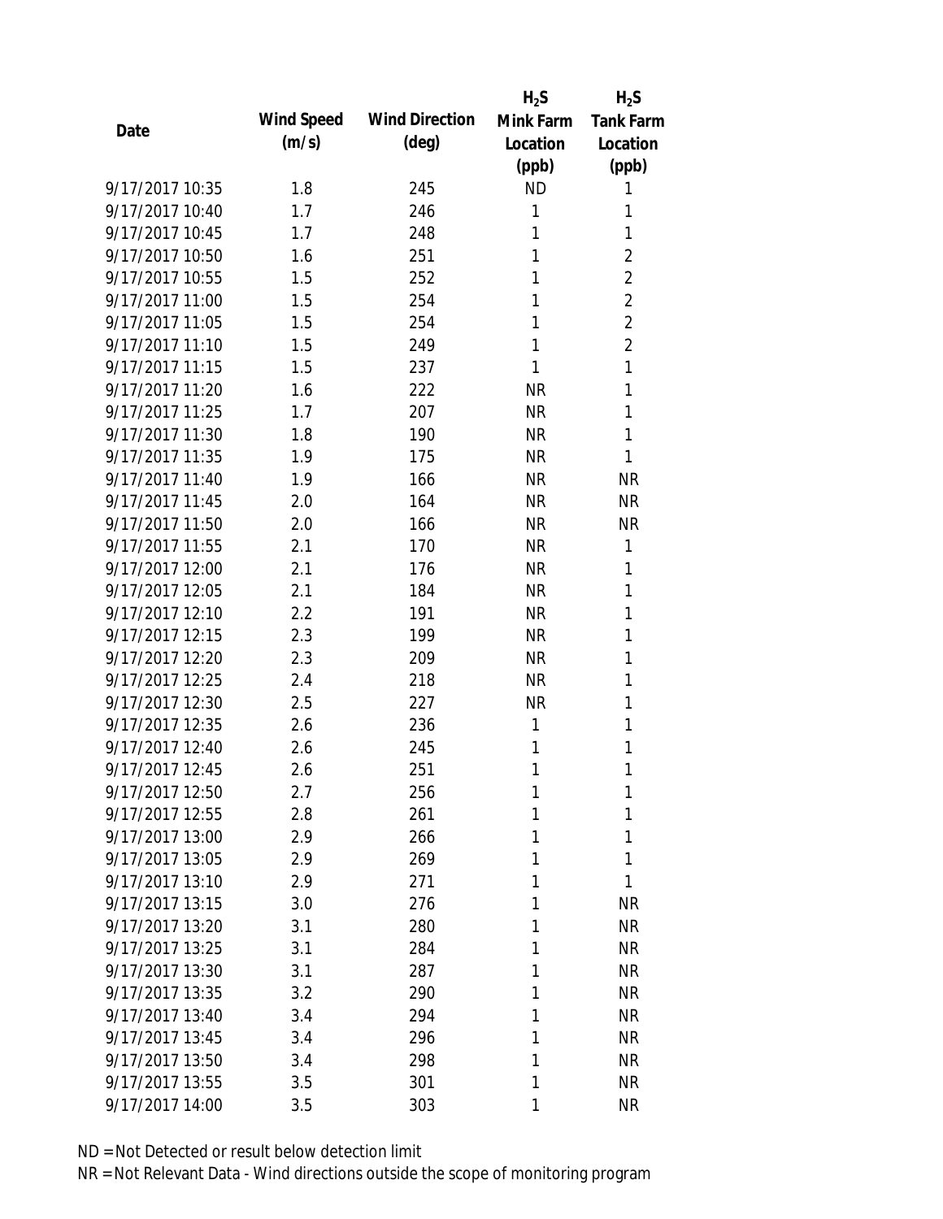| Date | Wind Speed (m/s) | Wind Direction (deg) | $H_2S$ Mink Farm Location (ppb) | $H_2S$ Tank Farm Location (ppb) |
|---|---|---|---|---|
| 9/17/2017 10:35 | 1.8 | 245 | ND | 1 |
| 9/17/2017 10:40 | 1.7 | 246 | 1 | 1 |
| 9/17/2017 10:45 | 1.7 | 248 | 1 | 1 |
| 9/17/2017 10:50 | 1.6 | 251 | 1 | 2 |
| 9/17/2017 10:55 | 1.5 | 252 | 1 | 2 |
| 9/17/2017 11:00 | 1.5 | 254 | 1 | 2 |
| 9/17/2017 11:05 | 1.5 | 254 | 1 | 2 |
| 9/17/2017 11:10 | 1.5 | 249 | 1 | 2 |
| 9/17/2017 11:15 | 1.5 | 237 | 1 | 1 |
| 9/17/2017 11:20 | 1.6 | 222 | NR | 1 |
| 9/17/2017 11:25 | 1.7 | 207 | NR | 1 |
| 9/17/2017 11:30 | 1.8 | 190 | NR | 1 |
| 9/17/2017 11:35 | 1.9 | 175 | NR | 1 |
| 9/17/2017 11:40 | 1.9 | 166 | NR | NR |
| 9/17/2017 11:45 | 2.0 | 164 | NR | NR |
| 9/17/2017 11:50 | 2.0 | 166 | NR | NR |
| 9/17/2017 11:55 | 2.1 | 170 | NR | 1 |
| 9/17/2017 12:00 | 2.1 | 176 | NR | 1 |
| 9/17/2017 12:05 | 2.1 | 184 | NR | 1 |
| 9/17/2017 12:10 | 2.2 | 191 | NR | 1 |
| 9/17/2017 12:15 | 2.3 | 199 | NR | 1 |
| 9/17/2017 12:20 | 2.3 | 209 | NR | 1 |
| 9/17/2017 12:25 | 2.4 | 218 | NR | 1 |
| 9/17/2017 12:30 | 2.5 | 227 | NR | 1 |
| 9/17/2017 12:35 | 2.6 | 236 | 1 | 1 |
| 9/17/2017 12:40 | 2.6 | 245 | 1 | 1 |
| 9/17/2017 12:45 | 2.6 | 251 | 1 | 1 |
| 9/17/2017 12:50 | 2.7 | 256 | 1 | 1 |
| 9/17/2017 12:55 | 2.8 | 261 | 1 | 1 |
| 9/17/2017 13:00 | 2.9 | 266 | 1 | 1 |
| 9/17/2017 13:05 | 2.9 | 269 | 1 | 1 |
| 9/17/2017 13:10 | 2.9 | 271 | 1 | 1 |
| 9/17/2017 13:15 | 3.0 | 276 | 1 | NR |
| 9/17/2017 13:20 | 3.1 | 280 | 1 | NR |
| 9/17/2017 13:25 | 3.1 | 284 | 1 | NR |
| 9/17/2017 13:30 | 3.1 | 287 | 1 | NR |
| 9/17/2017 13:35 | 3.2 | 290 | 1 | NR |
| 9/17/2017 13:40 | 3.4 | 294 | 1 | NR |
| 9/17/2017 13:45 | 3.4 | 296 | 1 | NR |
| 9/17/2017 13:50 | 3.4 | 298 | 1 | NR |
| 9/17/2017 13:55 | 3.5 | 301 | 1 | NR |
| 9/17/2017 14:00 | 3.5 | 303 | 1 | NR |

ND = Not Detected or result below detection limit

NR = Not Relevant Data - Wind directions outside the scope of monitoring program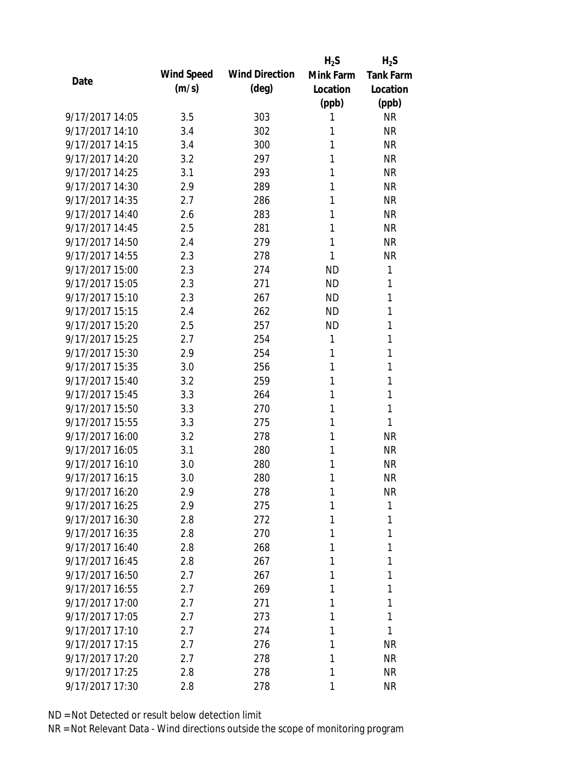| Date | Wind Speed (m/s) | Wind Direction (deg) | $H_2S$ Mink Farm Location (ppb) | $H_2S$ Tank Farm Location (ppb) |
|---|---|---|---|---|
| 9/17/2017 14:05 | 3.5 | 303 | 1 | NR |
| 9/17/2017 14:10 | 3.4 | 302 | 1 | NR |
| 9/17/2017 14:15 | 3.4 | 300 | 1 | NR |
| 9/17/2017 14:20 | 3.2 | 297 | 1 | NR |
| 9/17/2017 14:25 | 3.1 | 293 | 1 | NR |
| 9/17/2017 14:30 | 2.9 | 289 | 1 | NR |
| 9/17/2017 14:35 | 2.7 | 286 | 1 | NR |
| 9/17/2017 14:40 | 2.6 | 283 | 1 | NR |
| 9/17/2017 14:45 | 2.5 | 281 | 1 | NR |
| 9/17/2017 14:50 | 2.4 | 279 | 1 | NR |
| 9/17/2017 14:55 | 2.3 | 278 | 1 | NR |
| 9/17/2017 15:00 | 2.3 | 274 | ND | 1 |
| 9/17/2017 15:05 | 2.3 | 271 | ND | 1 |
| 9/17/2017 15:10 | 2.3 | 267 | ND | 1 |
| 9/17/2017 15:15 | 2.4 | 262 | ND | 1 |
| 9/17/2017 15:20 | 2.5 | 257 | ND | 1 |
| 9/17/2017 15:25 | 2.7 | 254 | 1 | 1 |
| 9/17/2017 15:30 | 2.9 | 254 | 1 | 1 |
| 9/17/2017 15:35 | 3.0 | 256 | 1 | 1 |
| 9/17/2017 15:40 | 3.2 | 259 | 1 | 1 |
| 9/17/2017 15:45 | 3.3 | 264 | 1 | 1 |
| 9/17/2017 15:50 | 3.3 | 270 | 1 | 1 |
| 9/17/2017 15:55 | 3.3 | 275 | 1 | 1 |
| 9/17/2017 16:00 | 3.2 | 278 | 1 | NR |
| 9/17/2017 16:05 | 3.1 | 280 | 1 | NR |
| 9/17/2017 16:10 | 3.0 | 280 | 1 | NR |
| 9/17/2017 16:15 | 3.0 | 280 | 1 | NR |
| 9/17/2017 16:20 | 2.9 | 278 | 1 | NR |
| 9/17/2017 16:25 | 2.9 | 275 | 1 | 1 |
| 9/17/2017 16:30 | 2.8 | 272 | 1 | 1 |
| 9/17/2017 16:35 | 2.8 | 270 | 1 | 1 |
| 9/17/2017 16:40 | 2.8 | 268 | 1 | 1 |
| 9/17/2017 16:45 | 2.8 | 267 | 1 | 1 |
| 9/17/2017 16:50 | 2.7 | 267 | 1 | 1 |
| 9/17/2017 16:55 | 2.7 | 269 | 1 | 1 |
| 9/17/2017 17:00 | 2.7 | 271 | 1 | 1 |
| 9/17/2017 17:05 | 2.7 | 273 | 1 | 1 |
| 9/17/2017 17:10 | 2.7 | 274 | 1 | 1 |
| 9/17/2017 17:15 | 2.7 | 276 | 1 | NR |
| 9/17/2017 17:20 | 2.7 | 278 | 1 | NR |
| 9/17/2017 17:25 | 2.8 | 278 | 1 | NR |
| 9/17/2017 17:30 | 2.8 | 278 | 1 | NR |

ND = Not Detected or result below detection limit

NR = Not Relevant Data - Wind directions outside the scope of monitoring program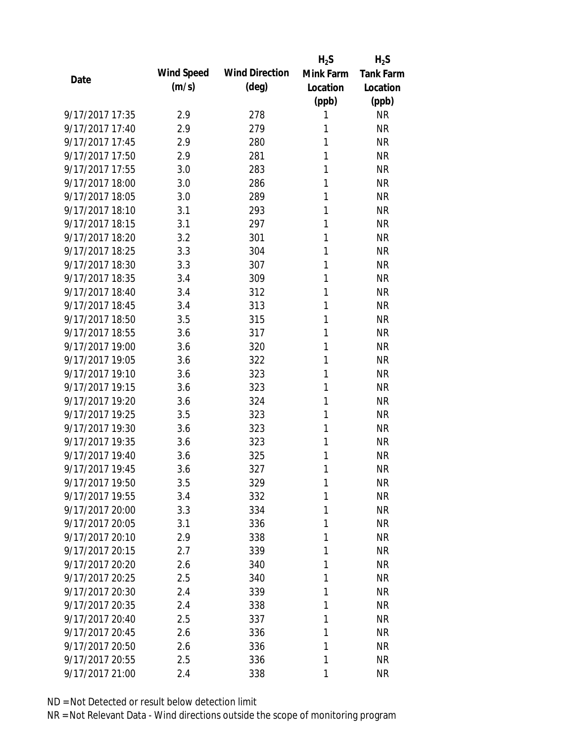| Date | Wind Speed (m/s) | Wind Direction (deg) | $H_2S$ Mink Farm Location (ppb) | $H_2S$ Tank Farm Location (ppb) |
|---|---|---|---|---|
| 9/17/2017 17:35 | 2.9 | 278 | 1 | NR |
| 9/17/2017 17:40 | 2.9 | 279 | 1 | NR |
| 9/17/2017 17:45 | 2.9 | 280 | 1 | NR |
| 9/17/2017 17:50 | 2.9 | 281 | 1 | NR |
| 9/17/2017 17:55 | 3.0 | 283 | 1 | NR |
| 9/17/2017 18:00 | 3.0 | 286 | 1 | NR |
| 9/17/2017 18:05 | 3.0 | 289 | 1 | NR |
| 9/17/2017 18:10 | 3.1 | 293 | 1 | NR |
| 9/17/2017 18:15 | 3.1 | 297 | 1 | NR |
| 9/17/2017 18:20 | 3.2 | 301 | 1 | NR |
| 9/17/2017 18:25 | 3.3 | 304 | 1 | NR |
| 9/17/2017 18:30 | 3.3 | 307 | 1 | NR |
| 9/17/2017 18:35 | 3.4 | 309 | 1 | NR |
| 9/17/2017 18:40 | 3.4 | 312 | 1 | NR |
| 9/17/2017 18:45 | 3.4 | 313 | 1 | NR |
| 9/17/2017 18:50 | 3.5 | 315 | 1 | NR |
| 9/17/2017 18:55 | 3.6 | 317 | 1 | NR |
| 9/17/2017 19:00 | 3.6 | 320 | 1 | NR |
| 9/17/2017 19:05 | 3.6 | 322 | 1 | NR |
| 9/17/2017 19:10 | 3.6 | 323 | 1 | NR |
| 9/17/2017 19:15 | 3.6 | 323 | 1 | NR |
| 9/17/2017 19:20 | 3.6 | 324 | 1 | NR |
| 9/17/2017 19:25 | 3.5 | 323 | 1 | NR |
| 9/17/2017 19:30 | 3.6 | 323 | 1 | NR |
| 9/17/2017 19:35 | 3.6 | 323 | 1 | NR |
| 9/17/2017 19:40 | 3.6 | 325 | 1 | NR |
| 9/17/2017 19:45 | 3.6 | 327 | 1 | NR |
| 9/17/2017 19:50 | 3.5 | 329 | 1 | NR |
| 9/17/2017 19:55 | 3.4 | 332 | 1 | NR |
| 9/17/2017 20:00 | 3.3 | 334 | 1 | NR |
| 9/17/2017 20:05 | 3.1 | 336 | 1 | NR |
| 9/17/2017 20:10 | 2.9 | 338 | 1 | NR |
| 9/17/2017 20:15 | 2.7 | 339 | 1 | NR |
| 9/17/2017 20:20 | 2.6 | 340 | 1 | NR |
| 9/17/2017 20:25 | 2.5 | 340 | 1 | NR |
| 9/17/2017 20:30 | 2.4 | 339 | 1 | NR |
| 9/17/2017 20:35 | 2.4 | 338 | 1 | NR |
| 9/17/2017 20:40 | 2.5 | 337 | 1 | NR |
| 9/17/2017 20:45 | 2.6 | 336 | 1 | NR |
| 9/17/2017 20:50 | 2.6 | 336 | 1 | NR |
| 9/17/2017 20:55 | 2.5 | 336 | 1 | NR |
| 9/17/2017 21:00 | 2.4 | 338 | 1 | NR |

ND = Not Detected or result below detection limit

NR = Not Relevant Data - Wind directions outside the scope of monitoring program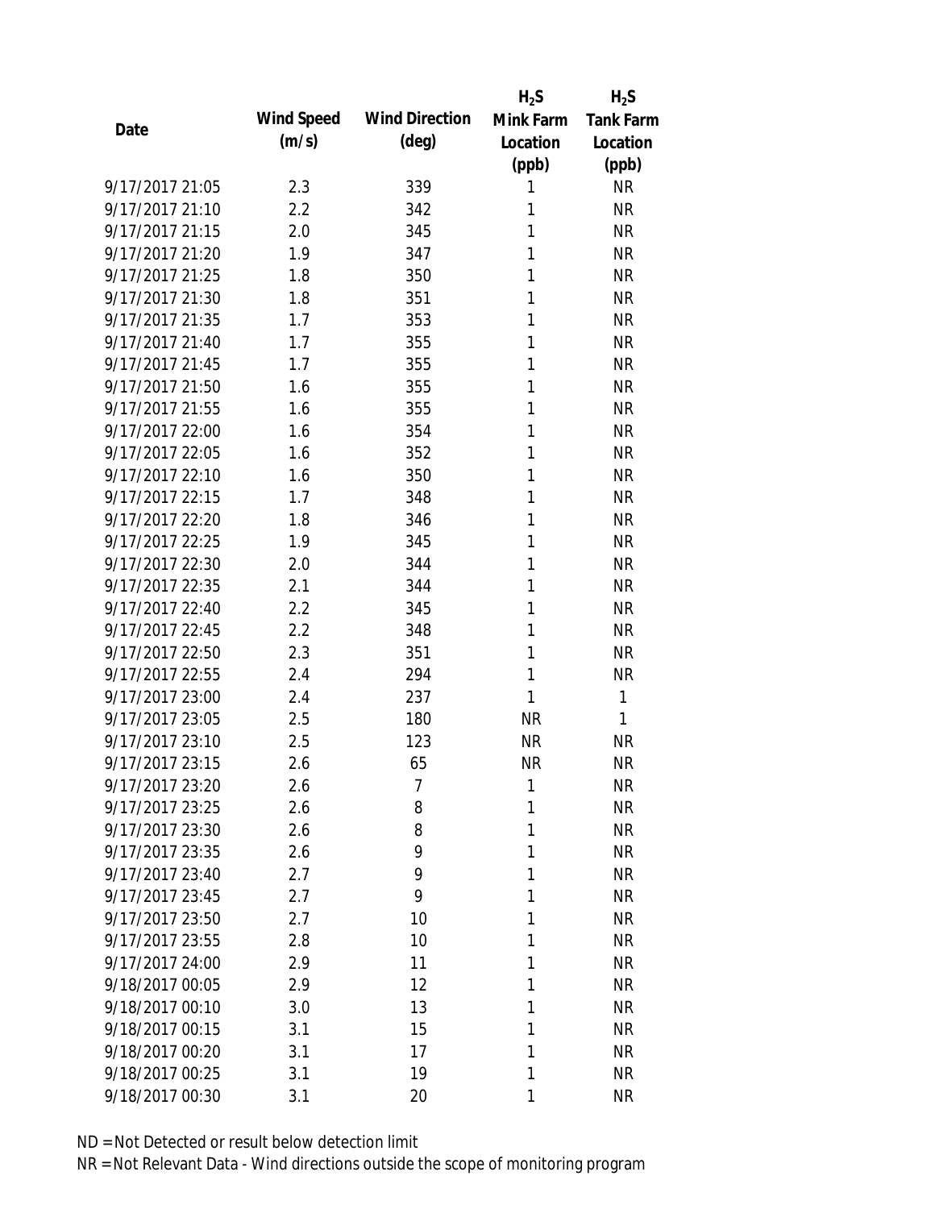| Date | Wind Speed (m/s) | Wind Direction (deg) | $H_2S$ Mink Farm Location (ppb) | $H_2S$ Tank Farm Location (ppb) |
|---|---|---|---|---|
| 9/17/2017 21:05 | 2.3 | 339 | 1 | NR |
| 9/17/2017 21:10 | 2.2 | 342 | 1 | NR |
| 9/17/2017 21:15 | 2.0 | 345 | 1 | NR |
| 9/17/2017 21:20 | 1.9 | 347 | 1 | NR |
| 9/17/2017 21:25 | 1.8 | 350 | 1 | NR |
| 9/17/2017 21:30 | 1.8 | 351 | 1 | NR |
| 9/17/2017 21:35 | 1.7 | 353 | 1 | NR |
| 9/17/2017 21:40 | 1.7 | 355 | 1 | NR |
| 9/17/2017 21:45 | 1.7 | 355 | 1 | NR |
| 9/17/2017 21:50 | 1.6 | 355 | 1 | NR |
| 9/17/2017 21:55 | 1.6 | 355 | 1 | NR |
| 9/17/2017 22:00 | 1.6 | 354 | 1 | NR |
| 9/17/2017 22:05 | 1.6 | 352 | 1 | NR |
| 9/17/2017 22:10 | 1.6 | 350 | 1 | NR |
| 9/17/2017 22:15 | 1.7 | 348 | 1 | NR |
| 9/17/2017 22:20 | 1.8 | 346 | 1 | NR |
| 9/17/2017 22:25 | 1.9 | 345 | 1 | NR |
| 9/17/2017 22:30 | 2.0 | 344 | 1 | NR |
| 9/17/2017 22:35 | 2.1 | 344 | 1 | NR |
| 9/17/2017 22:40 | 2.2 | 345 | 1 | NR |
| 9/17/2017 22:45 | 2.2 | 348 | 1 | NR |
| 9/17/2017 22:50 | 2.3 | 351 | 1 | NR |
| 9/17/2017 22:55 | 2.4 | 294 | 1 | NR |
| 9/17/2017 23:00 | 2.4 | 237 | 1 | 1 |
| 9/17/2017 23:05 | 2.5 | 180 | NR | 1 |
| 9/17/2017 23:10 | 2.5 | 123 | NR | NR |
| 9/17/2017 23:15 | 2.6 | 65 | NR | NR |
| 9/17/2017 23:20 | 2.6 | 7 | 1 | NR |
| 9/17/2017 23:25 | 2.6 | 8 | 1 | NR |
| 9/17/2017 23:30 | 2.6 | 8 | 1 | NR |
| 9/17/2017 23:35 | 2.6 | 9 | 1 | NR |
| 9/17/2017 23:40 | 2.7 | 9 | 1 | NR |
| 9/17/2017 23:45 | 2.7 | 9 | 1 | NR |
| 9/17/2017 23:50 | 2.7 | 10 | 1 | NR |
| 9/17/2017 23:55 | 2.8 | 10 | 1 | NR |
| 9/17/2017 24:00 | 2.9 | 11 | 1 | NR |
| 9/18/2017 00:05 | 2.9 | 12 | 1 | NR |
| 9/18/2017 00:10 | 3.0 | 13 | 1 | NR |
| 9/18/2017 00:15 | 3.1 | 15 | 1 | NR |
| 9/18/2017 00:20 | 3.1 | 17 | 1 | NR |
| 9/18/2017 00:25 | 3.1 | 19 | 1 | NR |
| 9/18/2017 00:30 | 3.1 | 20 | 1 | NR |

ND = Not Detected or result below detection limit

NR = Not Relevant Data - Wind directions outside the scope of monitoring program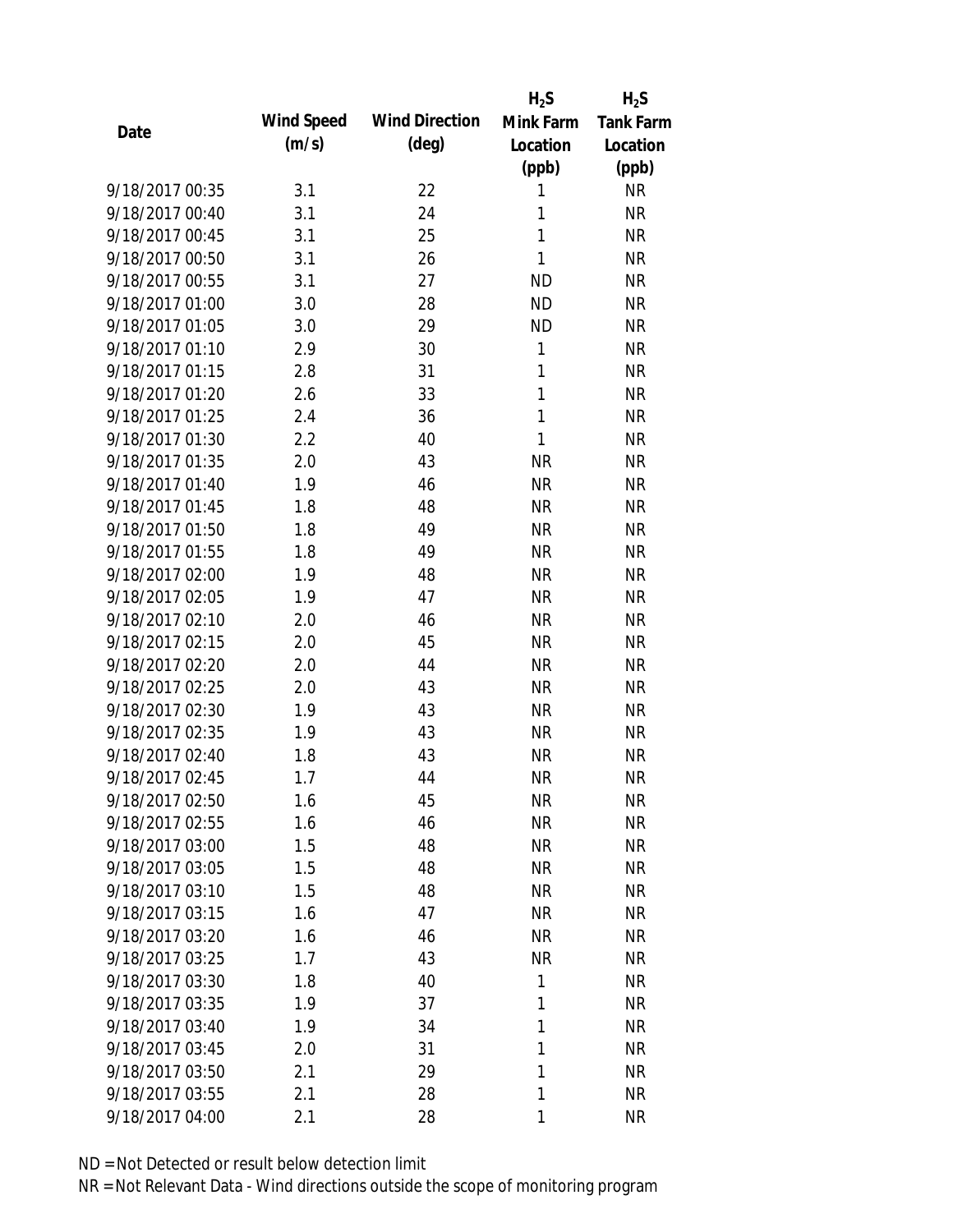| Date | Wind Speed (m/s) | Wind Direction (deg) | $H_2S$ Mink Farm Location (ppb) | $H_2S$ Tank Farm Location (ppb) |
|---|---|---|---|---|
| 9/18/2017 00:35 | 3.1 | 22 | 1 | NR |
| 9/18/2017 00:40 | 3.1 | 24 | 1 | NR |
| 9/18/2017 00:45 | 3.1 | 25 | 1 | NR |
| 9/18/2017 00:50 | 3.1 | 26 | 1 | NR |
| 9/18/2017 00:55 | 3.1 | 27 | ND | NR |
| 9/18/2017 01:00 | 3.0 | 28 | ND | NR |
| 9/18/2017 01:05 | 3.0 | 29 | ND | NR |
| 9/18/2017 01:10 | 2.9 | 30 | 1 | NR |
| 9/18/2017 01:15 | 2.8 | 31 | 1 | NR |
| 9/18/2017 01:20 | 2.6 | 33 | 1 | NR |
| 9/18/2017 01:25 | 2.4 | 36 | 1 | NR |
| 9/18/2017 01:30 | 2.2 | 40 | 1 | NR |
| 9/18/2017 01:35 | 2.0 | 43 | NR | NR |
| 9/18/2017 01:40 | 1.9 | 46 | NR | NR |
| 9/18/2017 01:45 | 1.8 | 48 | NR | NR |
| 9/18/2017 01:50 | 1.8 | 49 | NR | NR |
| 9/18/2017 01:55 | 1.8 | 49 | NR | NR |
| 9/18/2017 02:00 | 1.9 | 48 | NR | NR |
| 9/18/2017 02:05 | 1.9 | 47 | NR | NR |
| 9/18/2017 02:10 | 2.0 | 46 | NR | NR |
| 9/18/2017 02:15 | 2.0 | 45 | NR | NR |
| 9/18/2017 02:20 | 2.0 | 44 | NR | NR |
| 9/18/2017 02:25 | 2.0 | 43 | NR | NR |
| 9/18/2017 02:30 | 1.9 | 43 | NR | NR |
| 9/18/2017 02:35 | 1.9 | 43 | NR | NR |
| 9/18/2017 02:40 | 1.8 | 43 | NR | NR |
| 9/18/2017 02:45 | 1.7 | 44 | NR | NR |
| 9/18/2017 02:50 | 1.6 | 45 | NR | NR |
| 9/18/2017 02:55 | 1.6 | 46 | NR | NR |
| 9/18/2017 03:00 | 1.5 | 48 | NR | NR |
| 9/18/2017 03:05 | 1.5 | 48 | NR | NR |
| 9/18/2017 03:10 | 1.5 | 48 | NR | NR |
| 9/18/2017 03:15 | 1.6 | 47 | NR | NR |
| 9/18/2017 03:20 | 1.6 | 46 | NR | NR |
| 9/18/2017 03:25 | 1.7 | 43 | NR | NR |
| 9/18/2017 03:30 | 1.8 | 40 | 1 | NR |
| 9/18/2017 03:35 | 1.9 | 37 | 1 | NR |
| 9/18/2017 03:40 | 1.9 | 34 | 1 | NR |
| 9/18/2017 03:45 | 2.0 | 31 | 1 | NR |
| 9/18/2017 03:50 | 2.1 | 29 | 1 | NR |
| 9/18/2017 03:55 | 2.1 | 28 | 1 | NR |
| 9/18/2017 04:00 | 2.1 | 28 | 1 | NR |

ND = Not Detected or result below detection limit

NR = Not Relevant Data - Wind directions outside the scope of monitoring program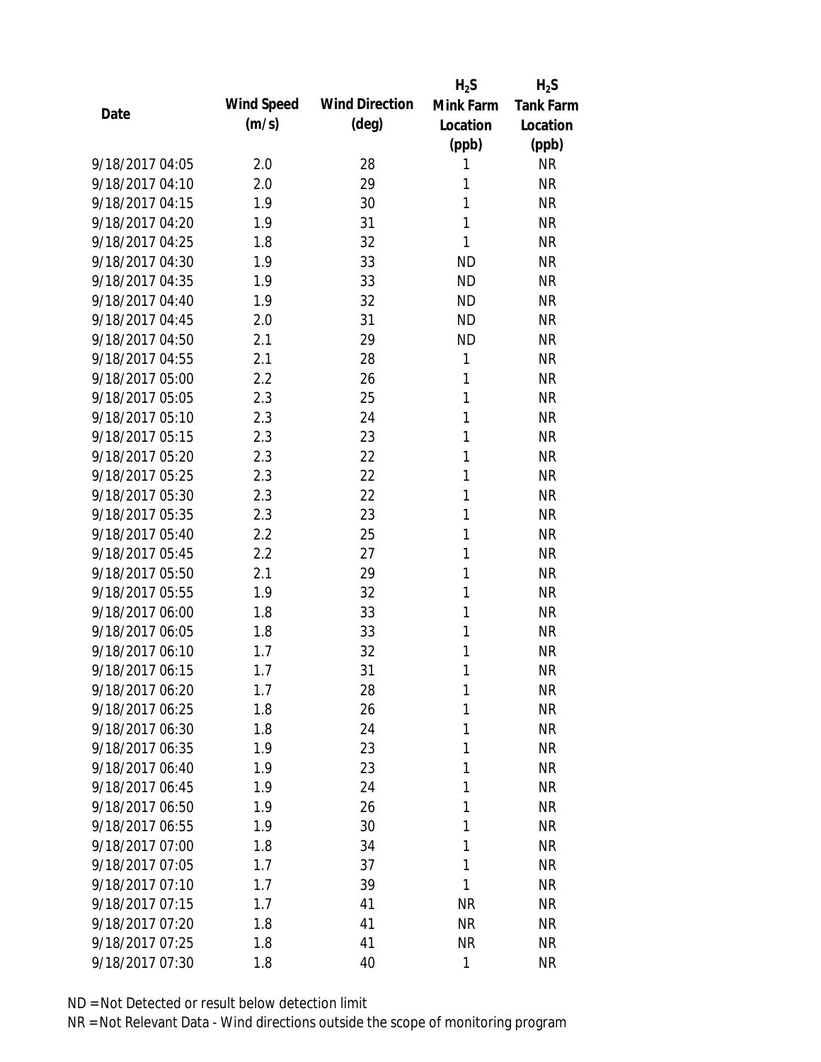| Date | Wind Speed (m/s) | Wind Direction (deg) | $H_2S$ Mink Farm Location (ppb) | $H_2S$ Tank Farm Location (ppb) |
|---|---|---|---|---|
| 9/18/2017 04:05 | 2.0 | 28 | 1 | NR |
| 9/18/2017 04:10 | 2.0 | 29 | 1 | NR |
| 9/18/2017 04:15 | 1.9 | 30 | 1 | NR |
| 9/18/2017 04:20 | 1.9 | 31 | 1 | NR |
| 9/18/2017 04:25 | 1.8 | 32 | 1 | NR |
| 9/18/2017 04:30 | 1.9 | 33 | ND | NR |
| 9/18/2017 04:35 | 1.9 | 33 | ND | NR |
| 9/18/2017 04:40 | 1.9 | 32 | ND | NR |
| 9/18/2017 04:45 | 2.0 | 31 | ND | NR |
| 9/18/2017 04:50 | 2.1 | 29 | ND | NR |
| 9/18/2017 04:55 | 2.1 | 28 | 1 | NR |
| 9/18/2017 05:00 | 2.2 | 26 | 1 | NR |
| 9/18/2017 05:05 | 2.3 | 25 | 1 | NR |
| 9/18/2017 05:10 | 2.3 | 24 | 1 | NR |
| 9/18/2017 05:15 | 2.3 | 23 | 1 | NR |
| 9/18/2017 05:20 | 2.3 | 22 | 1 | NR |
| 9/18/2017 05:25 | 2.3 | 22 | 1 | NR |
| 9/18/2017 05:30 | 2.3 | 22 | 1 | NR |
| 9/18/2017 05:35 | 2.3 | 23 | 1 | NR |
| 9/18/2017 05:40 | 2.2 | 25 | 1 | NR |
| 9/18/2017 05:45 | 2.2 | 27 | 1 | NR |
| 9/18/2017 05:50 | 2.1 | 29 | 1 | NR |
| 9/18/2017 05:55 | 1.9 | 32 | 1 | NR |
| 9/18/2017 06:00 | 1.8 | 33 | 1 | NR |
| 9/18/2017 06:05 | 1.8 | 33 | 1 | NR |
| 9/18/2017 06:10 | 1.7 | 32 | 1 | NR |
| 9/18/2017 06:15 | 1.7 | 31 | 1 | NR |
| 9/18/2017 06:20 | 1.7 | 28 | 1 | NR |
| 9/18/2017 06:25 | 1.8 | 26 | 1 | NR |
| 9/18/2017 06:30 | 1.8 | 24 | 1 | NR |
| 9/18/2017 06:35 | 1.9 | 23 | 1 | NR |
| 9/18/2017 06:40 | 1.9 | 23 | 1 | NR |
| 9/18/2017 06:45 | 1.9 | 24 | 1 | NR |
| 9/18/2017 06:50 | 1.9 | 26 | 1 | NR |
| 9/18/2017 06:55 | 1.9 | 30 | 1 | NR |
| 9/18/2017 07:00 | 1.8 | 34 | 1 | NR |
| 9/18/2017 07:05 | 1.7 | 37 | 1 | NR |
| 9/18/2017 07:10 | 1.7 | 39 | 1 | NR |
| 9/18/2017 07:15 | 1.7 | 41 | NR | NR |
| 9/18/2017 07:20 | 1.8 | 41 | NR | NR |
| 9/18/2017 07:25 | 1.8 | 41 | NR | NR |
| 9/18/2017 07:30 | 1.8 | 40 | 1 | NR |

ND = Not Detected or result below detection limit

NR = Not Relevant Data - Wind directions outside the scope of monitoring program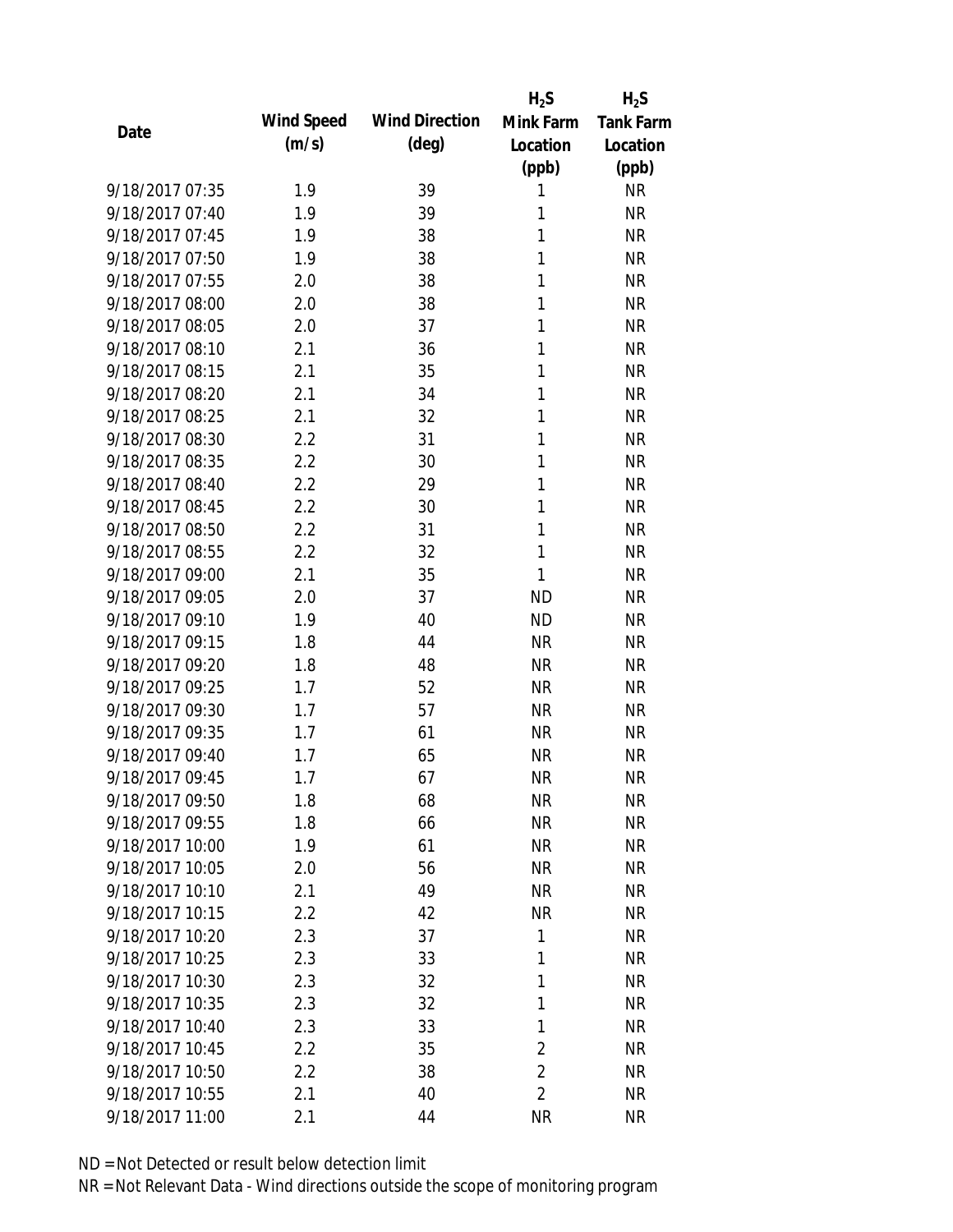| Date | Wind Speed (m/s) | Wind Direction (deg) | $H_2S$ Mink Farm Location (ppb) | $H_2S$ Tank Farm Location (ppb) |
|---|---|---|---|---|
| 9/18/2017 07:35 | 1.9 | 39 | 1 | NR |
| 9/18/2017 07:40 | 1.9 | 39 | 1 | NR |
| 9/18/2017 07:45 | 1.9 | 38 | 1 | NR |
| 9/18/2017 07:50 | 1.9 | 38 | 1 | NR |
| 9/18/2017 07:55 | 2.0 | 38 | 1 | NR |
| 9/18/2017 08:00 | 2.0 | 38 | 1 | NR |
| 9/18/2017 08:05 | 2.0 | 37 | 1 | NR |
| 9/18/2017 08:10 | 2.1 | 36 | 1 | NR |
| 9/18/2017 08:15 | 2.1 | 35 | 1 | NR |
| 9/18/2017 08:20 | 2.1 | 34 | 1 | NR |
| 9/18/2017 08:25 | 2.1 | 32 | 1 | NR |
| 9/18/2017 08:30 | 2.2 | 31 | 1 | NR |
| 9/18/2017 08:35 | 2.2 | 30 | 1 | NR |
| 9/18/2017 08:40 | 2.2 | 29 | 1 | NR |
| 9/18/2017 08:45 | 2.2 | 30 | 1 | NR |
| 9/18/2017 08:50 | 2.2 | 31 | 1 | NR |
| 9/18/2017 08:55 | 2.2 | 32 | 1 | NR |
| 9/18/2017 09:00 | 2.1 | 35 | 1 | NR |
| 9/18/2017 09:05 | 2.0 | 37 | ND | NR |
| 9/18/2017 09:10 | 1.9 | 40 | ND | NR |
| 9/18/2017 09:15 | 1.8 | 44 | NR | NR |
| 9/18/2017 09:20 | 1.8 | 48 | NR | NR |
| 9/18/2017 09:25 | 1.7 | 52 | NR | NR |
| 9/18/2017 09:30 | 1.7 | 57 | NR | NR |
| 9/18/2017 09:35 | 1.7 | 61 | NR | NR |
| 9/18/2017 09:40 | 1.7 | 65 | NR | NR |
| 9/18/2017 09:45 | 1.7 | 67 | NR | NR |
| 9/18/2017 09:50 | 1.8 | 68 | NR | NR |
| 9/18/2017 09:55 | 1.8 | 66 | NR | NR |
| 9/18/2017 10:00 | 1.9 | 61 | NR | NR |
| 9/18/2017 10:05 | 2.0 | 56 | NR | NR |
| 9/18/2017 10:10 | 2.1 | 49 | NR | NR |
| 9/18/2017 10:15 | 2.2 | 42 | NR | NR |
| 9/18/2017 10:20 | 2.3 | 37 | 1 | NR |
| 9/18/2017 10:25 | 2.3 | 33 | 1 | NR |
| 9/18/2017 10:30 | 2.3 | 32 | 1 | NR |
| 9/18/2017 10:35 | 2.3 | 32 | 1 | NR |
| 9/18/2017 10:40 | 2.3 | 33 | 1 | NR |
| 9/18/2017 10:45 | 2.2 | 35 | 2 | NR |
| 9/18/2017 10:50 | 2.2 | 38 | 2 | NR |
| 9/18/2017 10:55 | 2.1 | 40 | 2 | NR |
| 9/18/2017 11:00 | 2.1 | 44 | NR | NR |

ND = Not Detected or result below detection limit

NR = Not Relevant Data - Wind directions outside the scope of monitoring program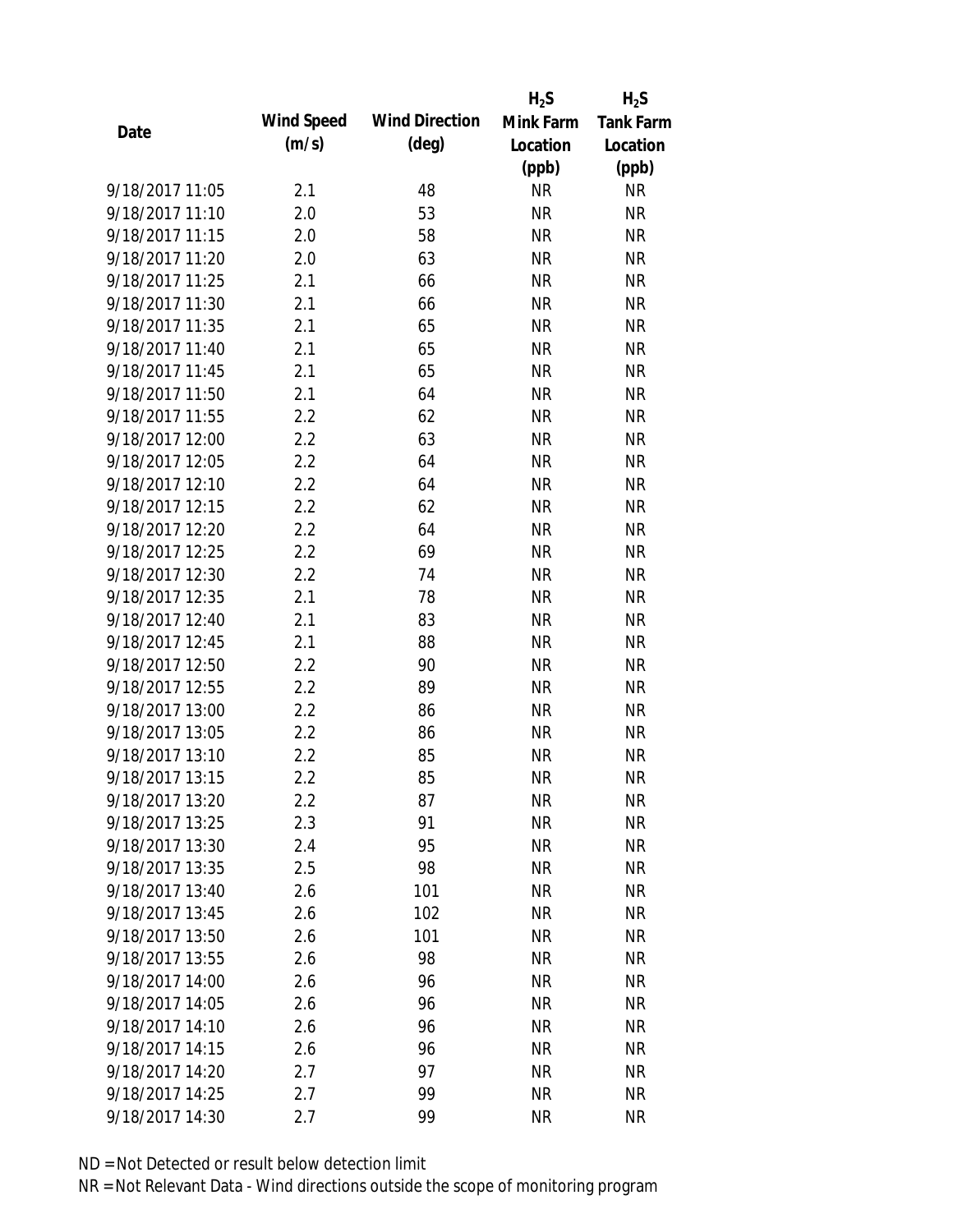| Date | Wind Speed (m/s) | Wind Direction (deg) | $H_2S$ Mink Farm Location (ppb) | $H_2S$ Tank Farm Location (ppb) |
|---|---|---|---|---|
| 9/18/2017 11:05 | 2.1 | 48 | NR | NR |
| 9/18/2017 11:10 | 2.0 | 53 | NR | NR |
| 9/18/2017 11:15 | 2.0 | 58 | NR | NR |
| 9/18/2017 11:20 | 2.0 | 63 | NR | NR |
| 9/18/2017 11:25 | 2.1 | 66 | NR | NR |
| 9/18/2017 11:30 | 2.1 | 66 | NR | NR |
| 9/18/2017 11:35 | 2.1 | 65 | NR | NR |
| 9/18/2017 11:40 | 2.1 | 65 | NR | NR |
| 9/18/2017 11:45 | 2.1 | 65 | NR | NR |
| 9/18/2017 11:50 | 2.1 | 64 | NR | NR |
| 9/18/2017 11:55 | 2.2 | 62 | NR | NR |
| 9/18/2017 12:00 | 2.2 | 63 | NR | NR |
| 9/18/2017 12:05 | 2.2 | 64 | NR | NR |
| 9/18/2017 12:10 | 2.2 | 64 | NR | NR |
| 9/18/2017 12:15 | 2.2 | 62 | NR | NR |
| 9/18/2017 12:20 | 2.2 | 64 | NR | NR |
| 9/18/2017 12:25 | 2.2 | 69 | NR | NR |
| 9/18/2017 12:30 | 2.2 | 74 | NR | NR |
| 9/18/2017 12:35 | 2.1 | 78 | NR | NR |
| 9/18/2017 12:40 | 2.1 | 83 | NR | NR |
| 9/18/2017 12:45 | 2.1 | 88 | NR | NR |
| 9/18/2017 12:50 | 2.2 | 90 | NR | NR |
| 9/18/2017 12:55 | 2.2 | 89 | NR | NR |
| 9/18/2017 13:00 | 2.2 | 86 | NR | NR |
| 9/18/2017 13:05 | 2.2 | 86 | NR | NR |
| 9/18/2017 13:10 | 2.2 | 85 | NR | NR |
| 9/18/2017 13:15 | 2.2 | 85 | NR | NR |
| 9/18/2017 13:20 | 2.2 | 87 | NR | NR |
| 9/18/2017 13:25 | 2.3 | 91 | NR | NR |
| 9/18/2017 13:30 | 2.4 | 95 | NR | NR |
| 9/18/2017 13:35 | 2.5 | 98 | NR | NR |
| 9/18/2017 13:40 | 2.6 | 101 | NR | NR |
| 9/18/2017 13:45 | 2.6 | 102 | NR | NR |
| 9/18/2017 13:50 | 2.6 | 101 | NR | NR |
| 9/18/2017 13:55 | 2.6 | 98 | NR | NR |
| 9/18/2017 14:00 | 2.6 | 96 | NR | NR |
| 9/18/2017 14:05 | 2.6 | 96 | NR | NR |
| 9/18/2017 14:10 | 2.6 | 96 | NR | NR |
| 9/18/2017 14:15 | 2.6 | 96 | NR | NR |
| 9/18/2017 14:20 | 2.7 | 97 | NR | NR |
| 9/18/2017 14:25 | 2.7 | 99 | NR | NR |
| 9/18/2017 14:30 | 2.7 | 99 | NR | NR |

ND = Not Detected or result below detection limit

NR = Not Relevant Data - Wind directions outside the scope of monitoring program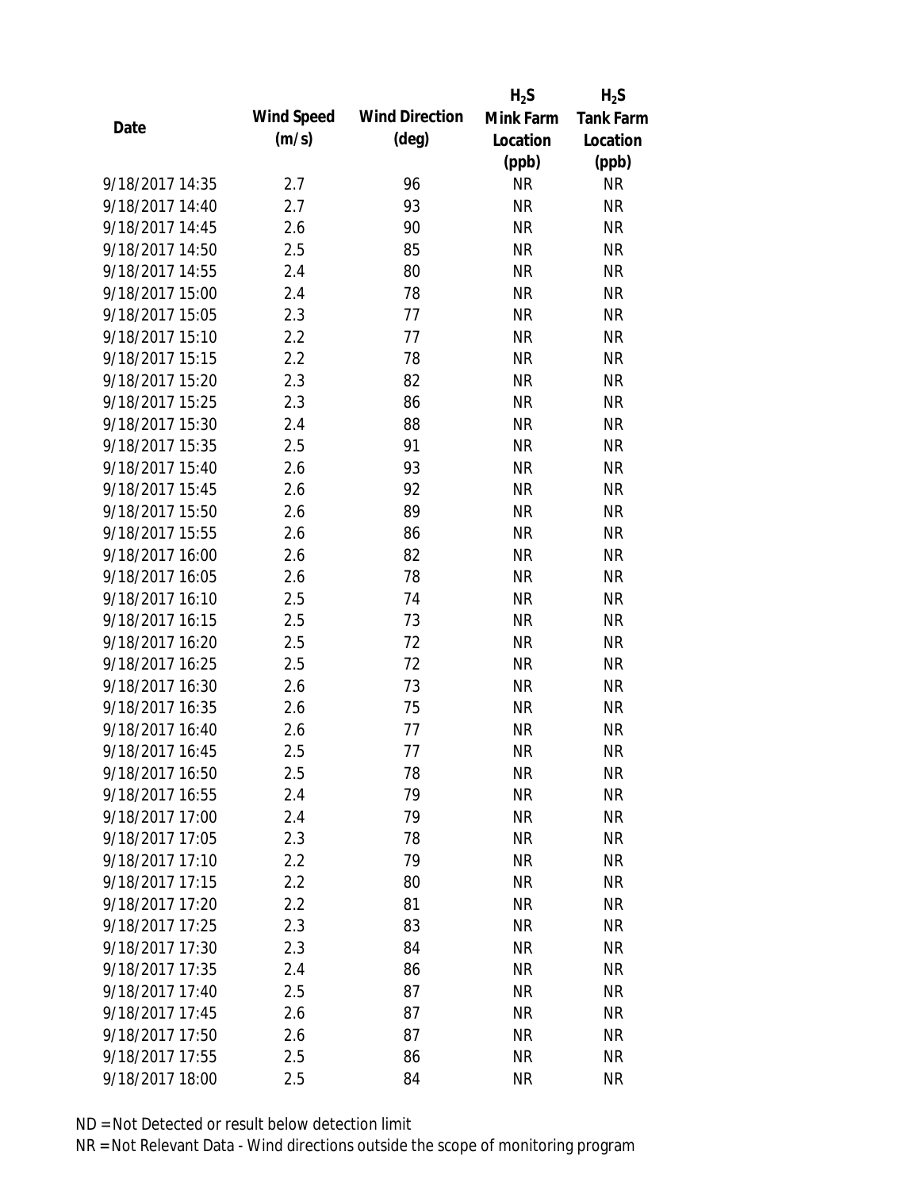| Date | Wind Speed (m/s) | Wind Direction (deg) | $H_2S$ Mink Farm Location (ppb) | $H_2S$ Tank Farm Location (ppb) |
|---|---|---|---|---|
| 9/18/2017 14:35 | 2.7 | 96 | NR | NR |
| 9/18/2017 14:40 | 2.7 | 93 | NR | NR |
| 9/18/2017 14:45 | 2.6 | 90 | NR | NR |
| 9/18/2017 14:50 | 2.5 | 85 | NR | NR |
| 9/18/2017 14:55 | 2.4 | 80 | NR | NR |
| 9/18/2017 15:00 | 2.4 | 78 | NR | NR |
| 9/18/2017 15:05 | 2.3 | 77 | NR | NR |
| 9/18/2017 15:10 | 2.2 | 77 | NR | NR |
| 9/18/2017 15:15 | 2.2 | 78 | NR | NR |
| 9/18/2017 15:20 | 2.3 | 82 | NR | NR |
| 9/18/2017 15:25 | 2.3 | 86 | NR | NR |
| 9/18/2017 15:30 | 2.4 | 88 | NR | NR |
| 9/18/2017 15:35 | 2.5 | 91 | NR | NR |
| 9/18/2017 15:40 | 2.6 | 93 | NR | NR |
| 9/18/2017 15:45 | 2.6 | 92 | NR | NR |
| 9/18/2017 15:50 | 2.6 | 89 | NR | NR |
| 9/18/2017 15:55 | 2.6 | 86 | NR | NR |
| 9/18/2017 16:00 | 2.6 | 82 | NR | NR |
| 9/18/2017 16:05 | 2.6 | 78 | NR | NR |
| 9/18/2017 16:10 | 2.5 | 74 | NR | NR |
| 9/18/2017 16:15 | 2.5 | 73 | NR | NR |
| 9/18/2017 16:20 | 2.5 | 72 | NR | NR |
| 9/18/2017 16:25 | 2.5 | 72 | NR | NR |
| 9/18/2017 16:30 | 2.6 | 73 | NR | NR |
| 9/18/2017 16:35 | 2.6 | 75 | NR | NR |
| 9/18/2017 16:40 | 2.6 | 77 | NR | NR |
| 9/18/2017 16:45 | 2.5 | 77 | NR | NR |
| 9/18/2017 16:50 | 2.5 | 78 | NR | NR |
| 9/18/2017 16:55 | 2.4 | 79 | NR | NR |
| 9/18/2017 17:00 | 2.4 | 79 | NR | NR |
| 9/18/2017 17:05 | 2.3 | 78 | NR | NR |
| 9/18/2017 17:10 | 2.2 | 79 | NR | NR |
| 9/18/2017 17:15 | 2.2 | 80 | NR | NR |
| 9/18/2017 17:20 | 2.2 | 81 | NR | NR |
| 9/18/2017 17:25 | 2.3 | 83 | NR | NR |
| 9/18/2017 17:30 | 2.3 | 84 | NR | NR |
| 9/18/2017 17:35 | 2.4 | 86 | NR | NR |
| 9/18/2017 17:40 | 2.5 | 87 | NR | NR |
| 9/18/2017 17:45 | 2.6 | 87 | NR | NR |
| 9/18/2017 17:50 | 2.6 | 87 | NR | NR |
| 9/18/2017 17:55 | 2.5 | 86 | NR | NR |
| 9/18/2017 18:00 | 2.5 | 84 | NR | NR |

ND = Not Detected or result below detection limit

NR = Not Relevant Data - Wind directions outside the scope of monitoring program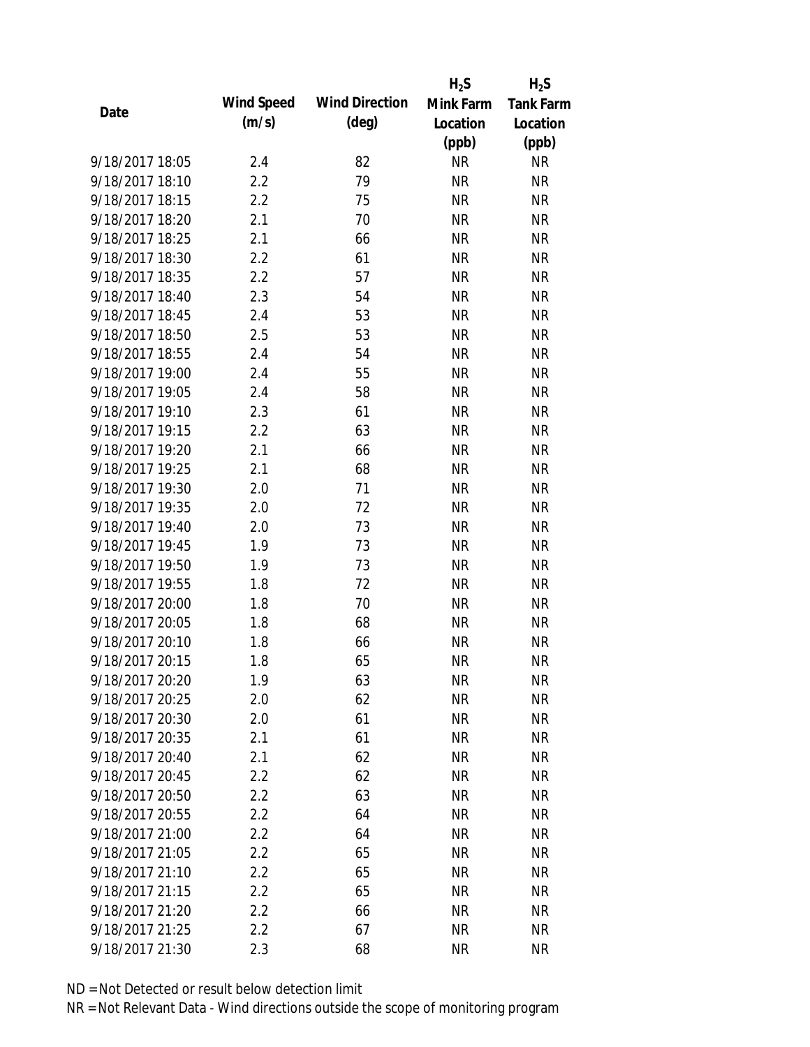| Date | Wind Speed (m/s) | Wind Direction (deg) | $H_2S$ Mink Farm Location (ppb) | $H_2S$ Tank Farm Location (ppb) |
| --- | --- | --- | --- | --- |
| 9/18/2017 18:05 | 2.4 | 82 | NR | NR |
| 9/18/2017 18:10 | 2.2 | 79 | NR | NR |
| 9/18/2017 18:15 | 2.2 | 75 | NR | NR |
| 9/18/2017 18:20 | 2.1 | 70 | NR | NR |
| 9/18/2017 18:25 | 2.1 | 66 | NR | NR |
| 9/18/2017 18:30 | 2.2 | 61 | NR | NR |
| 9/18/2017 18:35 | 2.2 | 57 | NR | NR |
| 9/18/2017 18:40 | 2.3 | 54 | NR | NR |
| 9/18/2017 18:45 | 2.4 | 53 | NR | NR |
| 9/18/2017 18:50 | 2.5 | 53 | NR | NR |
| 9/18/2017 18:55 | 2.4 | 54 | NR | NR |
| 9/18/2017 19:00 | 2.4 | 55 | NR | NR |
| 9/18/2017 19:05 | 2.4 | 58 | NR | NR |
| 9/18/2017 19:10 | 2.3 | 61 | NR | NR |
| 9/18/2017 19:15 | 2.2 | 63 | NR | NR |
| 9/18/2017 19:20 | 2.1 | 66 | NR | NR |
| 9/18/2017 19:25 | 2.1 | 68 | NR | NR |
| 9/18/2017 19:30 | 2.0 | 71 | NR | NR |
| 9/18/2017 19:35 | 2.0 | 72 | NR | NR |
| 9/18/2017 19:40 | 2.0 | 73 | NR | NR |
| 9/18/2017 19:45 | 1.9 | 73 | NR | NR |
| 9/18/2017 19:50 | 1.9 | 73 | NR | NR |
| 9/18/2017 19:55 | 1.8 | 72 | NR | NR |
| 9/18/2017 20:00 | 1.8 | 70 | NR | NR |
| 9/18/2017 20:05 | 1.8 | 68 | NR | NR |
| 9/18/2017 20:10 | 1.8 | 66 | NR | NR |
| 9/18/2017 20:15 | 1.8 | 65 | NR | NR |
| 9/18/2017 20:20 | 1.9 | 63 | NR | NR |
| 9/18/2017 20:25 | 2.0 | 62 | NR | NR |
| 9/18/2017 20:30 | 2.0 | 61 | NR | NR |
| 9/18/2017 20:35 | 2.1 | 61 | NR | NR |
| 9/18/2017 20:40 | 2.1 | 62 | NR | NR |
| 9/18/2017 20:45 | 2.2 | 62 | NR | NR |
| 9/18/2017 20:50 | 2.2 | 63 | NR | NR |
| 9/18/2017 20:55 | 2.2 | 64 | NR | NR |
| 9/18/2017 21:00 | 2.2 | 64 | NR | NR |
| 9/18/2017 21:05 | 2.2 | 65 | NR | NR |
| 9/18/2017 21:10 | 2.2 | 65 | NR | NR |
| 9/18/2017 21:15 | 2.2 | 65 | NR | NR |
| 9/18/2017 21:20 | 2.2 | 66 | NR | NR |
| 9/18/2017 21:25 | 2.2 | 67 | NR | NR |
| 9/18/2017 21:30 | 2.3 | 68 | NR | NR |

ND = Not Detected or result below detection limit

NR = Not Relevant Data - Wind directions outside the scope of monitoring program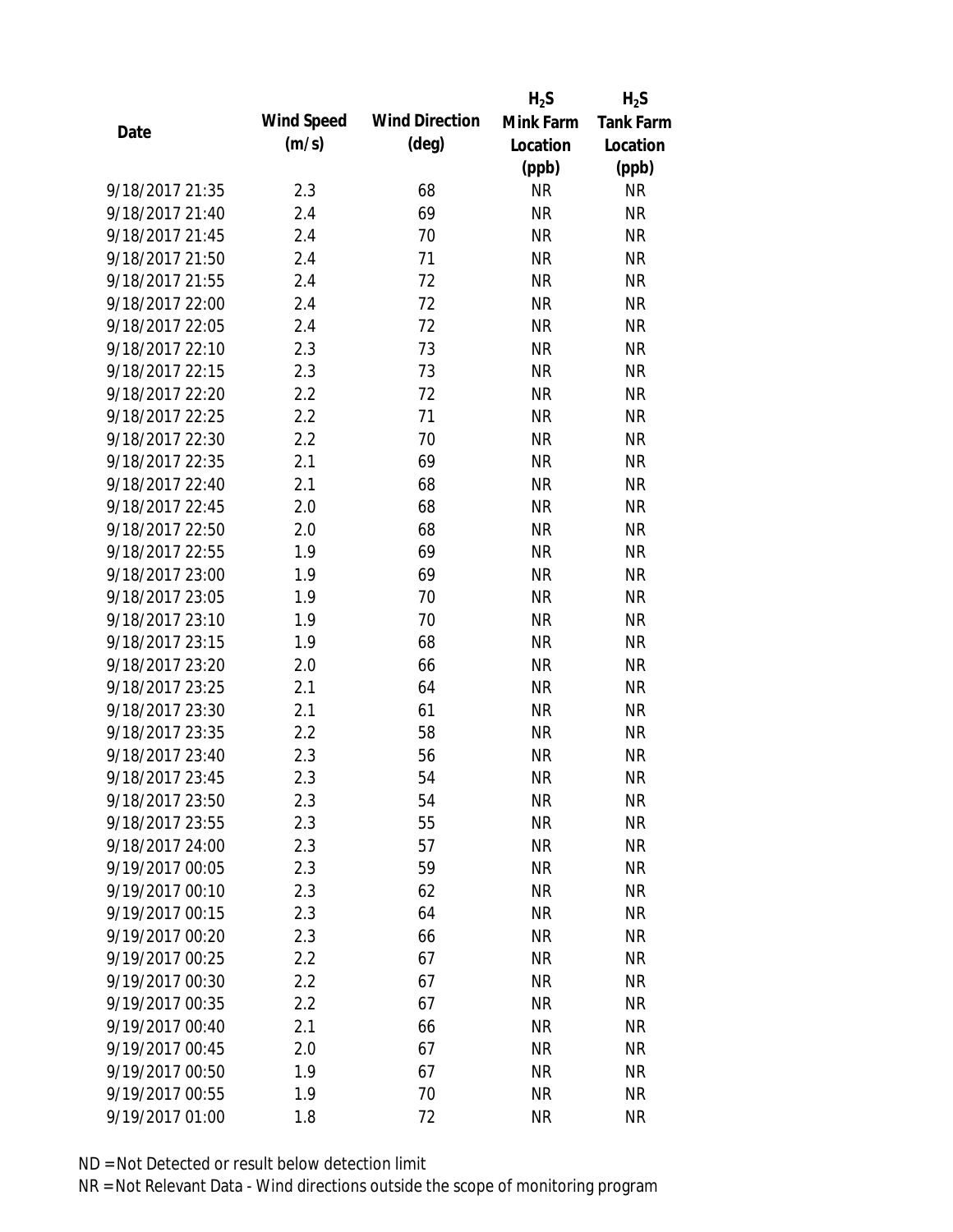| Date | Wind Speed (m/s) | Wind Direction (deg) | $H_2S$ Mink Farm Location (ppb) | $H_2S$ Tank Farm Location (ppb) |
|---|---|---|---|---|
| 9/18/2017 21:35 | 2.3 | 68 | NR | NR |
| 9/18/2017 21:40 | 2.4 | 69 | NR | NR |
| 9/18/2017 21:45 | 2.4 | 70 | NR | NR |
| 9/18/2017 21:50 | 2.4 | 71 | NR | NR |
| 9/18/2017 21:55 | 2.4 | 72 | NR | NR |
| 9/18/2017 22:00 | 2.4 | 72 | NR | NR |
| 9/18/2017 22:05 | 2.4 | 72 | NR | NR |
| 9/18/2017 22:10 | 2.3 | 73 | NR | NR |
| 9/18/2017 22:15 | 2.3 | 73 | NR | NR |
| 9/18/2017 22:20 | 2.2 | 72 | NR | NR |
| 9/18/2017 22:25 | 2.2 | 71 | NR | NR |
| 9/18/2017 22:30 | 2.2 | 70 | NR | NR |
| 9/18/2017 22:35 | 2.1 | 69 | NR | NR |
| 9/18/2017 22:40 | 2.1 | 68 | NR | NR |
| 9/18/2017 22:45 | 2.0 | 68 | NR | NR |
| 9/18/2017 22:50 | 2.0 | 68 | NR | NR |
| 9/18/2017 22:55 | 1.9 | 69 | NR | NR |
| 9/18/2017 23:00 | 1.9 | 69 | NR | NR |
| 9/18/2017 23:05 | 1.9 | 70 | NR | NR |
| 9/18/2017 23:10 | 1.9 | 70 | NR | NR |
| 9/18/2017 23:15 | 1.9 | 68 | NR | NR |
| 9/18/2017 23:20 | 2.0 | 66 | NR | NR |
| 9/18/2017 23:25 | 2.1 | 64 | NR | NR |
| 9/18/2017 23:30 | 2.1 | 61 | NR | NR |
| 9/18/2017 23:35 | 2.2 | 58 | NR | NR |
| 9/18/2017 23:40 | 2.3 | 56 | NR | NR |
| 9/18/2017 23:45 | 2.3 | 54 | NR | NR |
| 9/18/2017 23:50 | 2.3 | 54 | NR | NR |
| 9/18/2017 23:55 | 2.3 | 55 | NR | NR |
| 9/18/2017 24:00 | 2.3 | 57 | NR | NR |
| 9/19/2017 00:05 | 2.3 | 59 | NR | NR |
| 9/19/2017 00:10 | 2.3 | 62 | NR | NR |
| 9/19/2017 00:15 | 2.3 | 64 | NR | NR |
| 9/19/2017 00:20 | 2.3 | 66 | NR | NR |
| 9/19/2017 00:25 | 2.2 | 67 | NR | NR |
| 9/19/2017 00:30 | 2.2 | 67 | NR | NR |
| 9/19/2017 00:35 | 2.2 | 67 | NR | NR |
| 9/19/2017 00:40 | 2.1 | 66 | NR | NR |
| 9/19/2017 00:45 | 2.0 | 67 | NR | NR |
| 9/19/2017 00:50 | 1.9 | 67 | NR | NR |
| 9/19/2017 00:55 | 1.9 | 70 | NR | NR |
| 9/19/2017 01:00 | 1.8 | 72 | NR | NR |

ND = Not Detected or result below detection limit

NR = Not Relevant Data - Wind directions outside the scope of monitoring program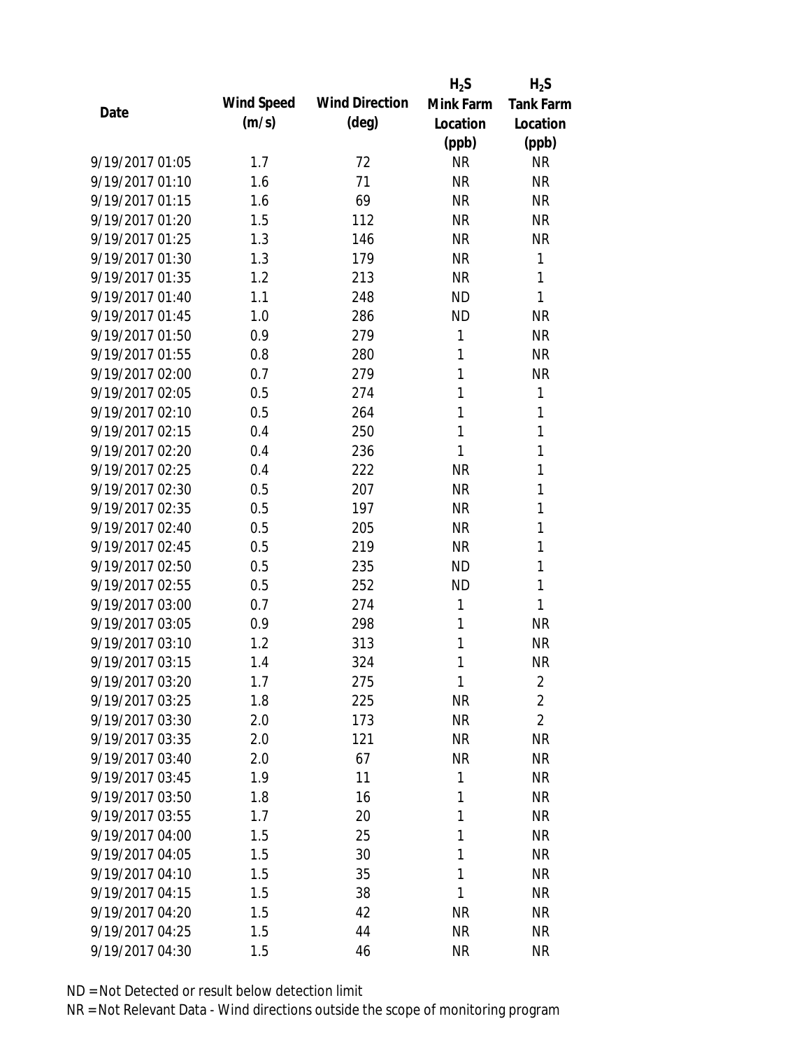| Date | Wind Speed (m/s) | Wind Direction (deg) | $H_2S$ Mink Farm Location (ppb) | $H_2S$ Tank Farm Location (ppb) |
|---|---|---|---|---|
| 9/19/2017 01:05 | 1.7 | 72 | NR | NR |
| 9/19/2017 01:10 | 1.6 | 71 | NR | NR |
| 9/19/2017 01:15 | 1.6 | 69 | NR | NR |
| 9/19/2017 01:20 | 1.5 | 112 | NR | NR |
| 9/19/2017 01:25 | 1.3 | 146 | NR | NR |
| 9/19/2017 01:30 | 1.3 | 179 | NR | 1 |
| 9/19/2017 01:35 | 1.2 | 213 | NR | 1 |
| 9/19/2017 01:40 | 1.1 | 248 | ND | 1 |
| 9/19/2017 01:45 | 1.0 | 286 | ND | NR |
| 9/19/2017 01:50 | 0.9 | 279 | 1 | NR |
| 9/19/2017 01:55 | 0.8 | 280 | 1 | NR |
| 9/19/2017 02:00 | 0.7 | 279 | 1 | NR |
| 9/19/2017 02:05 | 0.5 | 274 | 1 | 1 |
| 9/19/2017 02:10 | 0.5 | 264 | 1 | 1 |
| 9/19/2017 02:15 | 0.4 | 250 | 1 | 1 |
| 9/19/2017 02:20 | 0.4 | 236 | 1 | 1 |
| 9/19/2017 02:25 | 0.4 | 222 | NR | 1 |
| 9/19/2017 02:30 | 0.5 | 207 | NR | 1 |
| 9/19/2017 02:35 | 0.5 | 197 | NR | 1 |
| 9/19/2017 02:40 | 0.5 | 205 | NR | 1 |
| 9/19/2017 02:45 | 0.5 | 219 | NR | 1 |
| 9/19/2017 02:50 | 0.5 | 235 | ND | 1 |
| 9/19/2017 02:55 | 0.5 | 252 | ND | 1 |
| 9/19/2017 03:00 | 0.7 | 274 | 1 | 1 |
| 9/19/2017 03:05 | 0.9 | 298 | 1 | NR |
| 9/19/2017 03:10 | 1.2 | 313 | 1 | NR |
| 9/19/2017 03:15 | 1.4 | 324 | 1 | NR |
| 9/19/2017 03:20 | 1.7 | 275 | 1 | 2 |
| 9/19/2017 03:25 | 1.8 | 225 | NR | 2 |
| 9/19/2017 03:30 | 2.0 | 173 | NR | 2 |
| 9/19/2017 03:35 | 2.0 | 121 | NR | NR |
| 9/19/2017 03:40 | 2.0 | 67 | NR | NR |
| 9/19/2017 03:45 | 1.9 | 11 | 1 | NR |
| 9/19/2017 03:50 | 1.8 | 16 | 1 | NR |
| 9/19/2017 03:55 | 1.7 | 20 | 1 | NR |
| 9/19/2017 04:00 | 1.5 | 25 | 1 | NR |
| 9/19/2017 04:05 | 1.5 | 30 | 1 | NR |
| 9/19/2017 04:10 | 1.5 | 35 | 1 | NR |
| 9/19/2017 04:15 | 1.5 | 38 | 1 | NR |
| 9/19/2017 04:20 | 1.5 | 42 | NR | NR |
| 9/19/2017 04:25 | 1.5 | 44 | NR | NR |
| 9/19/2017 04:30 | 1.5 | 46 | NR | NR |

ND = Not Detected or result below detection limit

NR = Not Relevant Data - Wind directions outside the scope of monitoring program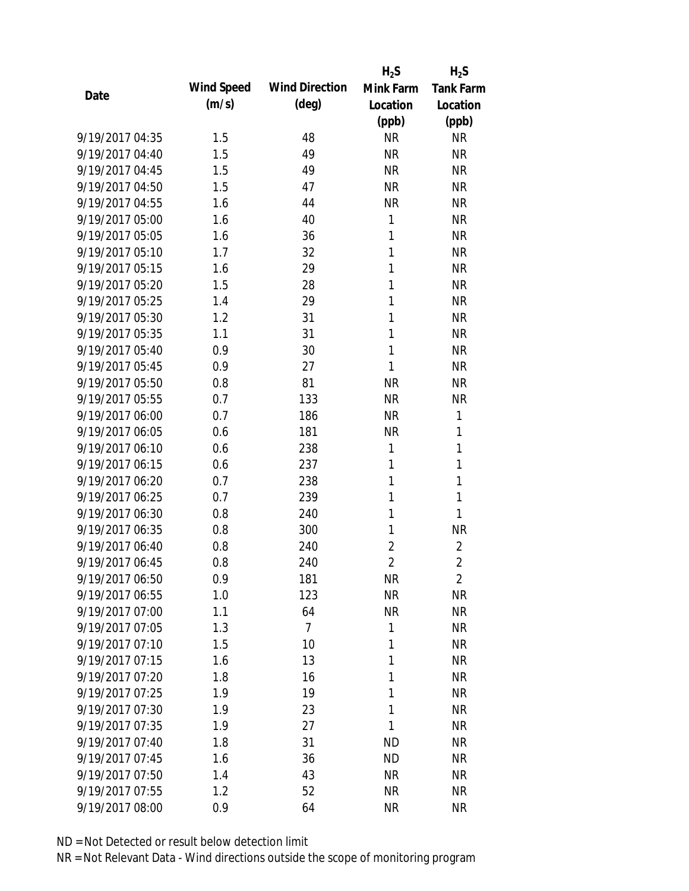| Date | Wind Speed (m/s) | Wind Direction (deg) | $H_2S$ Mink Farm Location (ppb) | $H_2S$ Tank Farm Location (ppb) |
|---|---|---|---|---|
| 9/19/2017 04:35 | 1.5 | 48 | NR | NR |
| 9/19/2017 04:40 | 1.5 | 49 | NR | NR |
| 9/19/2017 04:45 | 1.5 | 49 | NR | NR |
| 9/19/2017 04:50 | 1.5 | 47 | NR | NR |
| 9/19/2017 04:55 | 1.6 | 44 | NR | NR |
| 9/19/2017 05:00 | 1.6 | 40 | 1 | NR |
| 9/19/2017 05:05 | 1.6 | 36 | 1 | NR |
| 9/19/2017 05:10 | 1.7 | 32 | 1 | NR |
| 9/19/2017 05:15 | 1.6 | 29 | 1 | NR |
| 9/19/2017 05:20 | 1.5 | 28 | 1 | NR |
| 9/19/2017 05:25 | 1.4 | 29 | 1 | NR |
| 9/19/2017 05:30 | 1.2 | 31 | 1 | NR |
| 9/19/2017 05:35 | 1.1 | 31 | 1 | NR |
| 9/19/2017 05:40 | 0.9 | 30 | 1 | NR |
| 9/19/2017 05:45 | 0.9 | 27 | 1 | NR |
| 9/19/2017 05:50 | 0.8 | 81 | NR | NR |
| 9/19/2017 05:55 | 0.7 | 133 | NR | NR |
| 9/19/2017 06:00 | 0.7 | 186 | NR | 1 |
| 9/19/2017 06:05 | 0.6 | 181 | NR | 1 |
| 9/19/2017 06:10 | 0.6 | 238 | 1 | 1 |
| 9/19/2017 06:15 | 0.6 | 237 | 1 | 1 |
| 9/19/2017 06:20 | 0.7 | 238 | 1 | 1 |
| 9/19/2017 06:25 | 0.7 | 239 | 1 | 1 |
| 9/19/2017 06:30 | 0.8 | 240 | 1 | 1 |
| 9/19/2017 06:35 | 0.8 | 300 | 1 | NR |
| 9/19/2017 06:40 | 0.8 | 240 | 2 | 2 |
| 9/19/2017 06:45 | 0.8 | 240 | 2 | 2 |
| 9/19/2017 06:50 | 0.9 | 181 | NR | 2 |
| 9/19/2017 06:55 | 1.0 | 123 | NR | NR |
| 9/19/2017 07:00 | 1.1 | 64 | NR | NR |
| 9/19/2017 07:05 | 1.3 | 7 | 1 | NR |
| 9/19/2017 07:10 | 1.5 | 10 | 1 | NR |
| 9/19/2017 07:15 | 1.6 | 13 | 1 | NR |
| 9/19/2017 07:20 | 1.8 | 16 | 1 | NR |
| 9/19/2017 07:25 | 1.9 | 19 | 1 | NR |
| 9/19/2017 07:30 | 1.9 | 23 | 1 | NR |
| 9/19/2017 07:35 | 1.9 | 27 | 1 | NR |
| 9/19/2017 07:40 | 1.8 | 31 | ND | NR |
| 9/19/2017 07:45 | 1.6 | 36 | ND | NR |
| 9/19/2017 07:50 | 1.4 | 43 | NR | NR |
| 9/19/2017 07:55 | 1.2 | 52 | NR | NR |
| 9/19/2017 08:00 | 0.9 | 64 | NR | NR |

ND = Not Detected or result below detection limit

NR = Not Relevant Data - Wind directions outside the scope of monitoring program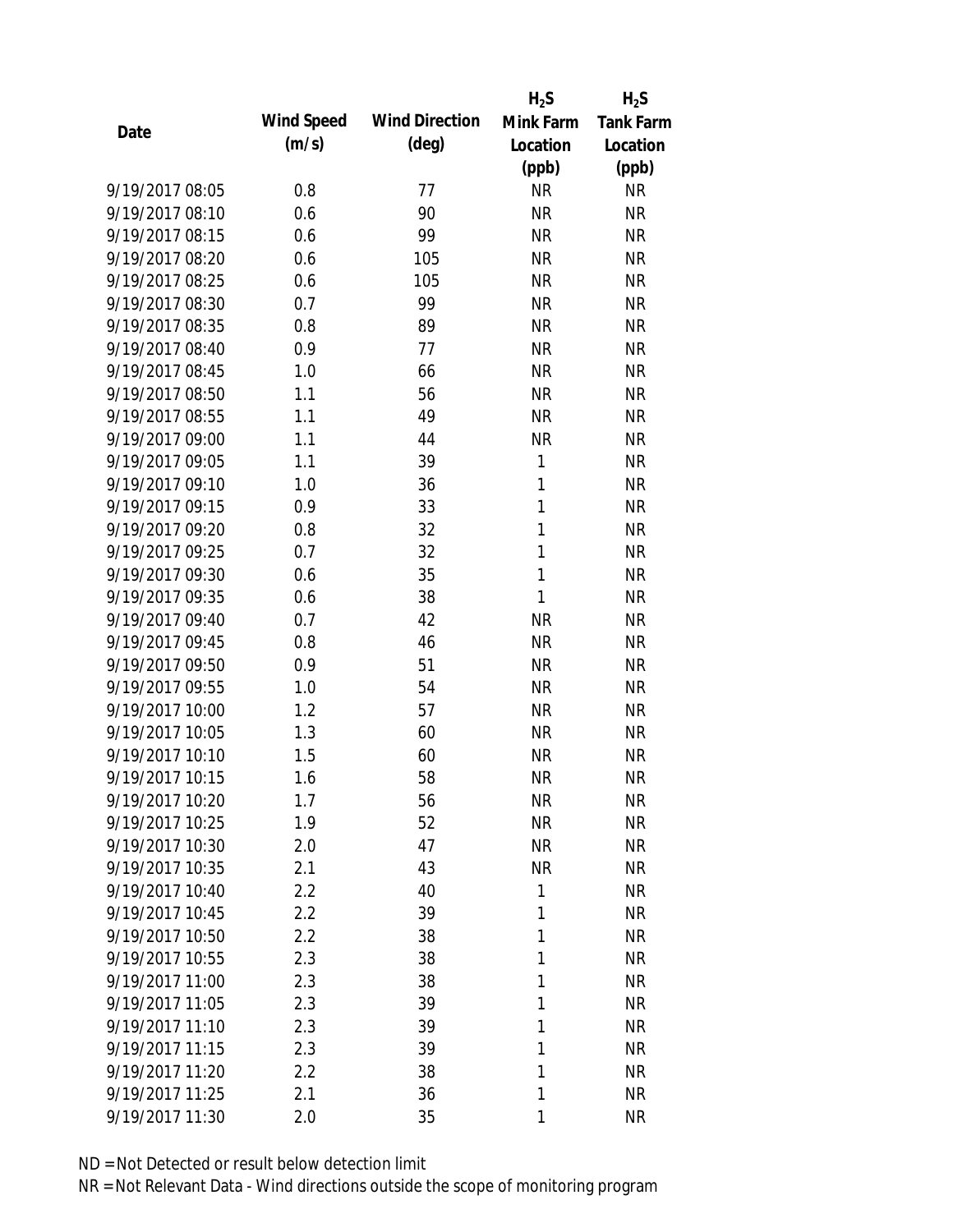| Date | Wind Speed (m/s) | Wind Direction (deg) | $H_2S$ Mink Farm Location (ppb) | $H_2S$ Tank Farm Location (ppb) |
|---|---|---|---|---|
| 9/19/2017 08:05 | 0.8 | 77 | NR | NR |
| 9/19/2017 08:10 | 0.6 | 90 | NR | NR |
| 9/19/2017 08:15 | 0.6 | 99 | NR | NR |
| 9/19/2017 08:20 | 0.6 | 105 | NR | NR |
| 9/19/2017 08:25 | 0.6 | 105 | NR | NR |
| 9/19/2017 08:30 | 0.7 | 99 | NR | NR |
| 9/19/2017 08:35 | 0.8 | 89 | NR | NR |
| 9/19/2017 08:40 | 0.9 | 77 | NR | NR |
| 9/19/2017 08:45 | 1.0 | 66 | NR | NR |
| 9/19/2017 08:50 | 1.1 | 56 | NR | NR |
| 9/19/2017 08:55 | 1.1 | 49 | NR | NR |
| 9/19/2017 09:00 | 1.1 | 44 | NR | NR |
| 9/19/2017 09:05 | 1.1 | 39 | 1 | NR |
| 9/19/2017 09:10 | 1.0 | 36 | 1 | NR |
| 9/19/2017 09:15 | 0.9 | 33 | 1 | NR |
| 9/19/2017 09:20 | 0.8 | 32 | 1 | NR |
| 9/19/2017 09:25 | 0.7 | 32 | 1 | NR |
| 9/19/2017 09:30 | 0.6 | 35 | 1 | NR |
| 9/19/2017 09:35 | 0.6 | 38 | 1 | NR |
| 9/19/2017 09:40 | 0.7 | 42 | NR | NR |
| 9/19/2017 09:45 | 0.8 | 46 | NR | NR |
| 9/19/2017 09:50 | 0.9 | 51 | NR | NR |
| 9/19/2017 09:55 | 1.0 | 54 | NR | NR |
| 9/19/2017 10:00 | 1.2 | 57 | NR | NR |
| 9/19/2017 10:05 | 1.3 | 60 | NR | NR |
| 9/19/2017 10:10 | 1.5 | 60 | NR | NR |
| 9/19/2017 10:15 | 1.6 | 58 | NR | NR |
| 9/19/2017 10:20 | 1.7 | 56 | NR | NR |
| 9/19/2017 10:25 | 1.9 | 52 | NR | NR |
| 9/19/2017 10:30 | 2.0 | 47 | NR | NR |
| 9/19/2017 10:35 | 2.1 | 43 | NR | NR |
| 9/19/2017 10:40 | 2.2 | 40 | 1 | NR |
| 9/19/2017 10:45 | 2.2 | 39 | 1 | NR |
| 9/19/2017 10:50 | 2.2 | 38 | 1 | NR |
| 9/19/2017 10:55 | 2.3 | 38 | 1 | NR |
| 9/19/2017 11:00 | 2.3 | 38 | 1 | NR |
| 9/19/2017 11:05 | 2.3 | 39 | 1 | NR |
| 9/19/2017 11:10 | 2.3 | 39 | 1 | NR |
| 9/19/2017 11:15 | 2.3 | 39 | 1 | NR |
| 9/19/2017 11:20 | 2.2 | 38 | 1 | NR |
| 9/19/2017 11:25 | 2.1 | 36 | 1 | NR |
| 9/19/2017 11:30 | 2.0 | 35 | 1 | NR |

ND = Not Detected or result below detection limit

NR = Not Relevant Data - Wind directions outside the scope of monitoring program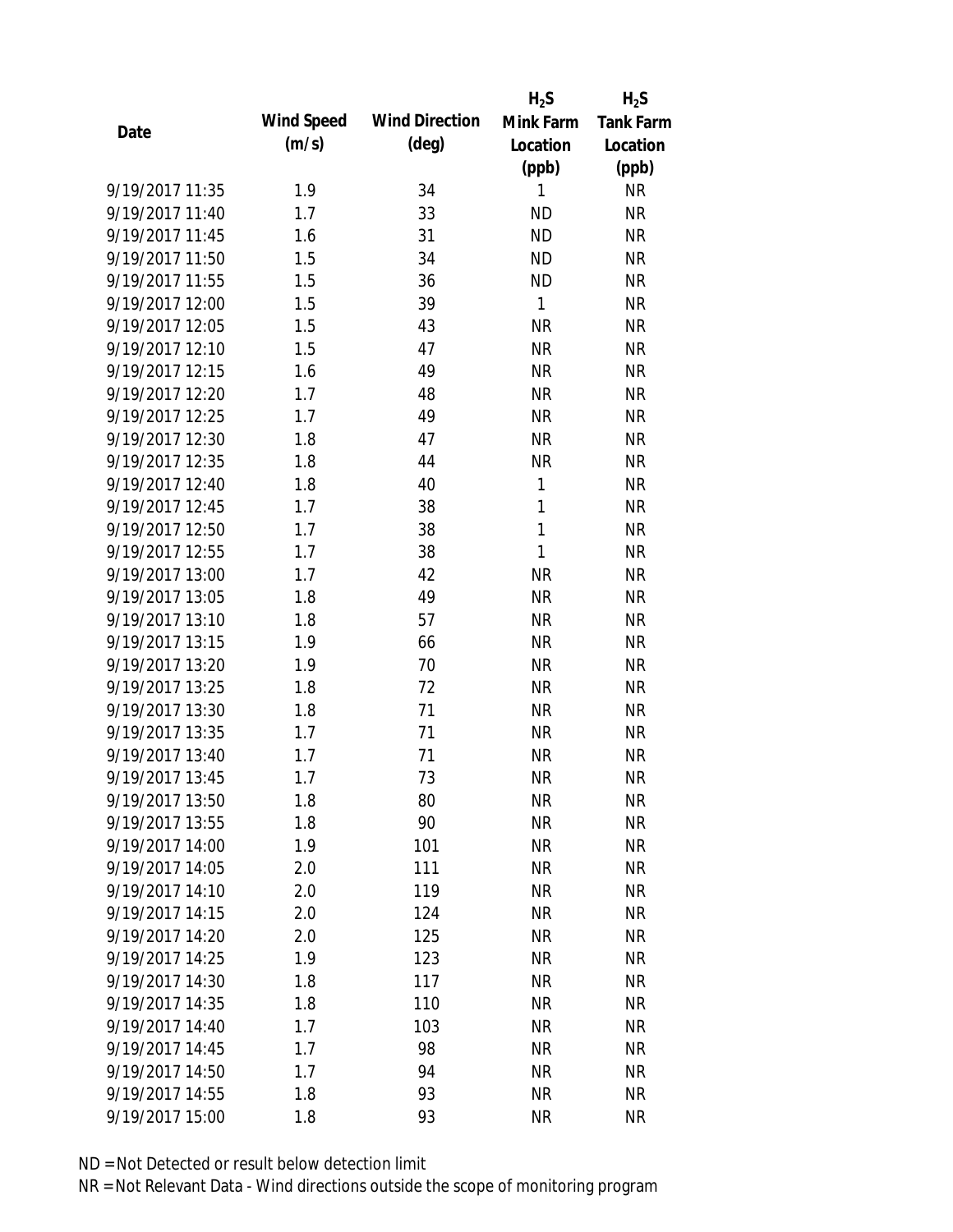| Date | Wind Speed (m/s) | Wind Direction (deg) | $H_2S$ Mink Farm Location (ppb) | $H_2S$ Tank Farm Location (ppb) |
|---|---|---|---|---|
| 9/19/2017 11:35 | 1.9 | 34 | 1 | NR |
| 9/19/2017 11:40 | 1.7 | 33 | ND | NR |
| 9/19/2017 11:45 | 1.6 | 31 | ND | NR |
| 9/19/2017 11:50 | 1.5 | 34 | ND | NR |
| 9/19/2017 11:55 | 1.5 | 36 | ND | NR |
| 9/19/2017 12:00 | 1.5 | 39 | 1 | NR |
| 9/19/2017 12:05 | 1.5 | 43 | NR | NR |
| 9/19/2017 12:10 | 1.5 | 47 | NR | NR |
| 9/19/2017 12:15 | 1.6 | 49 | NR | NR |
| 9/19/2017 12:20 | 1.7 | 48 | NR | NR |
| 9/19/2017 12:25 | 1.7 | 49 | NR | NR |
| 9/19/2017 12:30 | 1.8 | 47 | NR | NR |
| 9/19/2017 12:35 | 1.8 | 44 | NR | NR |
| 9/19/2017 12:40 | 1.8 | 40 | 1 | NR |
| 9/19/2017 12:45 | 1.7 | 38 | 1 | NR |
| 9/19/2017 12:50 | 1.7 | 38 | 1 | NR |
| 9/19/2017 12:55 | 1.7 | 38 | 1 | NR |
| 9/19/2017 13:00 | 1.7 | 42 | NR | NR |
| 9/19/2017 13:05 | 1.8 | 49 | NR | NR |
| 9/19/2017 13:10 | 1.8 | 57 | NR | NR |
| 9/19/2017 13:15 | 1.9 | 66 | NR | NR |
| 9/19/2017 13:20 | 1.9 | 70 | NR | NR |
| 9/19/2017 13:25 | 1.8 | 72 | NR | NR |
| 9/19/2017 13:30 | 1.8 | 71 | NR | NR |
| 9/19/2017 13:35 | 1.7 | 71 | NR | NR |
| 9/19/2017 13:40 | 1.7 | 71 | NR | NR |
| 9/19/2017 13:45 | 1.7 | 73 | NR | NR |
| 9/19/2017 13:50 | 1.8 | 80 | NR | NR |
| 9/19/2017 13:55 | 1.8 | 90 | NR | NR |
| 9/19/2017 14:00 | 1.9 | 101 | NR | NR |
| 9/19/2017 14:05 | 2.0 | 111 | NR | NR |
| 9/19/2017 14:10 | 2.0 | 119 | NR | NR |
| 9/19/2017 14:15 | 2.0 | 124 | NR | NR |
| 9/19/2017 14:20 | 2.0 | 125 | NR | NR |
| 9/19/2017 14:25 | 1.9 | 123 | NR | NR |
| 9/19/2017 14:30 | 1.8 | 117 | NR | NR |
| 9/19/2017 14:35 | 1.8 | 110 | NR | NR |
| 9/19/2017 14:40 | 1.7 | 103 | NR | NR |
| 9/19/2017 14:45 | 1.7 | 98 | NR | NR |
| 9/19/2017 14:50 | 1.7 | 94 | NR | NR |
| 9/19/2017 14:55 | 1.8 | 93 | NR | NR |
| 9/19/2017 15:00 | 1.8 | 93 | NR | NR |

ND = Not Detected or result below detection limit

NR = Not Relevant Data - Wind directions outside the scope of monitoring program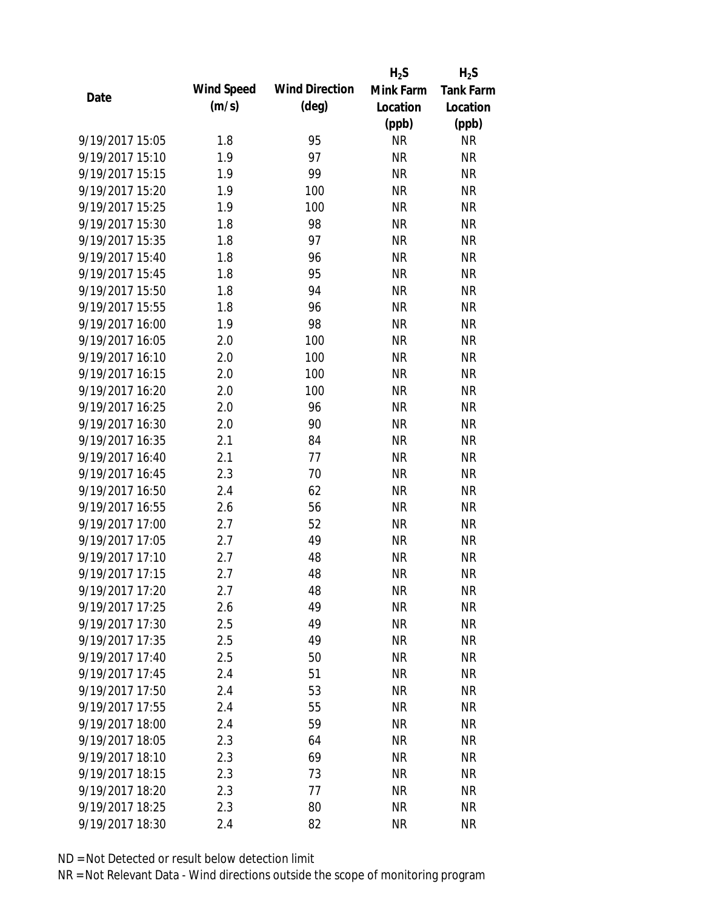| Date | Wind Speed (m/s) | Wind Direction (deg) | $H_2S$ Mink Farm Location (ppb) | $H_2S$ Tank Farm Location (ppb) |
|---|---|---|---|---|
| 9/19/2017 15:05 | 1.8 | 95 | NR | NR |
| 9/19/2017 15:10 | 1.9 | 97 | NR | NR |
| 9/19/2017 15:15 | 1.9 | 99 | NR | NR |
| 9/19/2017 15:20 | 1.9 | 100 | NR | NR |
| 9/19/2017 15:25 | 1.9 | 100 | NR | NR |
| 9/19/2017 15:30 | 1.8 | 98 | NR | NR |
| 9/19/2017 15:35 | 1.8 | 97 | NR | NR |
| 9/19/2017 15:40 | 1.8 | 96 | NR | NR |
| 9/19/2017 15:45 | 1.8 | 95 | NR | NR |
| 9/19/2017 15:50 | 1.8 | 94 | NR | NR |
| 9/19/2017 15:55 | 1.8 | 96 | NR | NR |
| 9/19/2017 16:00 | 1.9 | 98 | NR | NR |
| 9/19/2017 16:05 | 2.0 | 100 | NR | NR |
| 9/19/2017 16:10 | 2.0 | 100 | NR | NR |
| 9/19/2017 16:15 | 2.0 | 100 | NR | NR |
| 9/19/2017 16:20 | 2.0 | 100 | NR | NR |
| 9/19/2017 16:25 | 2.0 | 96 | NR | NR |
| 9/19/2017 16:30 | 2.0 | 90 | NR | NR |
| 9/19/2017 16:35 | 2.1 | 84 | NR | NR |
| 9/19/2017 16:40 | 2.1 | 77 | NR | NR |
| 9/19/2017 16:45 | 2.3 | 70 | NR | NR |
| 9/19/2017 16:50 | 2.4 | 62 | NR | NR |
| 9/19/2017 16:55 | 2.6 | 56 | NR | NR |
| 9/19/2017 17:00 | 2.7 | 52 | NR | NR |
| 9/19/2017 17:05 | 2.7 | 49 | NR | NR |
| 9/19/2017 17:10 | 2.7 | 48 | NR | NR |
| 9/19/2017 17:15 | 2.7 | 48 | NR | NR |
| 9/19/2017 17:20 | 2.7 | 48 | NR | NR |
| 9/19/2017 17:25 | 2.6 | 49 | NR | NR |
| 9/19/2017 17:30 | 2.5 | 49 | NR | NR |
| 9/19/2017 17:35 | 2.5 | 49 | NR | NR |
| 9/19/2017 17:40 | 2.5 | 50 | NR | NR |
| 9/19/2017 17:45 | 2.4 | 51 | NR | NR |
| 9/19/2017 17:50 | 2.4 | 53 | NR | NR |
| 9/19/2017 17:55 | 2.4 | 55 | NR | NR |
| 9/19/2017 18:00 | 2.4 | 59 | NR | NR |
| 9/19/2017 18:05 | 2.3 | 64 | NR | NR |
| 9/19/2017 18:10 | 2.3 | 69 | NR | NR |
| 9/19/2017 18:15 | 2.3 | 73 | NR | NR |
| 9/19/2017 18:20 | 2.3 | 77 | NR | NR |
| 9/19/2017 18:25 | 2.3 | 80 | NR | NR |
| 9/19/2017 18:30 | 2.4 | 82 | NR | NR |

ND = Not Detected or result below detection limit

NR = Not Relevant Data - Wind directions outside the scope of monitoring program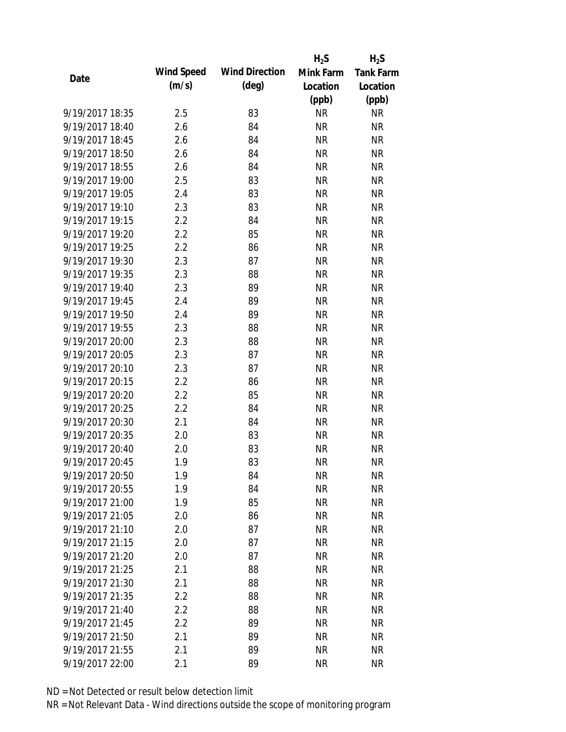| Date | Wind Speed (m/s) | Wind Direction (deg) | $H_2S$ Mink Farm Location (ppb) | $H_2S$ Tank Farm Location (ppb) |
|---|---|---|---|---|
| 9/19/2017 18:35 | 2.5 | 83 | NR | NR |
| 9/19/2017 18:40 | 2.6 | 84 | NR | NR |
| 9/19/2017 18:45 | 2.6 | 84 | NR | NR |
| 9/19/2017 18:50 | 2.6 | 84 | NR | NR |
| 9/19/2017 18:55 | 2.6 | 84 | NR | NR |
| 9/19/2017 19:00 | 2.5 | 83 | NR | NR |
| 9/19/2017 19:05 | 2.4 | 83 | NR | NR |
| 9/19/2017 19:10 | 2.3 | 83 | NR | NR |
| 9/19/2017 19:15 | 2.2 | 84 | NR | NR |
| 9/19/2017 19:20 | 2.2 | 85 | NR | NR |
| 9/19/2017 19:25 | 2.2 | 86 | NR | NR |
| 9/19/2017 19:30 | 2.3 | 87 | NR | NR |
| 9/19/2017 19:35 | 2.3 | 88 | NR | NR |
| 9/19/2017 19:40 | 2.3 | 89 | NR | NR |
| 9/19/2017 19:45 | 2.4 | 89 | NR | NR |
| 9/19/2017 19:50 | 2.4 | 89 | NR | NR |
| 9/19/2017 19:55 | 2.3 | 88 | NR | NR |
| 9/19/2017 20:00 | 2.3 | 88 | NR | NR |
| 9/19/2017 20:05 | 2.3 | 87 | NR | NR |
| 9/19/2017 20:10 | 2.3 | 87 | NR | NR |
| 9/19/2017 20:15 | 2.2 | 86 | NR | NR |
| 9/19/2017 20:20 | 2.2 | 85 | NR | NR |
| 9/19/2017 20:25 | 2.2 | 84 | NR | NR |
| 9/19/2017 20:30 | 2.1 | 84 | NR | NR |
| 9/19/2017 20:35 | 2.0 | 83 | NR | NR |
| 9/19/2017 20:40 | 2.0 | 83 | NR | NR |
| 9/19/2017 20:45 | 1.9 | 83 | NR | NR |
| 9/19/2017 20:50 | 1.9 | 84 | NR | NR |
| 9/19/2017 20:55 | 1.9 | 84 | NR | NR |
| 9/19/2017 21:00 | 1.9 | 85 | NR | NR |
| 9/19/2017 21:05 | 2.0 | 86 | NR | NR |
| 9/19/2017 21:10 | 2.0 | 87 | NR | NR |
| 9/19/2017 21:15 | 2.0 | 87 | NR | NR |
| 9/19/2017 21:20 | 2.0 | 87 | NR | NR |
| 9/19/2017 21:25 | 2.1 | 88 | NR | NR |
| 9/19/2017 21:30 | 2.1 | 88 | NR | NR |
| 9/19/2017 21:35 | 2.2 | 88 | NR | NR |
| 9/19/2017 21:40 | 2.2 | 88 | NR | NR |
| 9/19/2017 21:45 | 2.2 | 89 | NR | NR |
| 9/19/2017 21:50 | 2.1 | 89 | NR | NR |
| 9/19/2017 21:55 | 2.1 | 89 | NR | NR |
| 9/19/2017 22:00 | 2.1 | 89 | NR | NR |

ND = Not Detected or result below detection limit

NR = Not Relevant Data - Wind directions outside the scope of monitoring program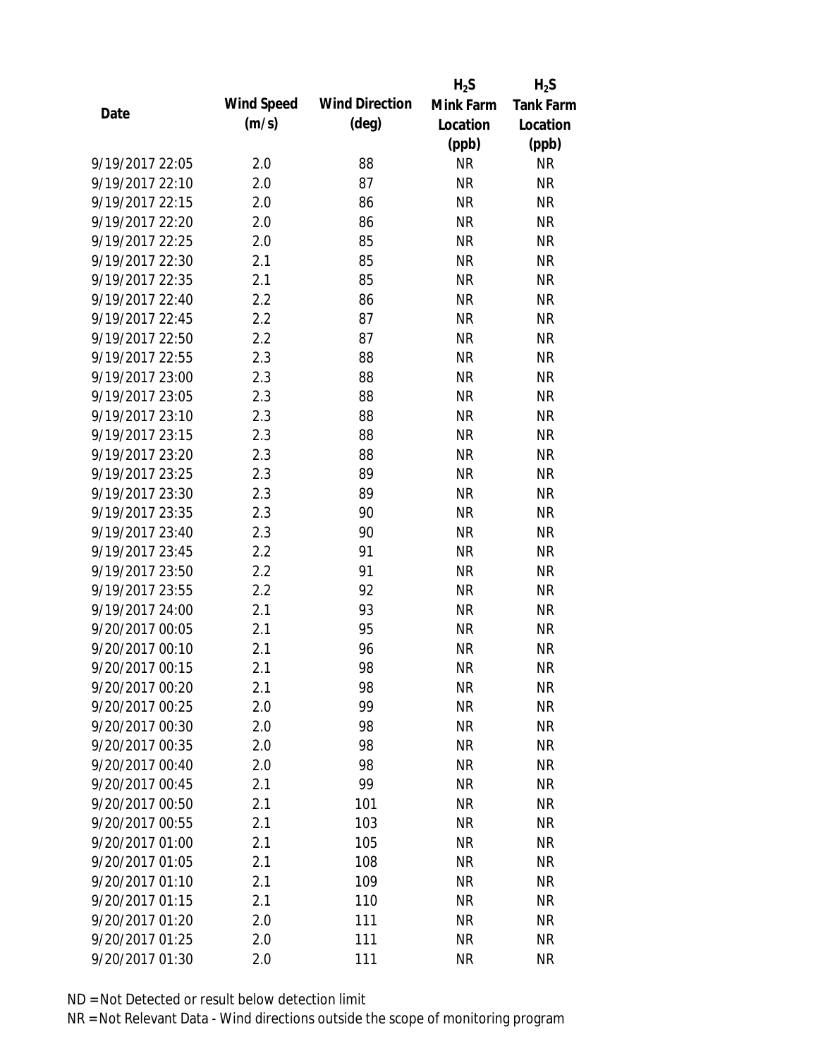| Date | Wind Speed (m/s) | Wind Direction (deg) | $H_2S$ Mink Farm Location (ppb) | $H_2S$ Tank Farm Location (ppb) |
|---|---|---|---|---|
| 9/19/2017 22:05 | 2.0 | 88 | NR | NR |
| 9/19/2017 22:10 | 2.0 | 87 | NR | NR |
| 9/19/2017 22:15 | 2.0 | 86 | NR | NR |
| 9/19/2017 22:20 | 2.0 | 86 | NR | NR |
| 9/19/2017 22:25 | 2.0 | 85 | NR | NR |
| 9/19/2017 22:30 | 2.1 | 85 | NR | NR |
| 9/19/2017 22:35 | 2.1 | 85 | NR | NR |
| 9/19/2017 22:40 | 2.2 | 86 | NR | NR |
| 9/19/2017 22:45 | 2.2 | 87 | NR | NR |
| 9/19/2017 22:50 | 2.2 | 87 | NR | NR |
| 9/19/2017 22:55 | 2.3 | 88 | NR | NR |
| 9/19/2017 23:00 | 2.3 | 88 | NR | NR |
| 9/19/2017 23:05 | 2.3 | 88 | NR | NR |
| 9/19/2017 23:10 | 2.3 | 88 | NR | NR |
| 9/19/2017 23:15 | 2.3 | 88 | NR | NR |
| 9/19/2017 23:20 | 2.3 | 88 | NR | NR |
| 9/19/2017 23:25 | 2.3 | 89 | NR | NR |
| 9/19/2017 23:30 | 2.3 | 89 | NR | NR |
| 9/19/2017 23:35 | 2.3 | 90 | NR | NR |
| 9/19/2017 23:40 | 2.3 | 90 | NR | NR |
| 9/19/2017 23:45 | 2.2 | 91 | NR | NR |
| 9/19/2017 23:50 | 2.2 | 91 | NR | NR |
| 9/19/2017 23:55 | 2.2 | 92 | NR | NR |
| 9/19/2017 24:00 | 2.1 | 93 | NR | NR |
| 9/20/2017 00:05 | 2.1 | 95 | NR | NR |
| 9/20/2017 00:10 | 2.1 | 96 | NR | NR |
| 9/20/2017 00:15 | 2.1 | 98 | NR | NR |
| 9/20/2017 00:20 | 2.1 | 98 | NR | NR |
| 9/20/2017 00:25 | 2.0 | 99 | NR | NR |
| 9/20/2017 00:30 | 2.0 | 98 | NR | NR |
| 9/20/2017 00:35 | 2.0 | 98 | NR | NR |
| 9/20/2017 00:40 | 2.0 | 98 | NR | NR |
| 9/20/2017 00:45 | 2.1 | 99 | NR | NR |
| 9/20/2017 00:50 | 2.1 | 101 | NR | NR |
| 9/20/2017 00:55 | 2.1 | 103 | NR | NR |
| 9/20/2017 01:00 | 2.1 | 105 | NR | NR |
| 9/20/2017 01:05 | 2.1 | 108 | NR | NR |
| 9/20/2017 01:10 | 2.1 | 109 | NR | NR |
| 9/20/2017 01:15 | 2.1 | 110 | NR | NR |
| 9/20/2017 01:20 | 2.0 | 111 | NR | NR |
| 9/20/2017 01:25 | 2.0 | 111 | NR | NR |
| 9/20/2017 01:30 | 2.0 | 111 | NR | NR |

ND = Not Detected or result below detection limit

NR = Not Relevant Data - Wind directions outside the scope of monitoring program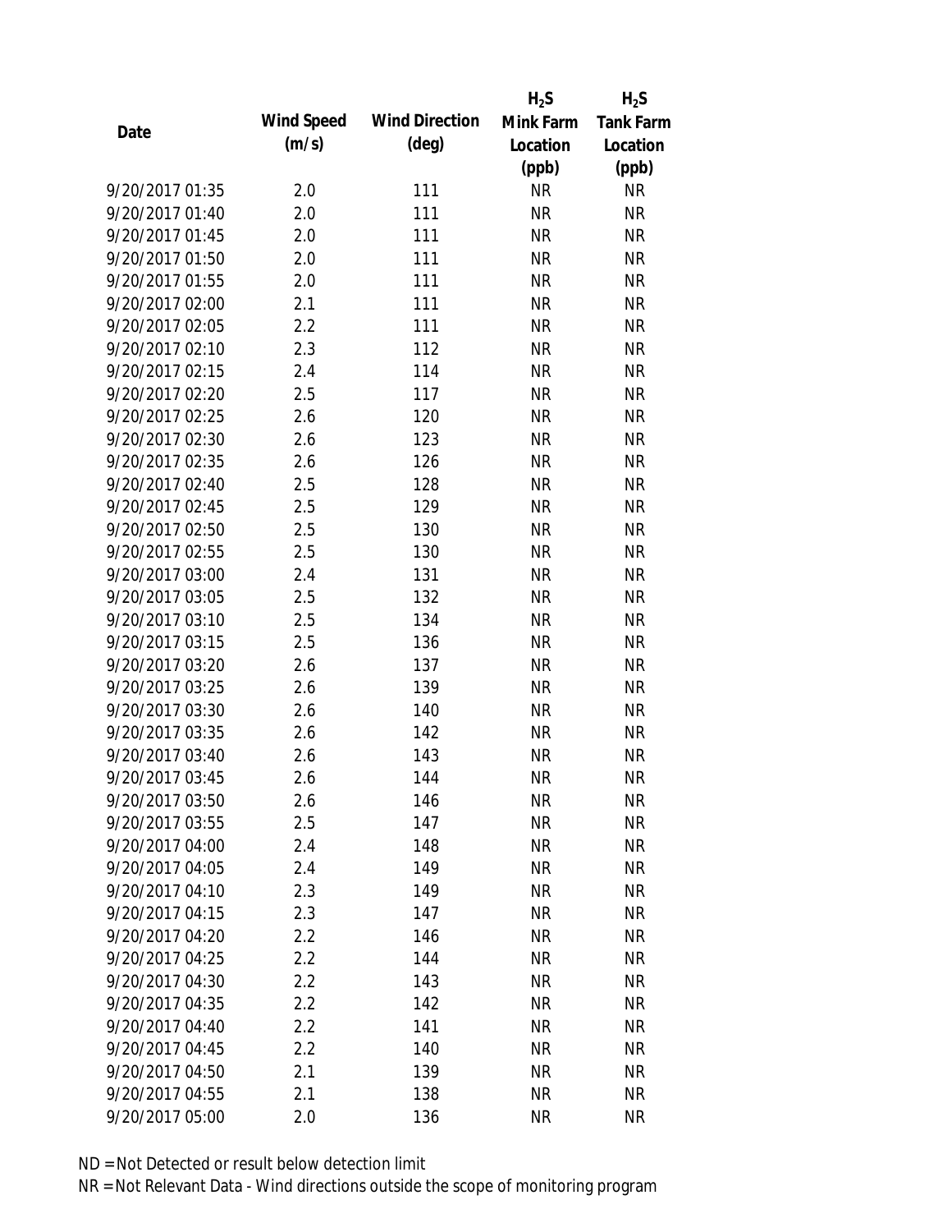| Date | Wind Speed (m/s) | Wind Direction (deg) | $H_2S$ Mink Farm Location (ppb) | $H_2S$ Tank Farm Location (ppb) |
|---|---|---|---|---|
| 9/20/2017 01:35 | 2.0 | 111 | NR | NR |
| 9/20/2017 01:40 | 2.0 | 111 | NR | NR |
| 9/20/2017 01:45 | 2.0 | 111 | NR | NR |
| 9/20/2017 01:50 | 2.0 | 111 | NR | NR |
| 9/20/2017 01:55 | 2.0 | 111 | NR | NR |
| 9/20/2017 02:00 | 2.1 | 111 | NR | NR |
| 9/20/2017 02:05 | 2.2 | 111 | NR | NR |
| 9/20/2017 02:10 | 2.3 | 112 | NR | NR |
| 9/20/2017 02:15 | 2.4 | 114 | NR | NR |
| 9/20/2017 02:20 | 2.5 | 117 | NR | NR |
| 9/20/2017 02:25 | 2.6 | 120 | NR | NR |
| 9/20/2017 02:30 | 2.6 | 123 | NR | NR |
| 9/20/2017 02:35 | 2.6 | 126 | NR | NR |
| 9/20/2017 02:40 | 2.5 | 128 | NR | NR |
| 9/20/2017 02:45 | 2.5 | 129 | NR | NR |
| 9/20/2017 02:50 | 2.5 | 130 | NR | NR |
| 9/20/2017 02:55 | 2.5 | 130 | NR | NR |
| 9/20/2017 03:00 | 2.4 | 131 | NR | NR |
| 9/20/2017 03:05 | 2.5 | 132 | NR | NR |
| 9/20/2017 03:10 | 2.5 | 134 | NR | NR |
| 9/20/2017 03:15 | 2.5 | 136 | NR | NR |
| 9/20/2017 03:20 | 2.6 | 137 | NR | NR |
| 9/20/2017 03:25 | 2.6 | 139 | NR | NR |
| 9/20/2017 03:30 | 2.6 | 140 | NR | NR |
| 9/20/2017 03:35 | 2.6 | 142 | NR | NR |
| 9/20/2017 03:40 | 2.6 | 143 | NR | NR |
| 9/20/2017 03:45 | 2.6 | 144 | NR | NR |
| 9/20/2017 03:50 | 2.6 | 146 | NR | NR |
| 9/20/2017 03:55 | 2.5 | 147 | NR | NR |
| 9/20/2017 04:00 | 2.4 | 148 | NR | NR |
| 9/20/2017 04:05 | 2.4 | 149 | NR | NR |
| 9/20/2017 04:10 | 2.3 | 149 | NR | NR |
| 9/20/2017 04:15 | 2.3 | 147 | NR | NR |
| 9/20/2017 04:20 | 2.2 | 146 | NR | NR |
| 9/20/2017 04:25 | 2.2 | 144 | NR | NR |
| 9/20/2017 04:30 | 2.2 | 143 | NR | NR |
| 9/20/2017 04:35 | 2.2 | 142 | NR | NR |
| 9/20/2017 04:40 | 2.2 | 141 | NR | NR |
| 9/20/2017 04:45 | 2.2 | 140 | NR | NR |
| 9/20/2017 04:50 | 2.1 | 139 | NR | NR |
| 9/20/2017 04:55 | 2.1 | 138 | NR | NR |
| 9/20/2017 05:00 | 2.0 | 136 | NR | NR |

ND = Not Detected or result below detection limit

NR = Not Relevant Data - Wind directions outside the scope of monitoring program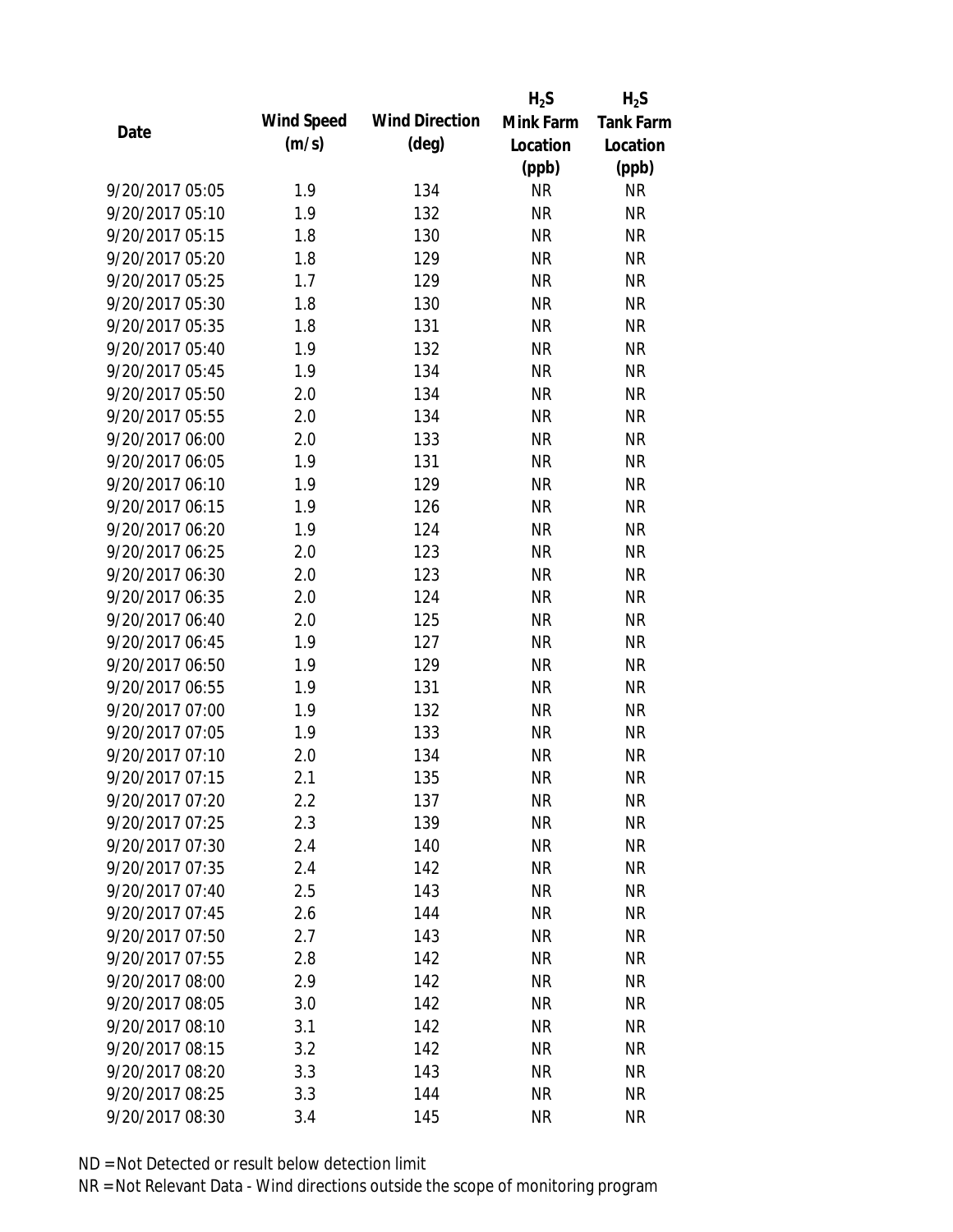| Date | Wind Speed (m/s) | Wind Direction (deg) | $H_2S$ Mink Farm Location (ppb) | $H_2S$ Tank Farm Location (ppb) |
|---|---|---|---|---|
| 9/20/2017 05:05 | 1.9 | 134 | NR | NR |
| 9/20/2017 05:10 | 1.9 | 132 | NR | NR |
| 9/20/2017 05:15 | 1.8 | 130 | NR | NR |
| 9/20/2017 05:20 | 1.8 | 129 | NR | NR |
| 9/20/2017 05:25 | 1.7 | 129 | NR | NR |
| 9/20/2017 05:30 | 1.8 | 130 | NR | NR |
| 9/20/2017 05:35 | 1.8 | 131 | NR | NR |
| 9/20/2017 05:40 | 1.9 | 132 | NR | NR |
| 9/20/2017 05:45 | 1.9 | 134 | NR | NR |
| 9/20/2017 05:50 | 2.0 | 134 | NR | NR |
| 9/20/2017 05:55 | 2.0 | 134 | NR | NR |
| 9/20/2017 06:00 | 2.0 | 133 | NR | NR |
| 9/20/2017 06:05 | 1.9 | 131 | NR | NR |
| 9/20/2017 06:10 | 1.9 | 129 | NR | NR |
| 9/20/2017 06:15 | 1.9 | 126 | NR | NR |
| 9/20/2017 06:20 | 1.9 | 124 | NR | NR |
| 9/20/2017 06:25 | 2.0 | 123 | NR | NR |
| 9/20/2017 06:30 | 2.0 | 123 | NR | NR |
| 9/20/2017 06:35 | 2.0 | 124 | NR | NR |
| 9/20/2017 06:40 | 2.0 | 125 | NR | NR |
| 9/20/2017 06:45 | 1.9 | 127 | NR | NR |
| 9/20/2017 06:50 | 1.9 | 129 | NR | NR |
| 9/20/2017 06:55 | 1.9 | 131 | NR | NR |
| 9/20/2017 07:00 | 1.9 | 132 | NR | NR |
| 9/20/2017 07:05 | 1.9 | 133 | NR | NR |
| 9/20/2017 07:10 | 2.0 | 134 | NR | NR |
| 9/20/2017 07:15 | 2.1 | 135 | NR | NR |
| 9/20/2017 07:20 | 2.2 | 137 | NR | NR |
| 9/20/2017 07:25 | 2.3 | 139 | NR | NR |
| 9/20/2017 07:30 | 2.4 | 140 | NR | NR |
| 9/20/2017 07:35 | 2.4 | 142 | NR | NR |
| 9/20/2017 07:40 | 2.5 | 143 | NR | NR |
| 9/20/2017 07:45 | 2.6 | 144 | NR | NR |
| 9/20/2017 07:50 | 2.7 | 143 | NR | NR |
| 9/20/2017 07:55 | 2.8 | 142 | NR | NR |
| 9/20/2017 08:00 | 2.9 | 142 | NR | NR |
| 9/20/2017 08:05 | 3.0 | 142 | NR | NR |
| 9/20/2017 08:10 | 3.1 | 142 | NR | NR |
| 9/20/2017 08:15 | 3.2 | 142 | NR | NR |
| 9/20/2017 08:20 | 3.3 | 143 | NR | NR |
| 9/20/2017 08:25 | 3.3 | 144 | NR | NR |
| 9/20/2017 08:30 | 3.4 | 145 | NR | NR |

ND = Not Detected or result below detection limit

NR = Not Relevant Data - Wind directions outside the scope of monitoring program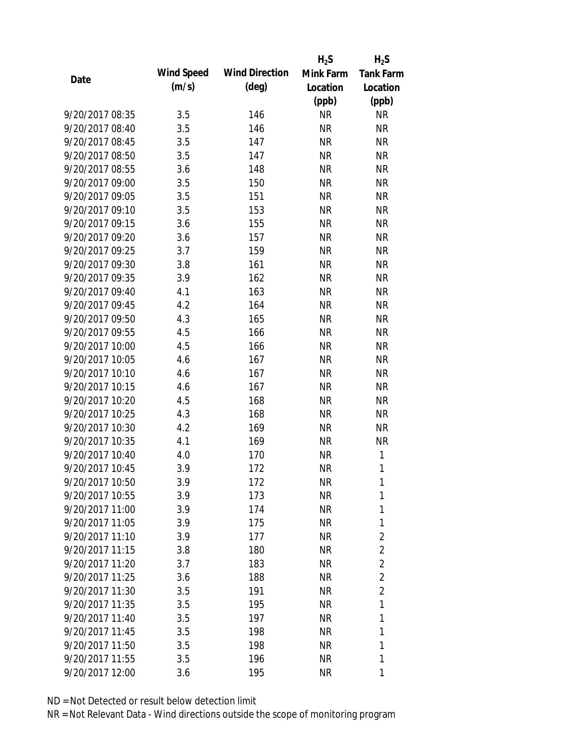| Date | Wind Speed (m/s) | Wind Direction (deg) | $H_2S$ Mink Farm Location (ppb) | $H_2S$ Tank Farm Location (ppb) |
|---|---|---|---|---|
| 9/20/2017 08:35 | 3.5 | 146 | NR | NR |
| 9/20/2017 08:40 | 3.5 | 146 | NR | NR |
| 9/20/2017 08:45 | 3.5 | 147 | NR | NR |
| 9/20/2017 08:50 | 3.5 | 147 | NR | NR |
| 9/20/2017 08:55 | 3.6 | 148 | NR | NR |
| 9/20/2017 09:00 | 3.5 | 150 | NR | NR |
| 9/20/2017 09:05 | 3.5 | 151 | NR | NR |
| 9/20/2017 09:10 | 3.5 | 153 | NR | NR |
| 9/20/2017 09:15 | 3.6 | 155 | NR | NR |
| 9/20/2017 09:20 | 3.6 | 157 | NR | NR |
| 9/20/2017 09:25 | 3.7 | 159 | NR | NR |
| 9/20/2017 09:30 | 3.8 | 161 | NR | NR |
| 9/20/2017 09:35 | 3.9 | 162 | NR | NR |
| 9/20/2017 09:40 | 4.1 | 163 | NR | NR |
| 9/20/2017 09:45 | 4.2 | 164 | NR | NR |
| 9/20/2017 09:50 | 4.3 | 165 | NR | NR |
| 9/20/2017 09:55 | 4.5 | 166 | NR | NR |
| 9/20/2017 10:00 | 4.5 | 166 | NR | NR |
| 9/20/2017 10:05 | 4.6 | 167 | NR | NR |
| 9/20/2017 10:10 | 4.6 | 167 | NR | NR |
| 9/20/2017 10:15 | 4.6 | 167 | NR | NR |
| 9/20/2017 10:20 | 4.5 | 168 | NR | NR |
| 9/20/2017 10:25 | 4.3 | 168 | NR | NR |
| 9/20/2017 10:30 | 4.2 | 169 | NR | NR |
| 9/20/2017 10:35 | 4.1 | 169 | NR | NR |
| 9/20/2017 10:40 | 4.0 | 170 | NR | 1 |
| 9/20/2017 10:45 | 3.9 | 172 | NR | 1 |
| 9/20/2017 10:50 | 3.9 | 172 | NR | 1 |
| 9/20/2017 10:55 | 3.9 | 173 | NR | 1 |
| 9/20/2017 11:00 | 3.9 | 174 | NR | 1 |
| 9/20/2017 11:05 | 3.9 | 175 | NR | 1 |
| 9/20/2017 11:10 | 3.9 | 177 | NR | 2 |
| 9/20/2017 11:15 | 3.8 | 180 | NR | 2 |
| 9/20/2017 11:20 | 3.7 | 183 | NR | 2 |
| 9/20/2017 11:25 | 3.6 | 188 | NR | 2 |
| 9/20/2017 11:30 | 3.5 | 191 | NR | 2 |
| 9/20/2017 11:35 | 3.5 | 195 | NR | 1 |
| 9/20/2017 11:40 | 3.5 | 197 | NR | 1 |
| 9/20/2017 11:45 | 3.5 | 198 | NR | 1 |
| 9/20/2017 11:50 | 3.5 | 198 | NR | 1 |
| 9/20/2017 11:55 | 3.5 | 196 | NR | 1 |
| 9/20/2017 12:00 | 3.6 | 195 | NR | 1 |

ND = Not Detected or result below detection limit

NR = Not Relevant Data - Wind directions outside the scope of monitoring program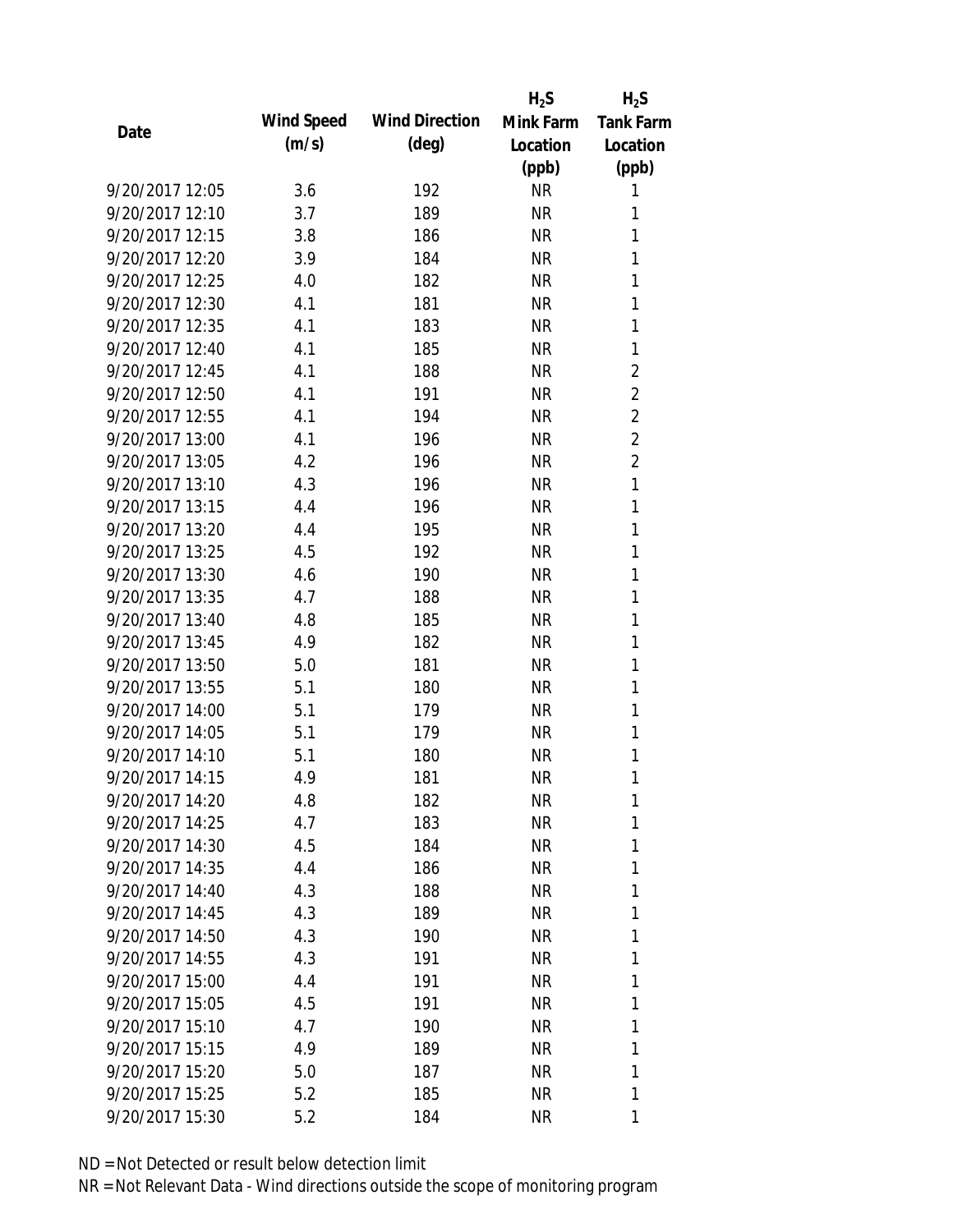| Date | Wind Speed (m/s) | Wind Direction (deg) | $H_2S$ Mink Farm Location (ppb) | $H_2S$ Tank Farm Location (ppb) |
|---|---|---|---|---|
| 9/20/2017 12:05 | 3.6 | 192 | NR | 1 |
| 9/20/2017 12:10 | 3.7 | 189 | NR | 1 |
| 9/20/2017 12:15 | 3.8 | 186 | NR | 1 |
| 9/20/2017 12:20 | 3.9 | 184 | NR | 1 |
| 9/20/2017 12:25 | 4.0 | 182 | NR | 1 |
| 9/20/2017 12:30 | 4.1 | 181 | NR | 1 |
| 9/20/2017 12:35 | 4.1 | 183 | NR | 1 |
| 9/20/2017 12:40 | 4.1 | 185 | NR | 1 |
| 9/20/2017 12:45 | 4.1 | 188 | NR | 2 |
| 9/20/2017 12:50 | 4.1 | 191 | NR | 2 |
| 9/20/2017 12:55 | 4.1 | 194 | NR | 2 |
| 9/20/2017 13:00 | 4.1 | 196 | NR | 2 |
| 9/20/2017 13:05 | 4.2 | 196 | NR | 2 |
| 9/20/2017 13:10 | 4.3 | 196 | NR | 1 |
| 9/20/2017 13:15 | 4.4 | 196 | NR | 1 |
| 9/20/2017 13:20 | 4.4 | 195 | NR | 1 |
| 9/20/2017 13:25 | 4.5 | 192 | NR | 1 |
| 9/20/2017 13:30 | 4.6 | 190 | NR | 1 |
| 9/20/2017 13:35 | 4.7 | 188 | NR | 1 |
| 9/20/2017 13:40 | 4.8 | 185 | NR | 1 |
| 9/20/2017 13:45 | 4.9 | 182 | NR | 1 |
| 9/20/2017 13:50 | 5.0 | 181 | NR | 1 |
| 9/20/2017 13:55 | 5.1 | 180 | NR | 1 |
| 9/20/2017 14:00 | 5.1 | 179 | NR | 1 |
| 9/20/2017 14:05 | 5.1 | 179 | NR | 1 |
| 9/20/2017 14:10 | 5.1 | 180 | NR | 1 |
| 9/20/2017 14:15 | 4.9 | 181 | NR | 1 |
| 9/20/2017 14:20 | 4.8 | 182 | NR | 1 |
| 9/20/2017 14:25 | 4.7 | 183 | NR | 1 |
| 9/20/2017 14:30 | 4.5 | 184 | NR | 1 |
| 9/20/2017 14:35 | 4.4 | 186 | NR | 1 |
| 9/20/2017 14:40 | 4.3 | 188 | NR | 1 |
| 9/20/2017 14:45 | 4.3 | 189 | NR | 1 |
| 9/20/2017 14:50 | 4.3 | 190 | NR | 1 |
| 9/20/2017 14:55 | 4.3 | 191 | NR | 1 |
| 9/20/2017 15:00 | 4.4 | 191 | NR | 1 |
| 9/20/2017 15:05 | 4.5 | 191 | NR | 1 |
| 9/20/2017 15:10 | 4.7 | 190 | NR | 1 |
| 9/20/2017 15:15 | 4.9 | 189 | NR | 1 |
| 9/20/2017 15:20 | 5.0 | 187 | NR | 1 |
| 9/20/2017 15:25 | 5.2 | 185 | NR | 1 |
| 9/20/2017 15:30 | 5.2 | 184 | NR | 1 |

ND = Not Detected or result below detection limit

NR = Not Relevant Data - Wind directions outside the scope of monitoring program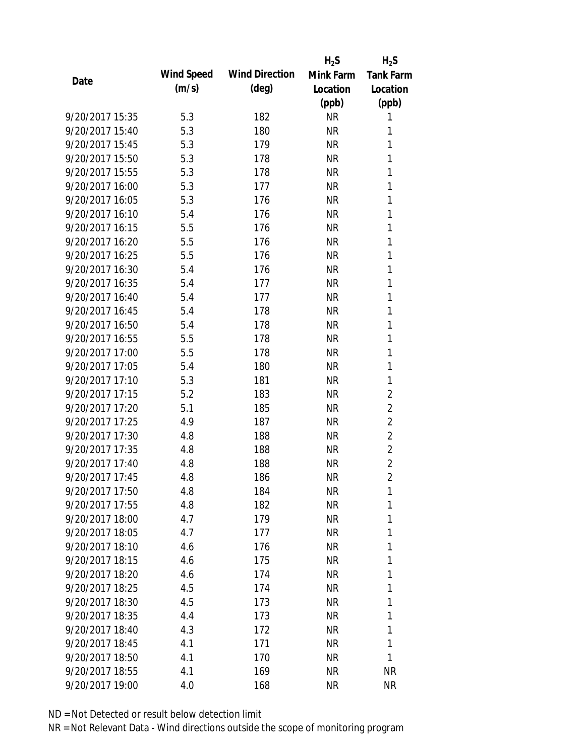| Date | Wind Speed (m/s) | Wind Direction (deg) | $H_2S$ Mink Farm Location (ppb) | $H_2S$ Tank Farm Location (ppb) |
|---|---|---|---|---|
| 9/20/2017 15:35 | 5.3 | 182 | NR | 1 |
| 9/20/2017 15:40 | 5.3 | 180 | NR | 1 |
| 9/20/2017 15:45 | 5.3 | 179 | NR | 1 |
| 9/20/2017 15:50 | 5.3 | 178 | NR | 1 |
| 9/20/2017 15:55 | 5.3 | 178 | NR | 1 |
| 9/20/2017 16:00 | 5.3 | 177 | NR | 1 |
| 9/20/2017 16:05 | 5.3 | 176 | NR | 1 |
| 9/20/2017 16:10 | 5.4 | 176 | NR | 1 |
| 9/20/2017 16:15 | 5.5 | 176 | NR | 1 |
| 9/20/2017 16:20 | 5.5 | 176 | NR | 1 |
| 9/20/2017 16:25 | 5.5 | 176 | NR | 1 |
| 9/20/2017 16:30 | 5.4 | 176 | NR | 1 |
| 9/20/2017 16:35 | 5.4 | 177 | NR | 1 |
| 9/20/2017 16:40 | 5.4 | 177 | NR | 1 |
| 9/20/2017 16:45 | 5.4 | 178 | NR | 1 |
| 9/20/2017 16:50 | 5.4 | 178 | NR | 1 |
| 9/20/2017 16:55 | 5.5 | 178 | NR | 1 |
| 9/20/2017 17:00 | 5.5 | 178 | NR | 1 |
| 9/20/2017 17:05 | 5.4 | 180 | NR | 1 |
| 9/20/2017 17:10 | 5.3 | 181 | NR | 1 |
| 9/20/2017 17:15 | 5.2 | 183 | NR | 2 |
| 9/20/2017 17:20 | 5.1 | 185 | NR | 2 |
| 9/20/2017 17:25 | 4.9 | 187 | NR | 2 |
| 9/20/2017 17:30 | 4.8 | 188 | NR | 2 |
| 9/20/2017 17:35 | 4.8 | 188 | NR | 2 |
| 9/20/2017 17:40 | 4.8 | 188 | NR | 2 |
| 9/20/2017 17:45 | 4.8 | 186 | NR | 2 |
| 9/20/2017 17:50 | 4.8 | 184 | NR | 1 |
| 9/20/2017 17:55 | 4.8 | 182 | NR | 1 |
| 9/20/2017 18:00 | 4.7 | 179 | NR | 1 |
| 9/20/2017 18:05 | 4.7 | 177 | NR | 1 |
| 9/20/2017 18:10 | 4.6 | 176 | NR | 1 |
| 9/20/2017 18:15 | 4.6 | 175 | NR | 1 |
| 9/20/2017 18:20 | 4.6 | 174 | NR | 1 |
| 9/20/2017 18:25 | 4.5 | 174 | NR | 1 |
| 9/20/2017 18:30 | 4.5 | 173 | NR | 1 |
| 9/20/2017 18:35 | 4.4 | 173 | NR | 1 |
| 9/20/2017 18:40 | 4.3 | 172 | NR | 1 |
| 9/20/2017 18:45 | 4.1 | 171 | NR | 1 |
| 9/20/2017 18:50 | 4.1 | 170 | NR | 1 |
| 9/20/2017 18:55 | 4.1 | 169 | NR | NR |
| 9/20/2017 19:00 | 4.0 | 168 | NR | NR |

ND = Not Detected or result below detection limit

NR = Not Relevant Data - Wind directions outside the scope of monitoring program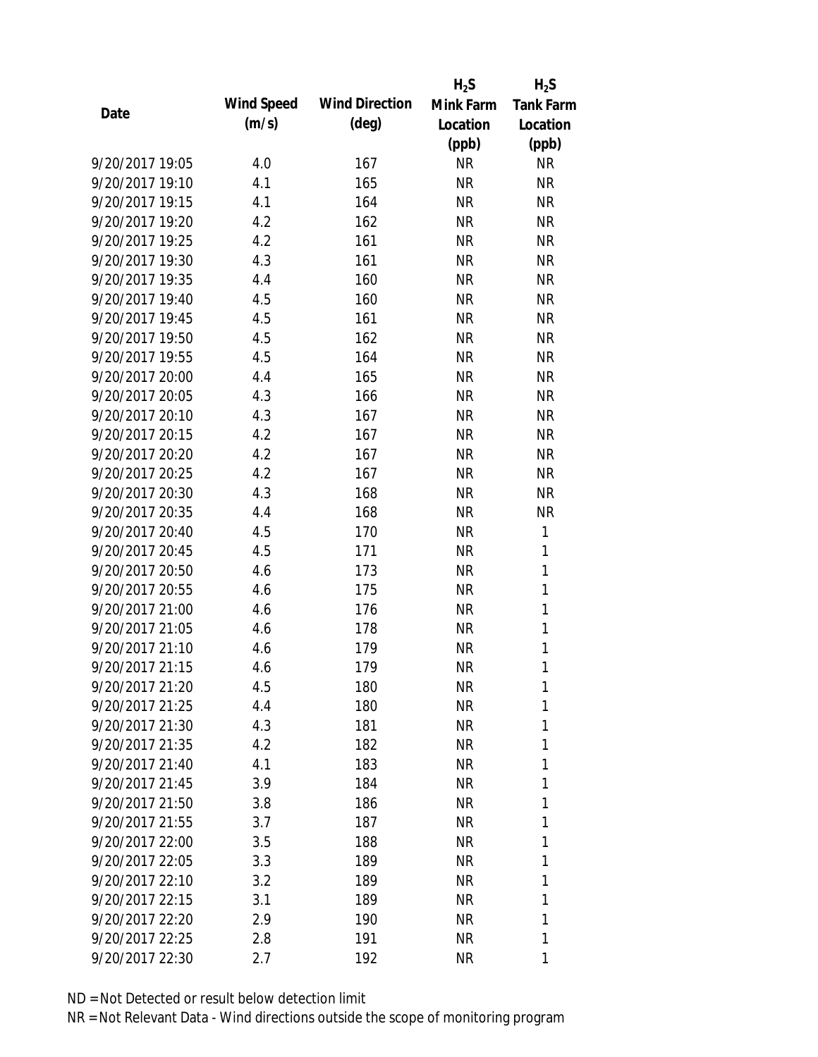| Date | Wind Speed (m/s) | Wind Direction (deg) | $H_2S$ Mink Farm Location (ppb) | $H_2S$ Tank Farm Location (ppb) |
|---|---|---|---|---|
| 9/20/2017 19:05 | 4.0 | 167 | NR | NR |
| 9/20/2017 19:10 | 4.1 | 165 | NR | NR |
| 9/20/2017 19:15 | 4.1 | 164 | NR | NR |
| 9/20/2017 19:20 | 4.2 | 162 | NR | NR |
| 9/20/2017 19:25 | 4.2 | 161 | NR | NR |
| 9/20/2017 19:30 | 4.3 | 161 | NR | NR |
| 9/20/2017 19:35 | 4.4 | 160 | NR | NR |
| 9/20/2017 19:40 | 4.5 | 160 | NR | NR |
| 9/20/2017 19:45 | 4.5 | 161 | NR | NR |
| 9/20/2017 19:50 | 4.5 | 162 | NR | NR |
| 9/20/2017 19:55 | 4.5 | 164 | NR | NR |
| 9/20/2017 20:00 | 4.4 | 165 | NR | NR |
| 9/20/2017 20:05 | 4.3 | 166 | NR | NR |
| 9/20/2017 20:10 | 4.3 | 167 | NR | NR |
| 9/20/2017 20:15 | 4.2 | 167 | NR | NR |
| 9/20/2017 20:20 | 4.2 | 167 | NR | NR |
| 9/20/2017 20:25 | 4.2 | 167 | NR | NR |
| 9/20/2017 20:30 | 4.3 | 168 | NR | NR |
| 9/20/2017 20:35 | 4.4 | 168 | NR | NR |
| 9/20/2017 20:40 | 4.5 | 170 | NR | 1 |
| 9/20/2017 20:45 | 4.5 | 171 | NR | 1 |
| 9/20/2017 20:50 | 4.6 | 173 | NR | 1 |
| 9/20/2017 20:55 | 4.6 | 175 | NR | 1 |
| 9/20/2017 21:00 | 4.6 | 176 | NR | 1 |
| 9/20/2017 21:05 | 4.6 | 178 | NR | 1 |
| 9/20/2017 21:10 | 4.6 | 179 | NR | 1 |
| 9/20/2017 21:15 | 4.6 | 179 | NR | 1 |
| 9/20/2017 21:20 | 4.5 | 180 | NR | 1 |
| 9/20/2017 21:25 | 4.4 | 180 | NR | 1 |
| 9/20/2017 21:30 | 4.3 | 181 | NR | 1 |
| 9/20/2017 21:35 | 4.2 | 182 | NR | 1 |
| 9/20/2017 21:40 | 4.1 | 183 | NR | 1 |
| 9/20/2017 21:45 | 3.9 | 184 | NR | 1 |
| 9/20/2017 21:50 | 3.8 | 186 | NR | 1 |
| 9/20/2017 21:55 | 3.7 | 187 | NR | 1 |
| 9/20/2017 22:00 | 3.5 | 188 | NR | 1 |
| 9/20/2017 22:05 | 3.3 | 189 | NR | 1 |
| 9/20/2017 22:10 | 3.2 | 189 | NR | 1 |
| 9/20/2017 22:15 | 3.1 | 189 | NR | 1 |
| 9/20/2017 22:20 | 2.9 | 190 | NR | 1 |
| 9/20/2017 22:25 | 2.8 | 191 | NR | 1 |
| 9/20/2017 22:30 | 2.7 | 192 | NR | 1 |

ND = Not Detected or result below detection limit

NR = Not Relevant Data - Wind directions outside the scope of monitoring program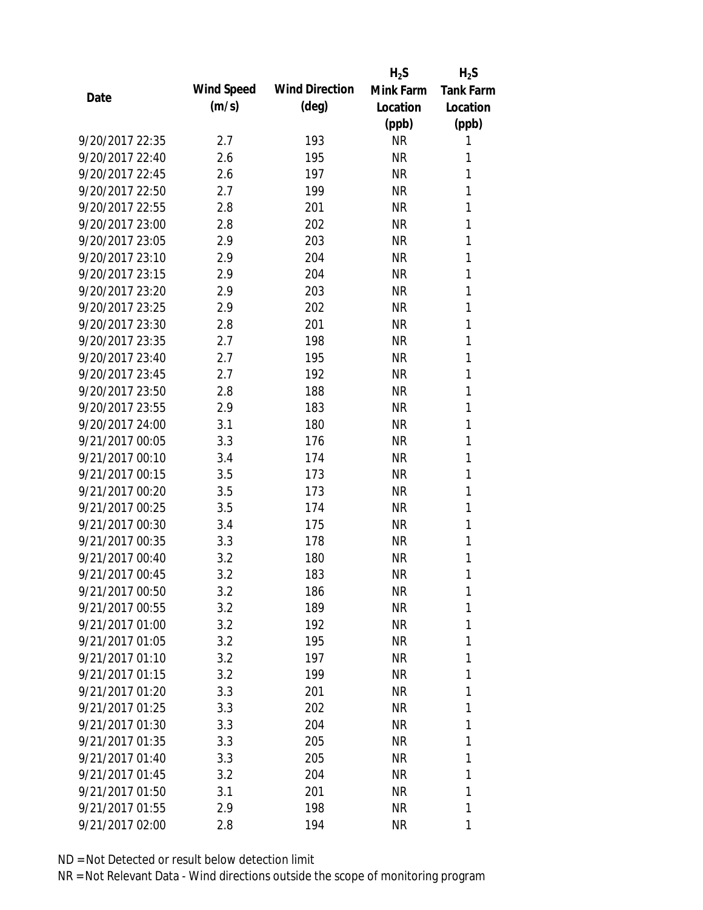| Date | Wind Speed (m/s) | Wind Direction (deg) | $H_2S$ Mink Farm Location (ppb) | $H_2S$ Tank Farm Location (ppb) |
|---|---|---|---|---|
| 9/20/2017 22:35 | 2.7 | 193 | NR | 1 |
| 9/20/2017 22:40 | 2.6 | 195 | NR | 1 |
| 9/20/2017 22:45 | 2.6 | 197 | NR | 1 |
| 9/20/2017 22:50 | 2.7 | 199 | NR | 1 |
| 9/20/2017 22:55 | 2.8 | 201 | NR | 1 |
| 9/20/2017 23:00 | 2.8 | 202 | NR | 1 |
| 9/20/2017 23:05 | 2.9 | 203 | NR | 1 |
| 9/20/2017 23:10 | 2.9 | 204 | NR | 1 |
| 9/20/2017 23:15 | 2.9 | 204 | NR | 1 |
| 9/20/2017 23:20 | 2.9 | 203 | NR | 1 |
| 9/20/2017 23:25 | 2.9 | 202 | NR | 1 |
| 9/20/2017 23:30 | 2.8 | 201 | NR | 1 |
| 9/20/2017 23:35 | 2.7 | 198 | NR | 1 |
| 9/20/2017 23:40 | 2.7 | 195 | NR | 1 |
| 9/20/2017 23:45 | 2.7 | 192 | NR | 1 |
| 9/20/2017 23:50 | 2.8 | 188 | NR | 1 |
| 9/20/2017 23:55 | 2.9 | 183 | NR | 1 |
| 9/20/2017 24:00 | 3.1 | 180 | NR | 1 |
| 9/21/2017 00:05 | 3.3 | 176 | NR | 1 |
| 9/21/2017 00:10 | 3.4 | 174 | NR | 1 |
| 9/21/2017 00:15 | 3.5 | 173 | NR | 1 |
| 9/21/2017 00:20 | 3.5 | 173 | NR | 1 |
| 9/21/2017 00:25 | 3.5 | 174 | NR | 1 |
| 9/21/2017 00:30 | 3.4 | 175 | NR | 1 |
| 9/21/2017 00:35 | 3.3 | 178 | NR | 1 |
| 9/21/2017 00:40 | 3.2 | 180 | NR | 1 |
| 9/21/2017 00:45 | 3.2 | 183 | NR | 1 |
| 9/21/2017 00:50 | 3.2 | 186 | NR | 1 |
| 9/21/2017 00:55 | 3.2 | 189 | NR | 1 |
| 9/21/2017 01:00 | 3.2 | 192 | NR | 1 |
| 9/21/2017 01:05 | 3.2 | 195 | NR | 1 |
| 9/21/2017 01:10 | 3.2 | 197 | NR | 1 |
| 9/21/2017 01:15 | 3.2 | 199 | NR | 1 |
| 9/21/2017 01:20 | 3.3 | 201 | NR | 1 |
| 9/21/2017 01:25 | 3.3 | 202 | NR | 1 |
| 9/21/2017 01:30 | 3.3 | 204 | NR | 1 |
| 9/21/2017 01:35 | 3.3 | 205 | NR | 1 |
| 9/21/2017 01:40 | 3.3 | 205 | NR | 1 |
| 9/21/2017 01:45 | 3.2 | 204 | NR | 1 |
| 9/21/2017 01:50 | 3.1 | 201 | NR | 1 |
| 9/21/2017 01:55 | 2.9 | 198 | NR | 1 |
| 9/21/2017 02:00 | 2.8 | 194 | NR | 1 |

ND = Not Detected or result below detection limit

NR = Not Relevant Data - Wind directions outside the scope of monitoring program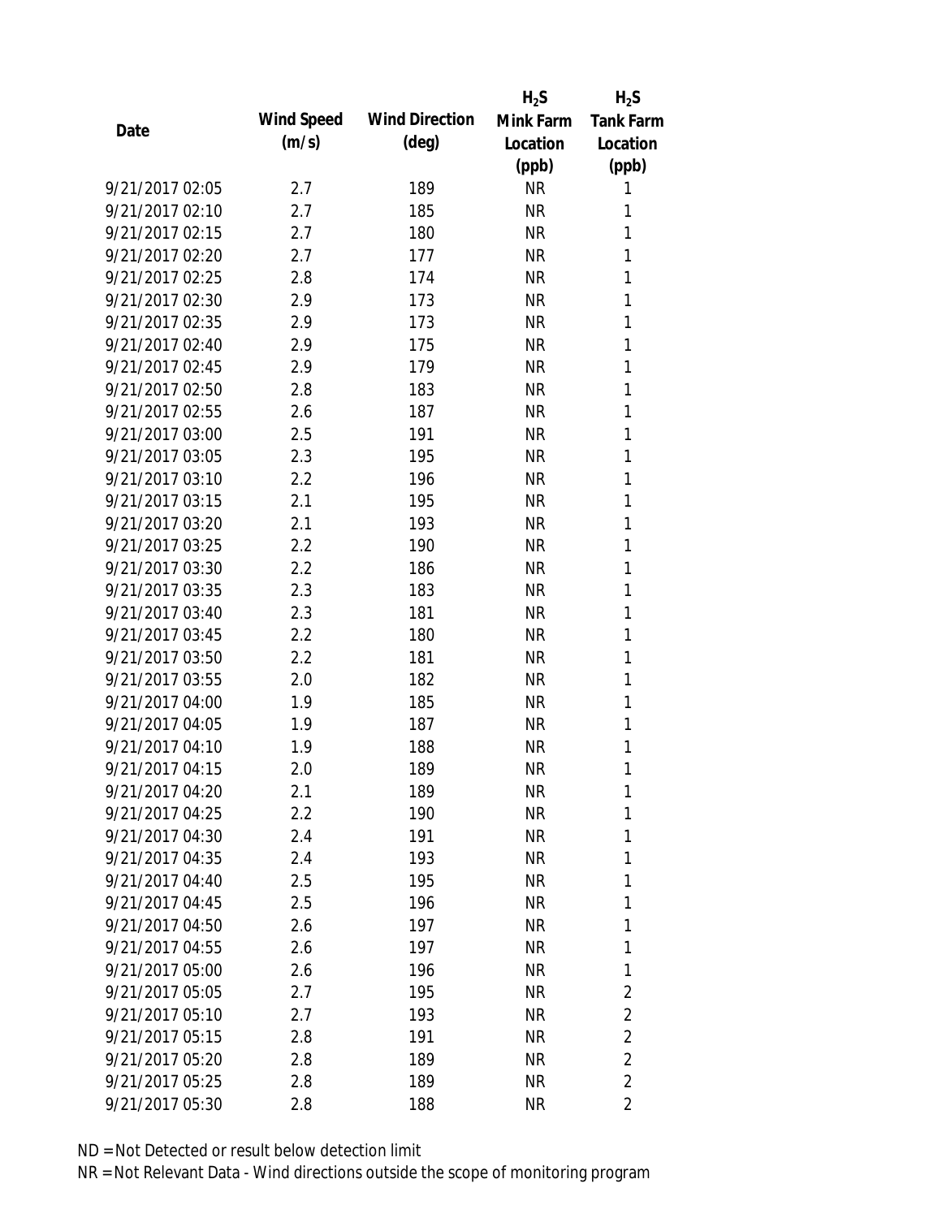| Date | Wind Speed (m/s) | Wind Direction (deg) | $H_2S$ Mink Farm Location (ppb) | $H_2S$ Tank Farm Location (ppb) |
|---|---|---|---|---|
| 9/21/2017 02:05 | 2.7 | 189 | NR | 1 |
| 9/21/2017 02:10 | 2.7 | 185 | NR | 1 |
| 9/21/2017 02:15 | 2.7 | 180 | NR | 1 |
| 9/21/2017 02:20 | 2.7 | 177 | NR | 1 |
| 9/21/2017 02:25 | 2.8 | 174 | NR | 1 |
| 9/21/2017 02:30 | 2.9 | 173 | NR | 1 |
| 9/21/2017 02:35 | 2.9 | 173 | NR | 1 |
| 9/21/2017 02:40 | 2.9 | 175 | NR | 1 |
| 9/21/2017 02:45 | 2.9 | 179 | NR | 1 |
| 9/21/2017 02:50 | 2.8 | 183 | NR | 1 |
| 9/21/2017 02:55 | 2.6 | 187 | NR | 1 |
| 9/21/2017 03:00 | 2.5 | 191 | NR | 1 |
| 9/21/2017 03:05 | 2.3 | 195 | NR | 1 |
| 9/21/2017 03:10 | 2.2 | 196 | NR | 1 |
| 9/21/2017 03:15 | 2.1 | 195 | NR | 1 |
| 9/21/2017 03:20 | 2.1 | 193 | NR | 1 |
| 9/21/2017 03:25 | 2.2 | 190 | NR | 1 |
| 9/21/2017 03:30 | 2.2 | 186 | NR | 1 |
| 9/21/2017 03:35 | 2.3 | 183 | NR | 1 |
| 9/21/2017 03:40 | 2.3 | 181 | NR | 1 |
| 9/21/2017 03:45 | 2.2 | 180 | NR | 1 |
| 9/21/2017 03:50 | 2.2 | 181 | NR | 1 |
| 9/21/2017 03:55 | 2.0 | 182 | NR | 1 |
| 9/21/2017 04:00 | 1.9 | 185 | NR | 1 |
| 9/21/2017 04:05 | 1.9 | 187 | NR | 1 |
| 9/21/2017 04:10 | 1.9 | 188 | NR | 1 |
| 9/21/2017 04:15 | 2.0 | 189 | NR | 1 |
| 9/21/2017 04:20 | 2.1 | 189 | NR | 1 |
| 9/21/2017 04:25 | 2.2 | 190 | NR | 1 |
| 9/21/2017 04:30 | 2.4 | 191 | NR | 1 |
| 9/21/2017 04:35 | 2.4 | 193 | NR | 1 |
| 9/21/2017 04:40 | 2.5 | 195 | NR | 1 |
| 9/21/2017 04:45 | 2.5 | 196 | NR | 1 |
| 9/21/2017 04:50 | 2.6 | 197 | NR | 1 |
| 9/21/2017 04:55 | 2.6 | 197 | NR | 1 |
| 9/21/2017 05:00 | 2.6 | 196 | NR | 1 |
| 9/21/2017 05:05 | 2.7 | 195 | NR | 2 |
| 9/21/2017 05:10 | 2.7 | 193 | NR | 2 |
| 9/21/2017 05:15 | 2.8 | 191 | NR | 2 |
| 9/21/2017 05:20 | 2.8 | 189 | NR | 2 |
| 9/21/2017 05:25 | 2.8 | 189 | NR | 2 |
| 9/21/2017 05:30 | 2.8 | 188 | NR | 2 |

ND = Not Detected or result below detection limit

NR = Not Relevant Data - Wind directions outside the scope of monitoring program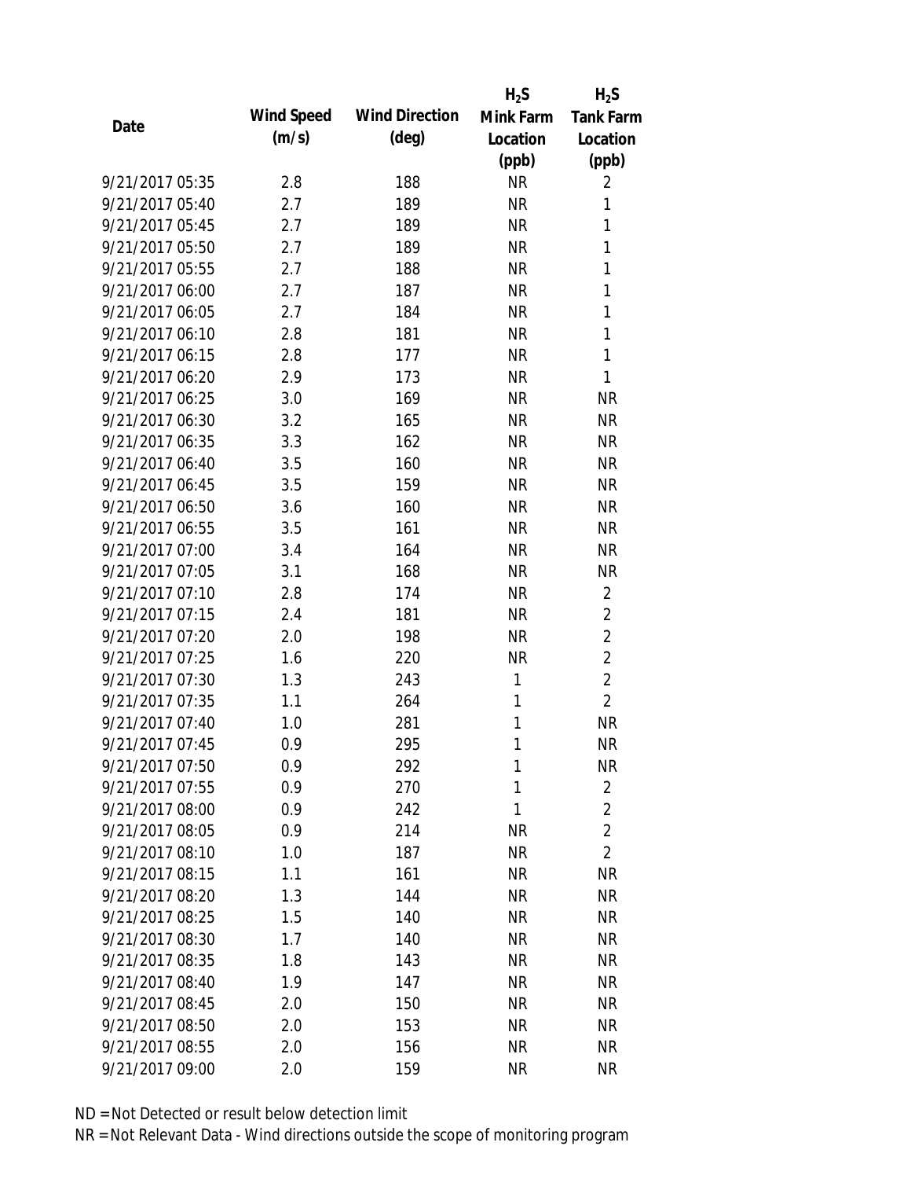| Date | Wind Speed (m/s) | Wind Direction (deg) | $H_2S$ Mink Farm Location (ppb) | $H_2S$ Tank Farm Location (ppb) |
|---|---|---|---|---|
| 9/21/2017 05:35 | 2.8 | 188 | NR | 2 |
| 9/21/2017 05:40 | 2.7 | 189 | NR | 1 |
| 9/21/2017 05:45 | 2.7 | 189 | NR | 1 |
| 9/21/2017 05:50 | 2.7 | 189 | NR | 1 |
| 9/21/2017 05:55 | 2.7 | 188 | NR | 1 |
| 9/21/2017 06:00 | 2.7 | 187 | NR | 1 |
| 9/21/2017 06:05 | 2.7 | 184 | NR | 1 |
| 9/21/2017 06:10 | 2.8 | 181 | NR | 1 |
| 9/21/2017 06:15 | 2.8 | 177 | NR | 1 |
| 9/21/2017 06:20 | 2.9 | 173 | NR | 1 |
| 9/21/2017 06:25 | 3.0 | 169 | NR | NR |
| 9/21/2017 06:30 | 3.2 | 165 | NR | NR |
| 9/21/2017 06:35 | 3.3 | 162 | NR | NR |
| 9/21/2017 06:40 | 3.5 | 160 | NR | NR |
| 9/21/2017 06:45 | 3.5 | 159 | NR | NR |
| 9/21/2017 06:50 | 3.6 | 160 | NR | NR |
| 9/21/2017 06:55 | 3.5 | 161 | NR | NR |
| 9/21/2017 07:00 | 3.4 | 164 | NR | NR |
| 9/21/2017 07:05 | 3.1 | 168 | NR | NR |
| 9/21/2017 07:10 | 2.8 | 174 | NR | 2 |
| 9/21/2017 07:15 | 2.4 | 181 | NR | 2 |
| 9/21/2017 07:20 | 2.0 | 198 | NR | 2 |
| 9/21/2017 07:25 | 1.6 | 220 | NR | 2 |
| 9/21/2017 07:30 | 1.3 | 243 | 1 | 2 |
| 9/21/2017 07:35 | 1.1 | 264 | 1 | 2 |
| 9/21/2017 07:40 | 1.0 | 281 | 1 | NR |
| 9/21/2017 07:45 | 0.9 | 295 | 1 | NR |
| 9/21/2017 07:50 | 0.9 | 292 | 1 | NR |
| 9/21/2017 07:55 | 0.9 | 270 | 1 | 2 |
| 9/21/2017 08:00 | 0.9 | 242 | 1 | 2 |
| 9/21/2017 08:05 | 0.9 | 214 | NR | 2 |
| 9/21/2017 08:10 | 1.0 | 187 | NR | 2 |
| 9/21/2017 08:15 | 1.1 | 161 | NR | NR |
| 9/21/2017 08:20 | 1.3 | 144 | NR | NR |
| 9/21/2017 08:25 | 1.5 | 140 | NR | NR |
| 9/21/2017 08:30 | 1.7 | 140 | NR | NR |
| 9/21/2017 08:35 | 1.8 | 143 | NR | NR |
| 9/21/2017 08:40 | 1.9 | 147 | NR | NR |
| 9/21/2017 08:45 | 2.0 | 150 | NR | NR |
| 9/21/2017 08:50 | 2.0 | 153 | NR | NR |
| 9/21/2017 08:55 | 2.0 | 156 | NR | NR |
| 9/21/2017 09:00 | 2.0 | 159 | NR | NR |

ND = Not Detected or result below detection limit

NR = Not Relevant Data - Wind directions outside the scope of monitoring program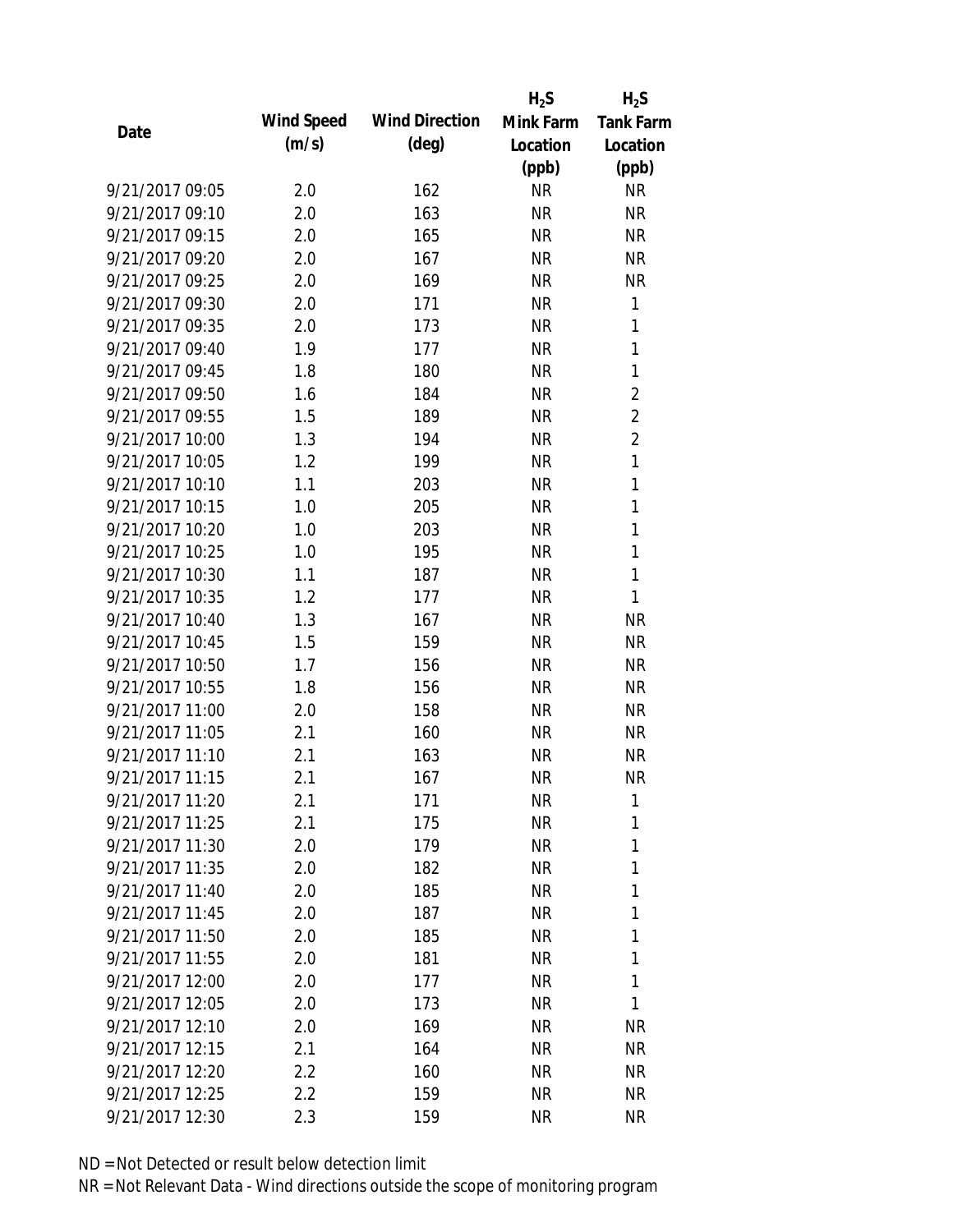| Date | Wind Speed (m/s) | Wind Direction (deg) | $H_2S$ Mink Farm Location (ppb) | $H_2S$ Tank Farm Location (ppb) |
|---|---|---|---|---|
| 9/21/2017 09:05 | 2.0 | 162 | NR | NR |
| 9/21/2017 09:10 | 2.0 | 163 | NR | NR |
| 9/21/2017 09:15 | 2.0 | 165 | NR | NR |
| 9/21/2017 09:20 | 2.0 | 167 | NR | NR |
| 9/21/2017 09:25 | 2.0 | 169 | NR | NR |
| 9/21/2017 09:30 | 2.0 | 171 | NR | 1 |
| 9/21/2017 09:35 | 2.0 | 173 | NR | 1 |
| 9/21/2017 09:40 | 1.9 | 177 | NR | 1 |
| 9/21/2017 09:45 | 1.8 | 180 | NR | 1 |
| 9/21/2017 09:50 | 1.6 | 184 | NR | 2 |
| 9/21/2017 09:55 | 1.5 | 189 | NR | 2 |
| 9/21/2017 10:00 | 1.3 | 194 | NR | 2 |
| 9/21/2017 10:05 | 1.2 | 199 | NR | 1 |
| 9/21/2017 10:10 | 1.1 | 203 | NR | 1 |
| 9/21/2017 10:15 | 1.0 | 205 | NR | 1 |
| 9/21/2017 10:20 | 1.0 | 203 | NR | 1 |
| 9/21/2017 10:25 | 1.0 | 195 | NR | 1 |
| 9/21/2017 10:30 | 1.1 | 187 | NR | 1 |
| 9/21/2017 10:35 | 1.2 | 177 | NR | 1 |
| 9/21/2017 10:40 | 1.3 | 167 | NR | NR |
| 9/21/2017 10:45 | 1.5 | 159 | NR | NR |
| 9/21/2017 10:50 | 1.7 | 156 | NR | NR |
| 9/21/2017 10:55 | 1.8 | 156 | NR | NR |
| 9/21/2017 11:00 | 2.0 | 158 | NR | NR |
| 9/21/2017 11:05 | 2.1 | 160 | NR | NR |
| 9/21/2017 11:10 | 2.1 | 163 | NR | NR |
| 9/21/2017 11:15 | 2.1 | 167 | NR | NR |
| 9/21/2017 11:20 | 2.1 | 171 | NR | 1 |
| 9/21/2017 11:25 | 2.1 | 175 | NR | 1 |
| 9/21/2017 11:30 | 2.0 | 179 | NR | 1 |
| 9/21/2017 11:35 | 2.0 | 182 | NR | 1 |
| 9/21/2017 11:40 | 2.0 | 185 | NR | 1 |
| 9/21/2017 11:45 | 2.0 | 187 | NR | 1 |
| 9/21/2017 11:50 | 2.0 | 185 | NR | 1 |
| 9/21/2017 11:55 | 2.0 | 181 | NR | 1 |
| 9/21/2017 12:00 | 2.0 | 177 | NR | 1 |
| 9/21/2017 12:05 | 2.0 | 173 | NR | 1 |
| 9/21/2017 12:10 | 2.0 | 169 | NR | NR |
| 9/21/2017 12:15 | 2.1 | 164 | NR | NR |
| 9/21/2017 12:20 | 2.2 | 160 | NR | NR |
| 9/21/2017 12:25 | 2.2 | 159 | NR | NR |
| 9/21/2017 12:30 | 2.3 | 159 | NR | NR |

ND = Not Detected or result below detection limit

NR = Not Relevant Data - Wind directions outside the scope of monitoring program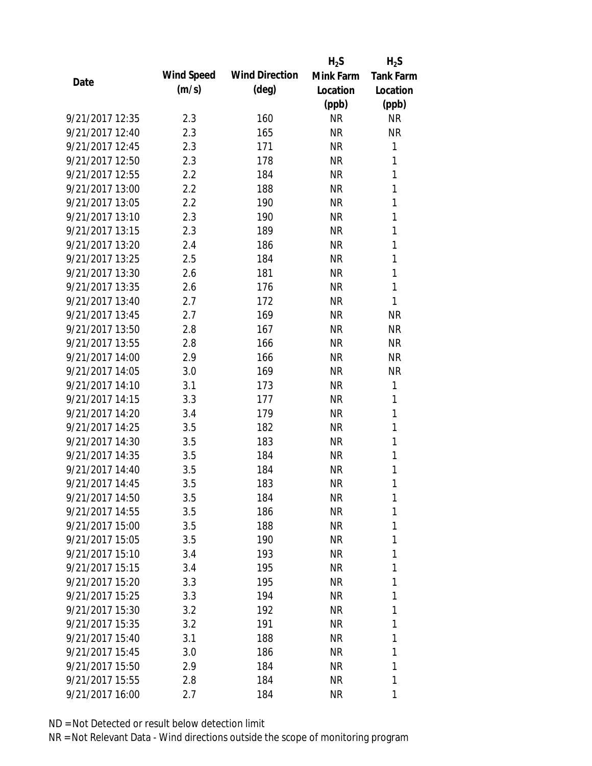| Date | Wind Speed (m/s) | Wind Direction (deg) | $H_2S$ Mink Farm Location (ppb) | $H_2S$ Tank Farm Location (ppb) |
|---|---|---|---|---|
| 9/21/2017 12:35 | 2.3 | 160 | NR | NR |
| 9/21/2017 12:40 | 2.3 | 165 | NR | NR |
| 9/21/2017 12:45 | 2.3 | 171 | NR | 1 |
| 9/21/2017 12:50 | 2.3 | 178 | NR | 1 |
| 9/21/2017 12:55 | 2.2 | 184 | NR | 1 |
| 9/21/2017 13:00 | 2.2 | 188 | NR | 1 |
| 9/21/2017 13:05 | 2.2 | 190 | NR | 1 |
| 9/21/2017 13:10 | 2.3 | 190 | NR | 1 |
| 9/21/2017 13:15 | 2.3 | 189 | NR | 1 |
| 9/21/2017 13:20 | 2.4 | 186 | NR | 1 |
| 9/21/2017 13:25 | 2.5 | 184 | NR | 1 |
| 9/21/2017 13:30 | 2.6 | 181 | NR | 1 |
| 9/21/2017 13:35 | 2.6 | 176 | NR | 1 |
| 9/21/2017 13:40 | 2.7 | 172 | NR | 1 |
| 9/21/2017 13:45 | 2.7 | 169 | NR | NR |
| 9/21/2017 13:50 | 2.8 | 167 | NR | NR |
| 9/21/2017 13:55 | 2.8 | 166 | NR | NR |
| 9/21/2017 14:00 | 2.9 | 166 | NR | NR |
| 9/21/2017 14:05 | 3.0 | 169 | NR | NR |
| 9/21/2017 14:10 | 3.1 | 173 | NR | 1 |
| 9/21/2017 14:15 | 3.3 | 177 | NR | 1 |
| 9/21/2017 14:20 | 3.4 | 179 | NR | 1 |
| 9/21/2017 14:25 | 3.5 | 182 | NR | 1 |
| 9/21/2017 14:30 | 3.5 | 183 | NR | 1 |
| 9/21/2017 14:35 | 3.5 | 184 | NR | 1 |
| 9/21/2017 14:40 | 3.5 | 184 | NR | 1 |
| 9/21/2017 14:45 | 3.5 | 183 | NR | 1 |
| 9/21/2017 14:50 | 3.5 | 184 | NR | 1 |
| 9/21/2017 14:55 | 3.5 | 186 | NR | 1 |
| 9/21/2017 15:00 | 3.5 | 188 | NR | 1 |
| 9/21/2017 15:05 | 3.5 | 190 | NR | 1 |
| 9/21/2017 15:10 | 3.4 | 193 | NR | 1 |
| 9/21/2017 15:15 | 3.4 | 195 | NR | 1 |
| 9/21/2017 15:20 | 3.3 | 195 | NR | 1 |
| 9/21/2017 15:25 | 3.3 | 194 | NR | 1 |
| 9/21/2017 15:30 | 3.2 | 192 | NR | 1 |
| 9/21/2017 15:35 | 3.2 | 191 | NR | 1 |
| 9/21/2017 15:40 | 3.1 | 188 | NR | 1 |
| 9/21/2017 15:45 | 3.0 | 186 | NR | 1 |
| 9/21/2017 15:50 | 2.9 | 184 | NR | 1 |
| 9/21/2017 15:55 | 2.8 | 184 | NR | 1 |
| 9/21/2017 16:00 | 2.7 | 184 | NR | 1 |

ND = Not Detected or result below detection limit

NR = Not Relevant Data - Wind directions outside the scope of monitoring program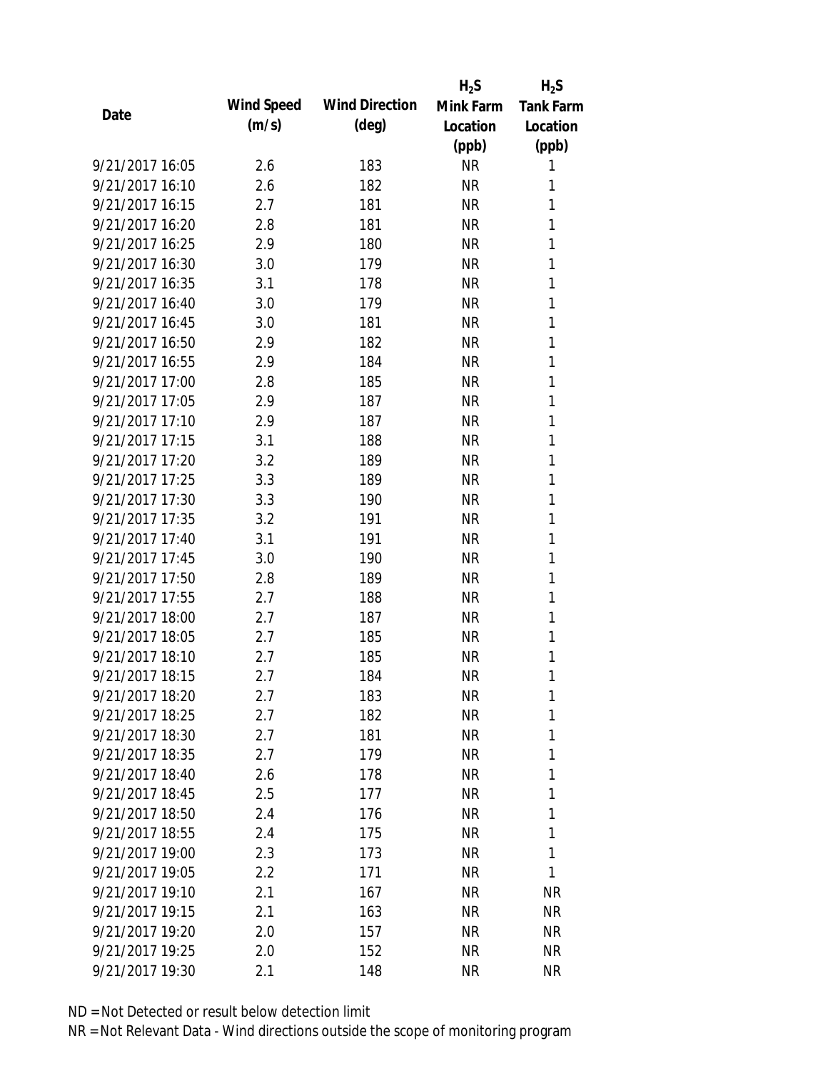| Date | Wind Speed (m/s) | Wind Direction (deg) | $H_2S$ Mink Farm Location (ppb) | $H_2S$ Tank Farm Location (ppb) |
|---|---|---|---|---|
| 9/21/2017 16:05 | 2.6 | 183 | NR | 1 |
| 9/21/2017 16:10 | 2.6 | 182 | NR | 1 |
| 9/21/2017 16:15 | 2.7 | 181 | NR | 1 |
| 9/21/2017 16:20 | 2.8 | 181 | NR | 1 |
| 9/21/2017 16:25 | 2.9 | 180 | NR | 1 |
| 9/21/2017 16:30 | 3.0 | 179 | NR | 1 |
| 9/21/2017 16:35 | 3.1 | 178 | NR | 1 |
| 9/21/2017 16:40 | 3.0 | 179 | NR | 1 |
| 9/21/2017 16:45 | 3.0 | 181 | NR | 1 |
| 9/21/2017 16:50 | 2.9 | 182 | NR | 1 |
| 9/21/2017 16:55 | 2.9 | 184 | NR | 1 |
| 9/21/2017 17:00 | 2.8 | 185 | NR | 1 |
| 9/21/2017 17:05 | 2.9 | 187 | NR | 1 |
| 9/21/2017 17:10 | 2.9 | 187 | NR | 1 |
| 9/21/2017 17:15 | 3.1 | 188 | NR | 1 |
| 9/21/2017 17:20 | 3.2 | 189 | NR | 1 |
| 9/21/2017 17:25 | 3.3 | 189 | NR | 1 |
| 9/21/2017 17:30 | 3.3 | 190 | NR | 1 |
| 9/21/2017 17:35 | 3.2 | 191 | NR | 1 |
| 9/21/2017 17:40 | 3.1 | 191 | NR | 1 |
| 9/21/2017 17:45 | 3.0 | 190 | NR | 1 |
| 9/21/2017 17:50 | 2.8 | 189 | NR | 1 |
| 9/21/2017 17:55 | 2.7 | 188 | NR | 1 |
| 9/21/2017 18:00 | 2.7 | 187 | NR | 1 |
| 9/21/2017 18:05 | 2.7 | 185 | NR | 1 |
| 9/21/2017 18:10 | 2.7 | 185 | NR | 1 |
| 9/21/2017 18:15 | 2.7 | 184 | NR | 1 |
| 9/21/2017 18:20 | 2.7 | 183 | NR | 1 |
| 9/21/2017 18:25 | 2.7 | 182 | NR | 1 |
| 9/21/2017 18:30 | 2.7 | 181 | NR | 1 |
| 9/21/2017 18:35 | 2.7 | 179 | NR | 1 |
| 9/21/2017 18:40 | 2.6 | 178 | NR | 1 |
| 9/21/2017 18:45 | 2.5 | 177 | NR | 1 |
| 9/21/2017 18:50 | 2.4 | 176 | NR | 1 |
| 9/21/2017 18:55 | 2.4 | 175 | NR | 1 |
| 9/21/2017 19:00 | 2.3 | 173 | NR | 1 |
| 9/21/2017 19:05 | 2.2 | 171 | NR | 1 |
| 9/21/2017 19:10 | 2.1 | 167 | NR | NR |
| 9/21/2017 19:15 | 2.1 | 163 | NR | NR |
| 9/21/2017 19:20 | 2.0 | 157 | NR | NR |
| 9/21/2017 19:25 | 2.0 | 152 | NR | NR |
| 9/21/2017 19:30 | 2.1 | 148 | NR | NR |

ND = Not Detected or result below detection limit

NR = Not Relevant Data - Wind directions outside the scope of monitoring program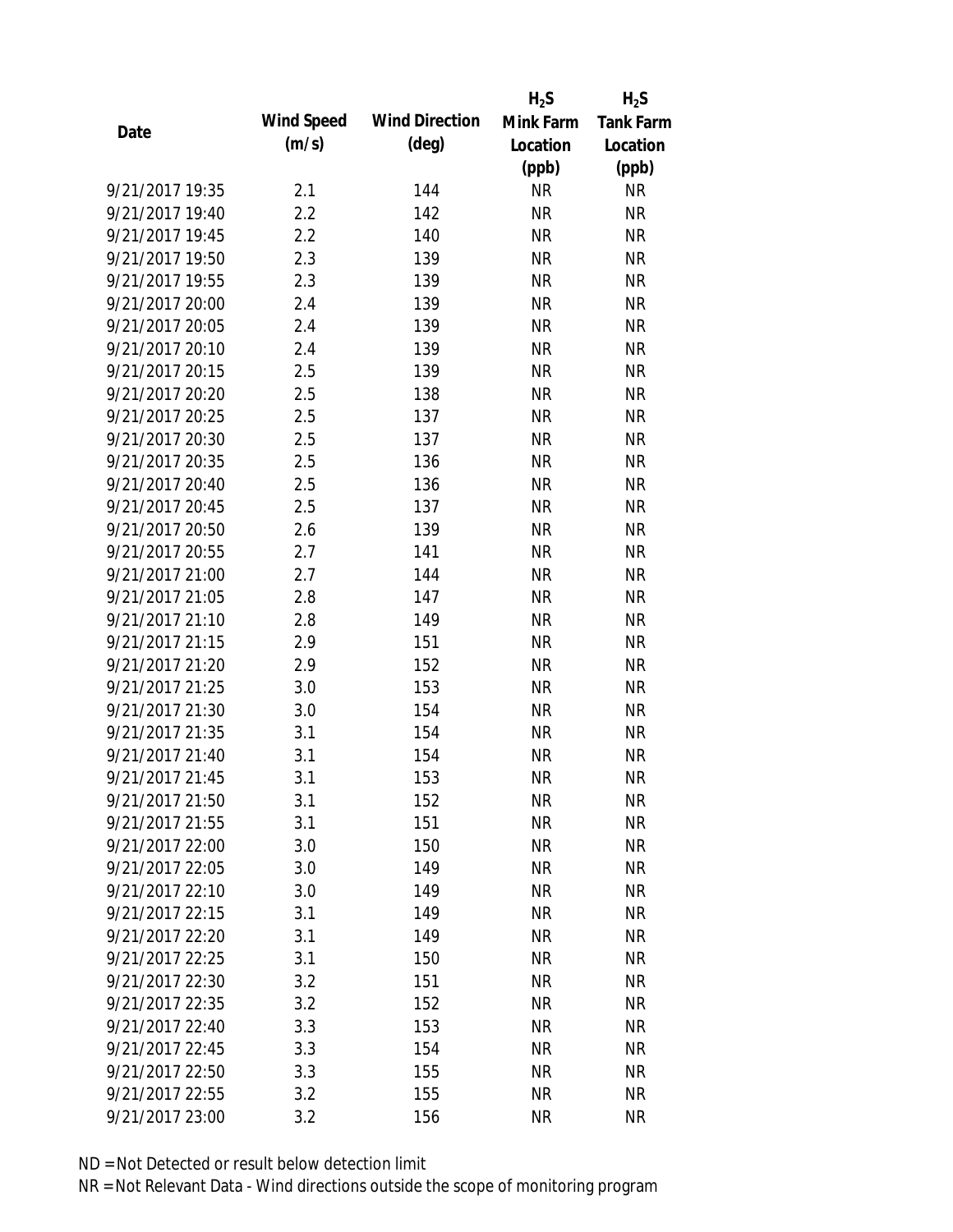| Date | Wind Speed (m/s) | Wind Direction (deg) | $H_2S$ Mink Farm Location (ppb) | $H_2S$ Tank Farm Location (ppb) |
|---|---|---|---|---|
| 9/21/2017 19:35 | 2.1 | 144 | NR | NR |
| 9/21/2017 19:40 | 2.2 | 142 | NR | NR |
| 9/21/2017 19:45 | 2.2 | 140 | NR | NR |
| 9/21/2017 19:50 | 2.3 | 139 | NR | NR |
| 9/21/2017 19:55 | 2.3 | 139 | NR | NR |
| 9/21/2017 20:00 | 2.4 | 139 | NR | NR |
| 9/21/2017 20:05 | 2.4 | 139 | NR | NR |
| 9/21/2017 20:10 | 2.4 | 139 | NR | NR |
| 9/21/2017 20:15 | 2.5 | 139 | NR | NR |
| 9/21/2017 20:20 | 2.5 | 138 | NR | NR |
| 9/21/2017 20:25 | 2.5 | 137 | NR | NR |
| 9/21/2017 20:30 | 2.5 | 137 | NR | NR |
| 9/21/2017 20:35 | 2.5 | 136 | NR | NR |
| 9/21/2017 20:40 | 2.5 | 136 | NR | NR |
| 9/21/2017 20:45 | 2.5 | 137 | NR | NR |
| 9/21/2017 20:50 | 2.6 | 139 | NR | NR |
| 9/21/2017 20:55 | 2.7 | 141 | NR | NR |
| 9/21/2017 21:00 | 2.7 | 144 | NR | NR |
| 9/21/2017 21:05 | 2.8 | 147 | NR | NR |
| 9/21/2017 21:10 | 2.8 | 149 | NR | NR |
| 9/21/2017 21:15 | 2.9 | 151 | NR | NR |
| 9/21/2017 21:20 | 2.9 | 152 | NR | NR |
| 9/21/2017 21:25 | 3.0 | 153 | NR | NR |
| 9/21/2017 21:30 | 3.0 | 154 | NR | NR |
| 9/21/2017 21:35 | 3.1 | 154 | NR | NR |
| 9/21/2017 21:40 | 3.1 | 154 | NR | NR |
| 9/21/2017 21:45 | 3.1 | 153 | NR | NR |
| 9/21/2017 21:50 | 3.1 | 152 | NR | NR |
| 9/21/2017 21:55 | 3.1 | 151 | NR | NR |
| 9/21/2017 22:00 | 3.0 | 150 | NR | NR |
| 9/21/2017 22:05 | 3.0 | 149 | NR | NR |
| 9/21/2017 22:10 | 3.0 | 149 | NR | NR |
| 9/21/2017 22:15 | 3.1 | 149 | NR | NR |
| 9/21/2017 22:20 | 3.1 | 149 | NR | NR |
| 9/21/2017 22:25 | 3.1 | 150 | NR | NR |
| 9/21/2017 22:30 | 3.2 | 151 | NR | NR |
| 9/21/2017 22:35 | 3.2 | 152 | NR | NR |
| 9/21/2017 22:40 | 3.3 | 153 | NR | NR |
| 9/21/2017 22:45 | 3.3 | 154 | NR | NR |
| 9/21/2017 22:50 | 3.3 | 155 | NR | NR |
| 9/21/2017 22:55 | 3.2 | 155 | NR | NR |
| 9/21/2017 23:00 | 3.2 | 156 | NR | NR |

ND = Not Detected or result below detection limit

NR = Not Relevant Data - Wind directions outside the scope of monitoring program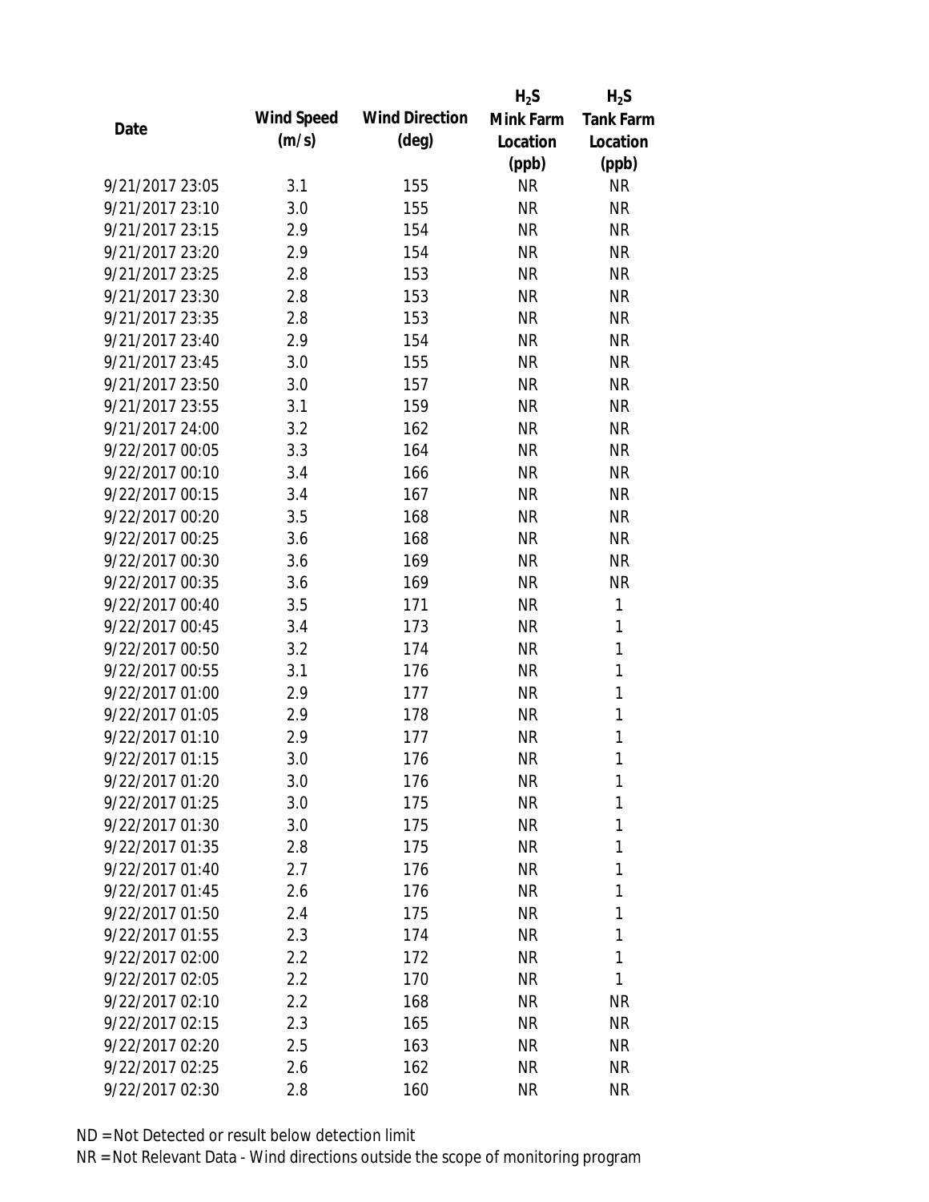| Date | Wind Speed (m/s) | Wind Direction (deg) | $H_2S$ Mink Farm Location (ppb) | $H_2S$ Tank Farm Location (ppb) |
|---|---|---|---|---|
| 9/21/2017 23:05 | 3.1 | 155 | NR | NR |
| 9/21/2017 23:10 | 3.0 | 155 | NR | NR |
| 9/21/2017 23:15 | 2.9 | 154 | NR | NR |
| 9/21/2017 23:20 | 2.9 | 154 | NR | NR |
| 9/21/2017 23:25 | 2.8 | 153 | NR | NR |
| 9/21/2017 23:30 | 2.8 | 153 | NR | NR |
| 9/21/2017 23:35 | 2.8 | 153 | NR | NR |
| 9/21/2017 23:40 | 2.9 | 154 | NR | NR |
| 9/21/2017 23:45 | 3.0 | 155 | NR | NR |
| 9/21/2017 23:50 | 3.0 | 157 | NR | NR |
| 9/21/2017 23:55 | 3.1 | 159 | NR | NR |
| 9/21/2017 24:00 | 3.2 | 162 | NR | NR |
| 9/22/2017 00:05 | 3.3 | 164 | NR | NR |
| 9/22/2017 00:10 | 3.4 | 166 | NR | NR |
| 9/22/2017 00:15 | 3.4 | 167 | NR | NR |
| 9/22/2017 00:20 | 3.5 | 168 | NR | NR |
| 9/22/2017 00:25 | 3.6 | 168 | NR | NR |
| 9/22/2017 00:30 | 3.6 | 169 | NR | NR |
| 9/22/2017 00:35 | 3.6 | 169 | NR | NR |
| 9/22/2017 00:40 | 3.5 | 171 | NR | 1 |
| 9/22/2017 00:45 | 3.4 | 173 | NR | 1 |
| 9/22/2017 00:50 | 3.2 | 174 | NR | 1 |
| 9/22/2017 00:55 | 3.1 | 176 | NR | 1 |
| 9/22/2017 01:00 | 2.9 | 177 | NR | 1 |
| 9/22/2017 01:05 | 2.9 | 178 | NR | 1 |
| 9/22/2017 01:10 | 2.9 | 177 | NR | 1 |
| 9/22/2017 01:15 | 3.0 | 176 | NR | 1 |
| 9/22/2017 01:20 | 3.0 | 176 | NR | 1 |
| 9/22/2017 01:25 | 3.0 | 175 | NR | 1 |
| 9/22/2017 01:30 | 3.0 | 175 | NR | 1 |
| 9/22/2017 01:35 | 2.8 | 175 | NR | 1 |
| 9/22/2017 01:40 | 2.7 | 176 | NR | 1 |
| 9/22/2017 01:45 | 2.6 | 176 | NR | 1 |
| 9/22/2017 01:50 | 2.4 | 175 | NR | 1 |
| 9/22/2017 01:55 | 2.3 | 174 | NR | 1 |
| 9/22/2017 02:00 | 2.2 | 172 | NR | 1 |
| 9/22/2017 02:05 | 2.2 | 170 | NR | 1 |
| 9/22/2017 02:10 | 2.2 | 168 | NR | NR |
| 9/22/2017 02:15 | 2.3 | 165 | NR | NR |
| 9/22/2017 02:20 | 2.5 | 163 | NR | NR |
| 9/22/2017 02:25 | 2.6 | 162 | NR | NR |
| 9/22/2017 02:30 | 2.8 | 160 | NR | NR |

ND = Not Detected or result below detection limit

NR = Not Relevant Data - Wind directions outside the scope of monitoring program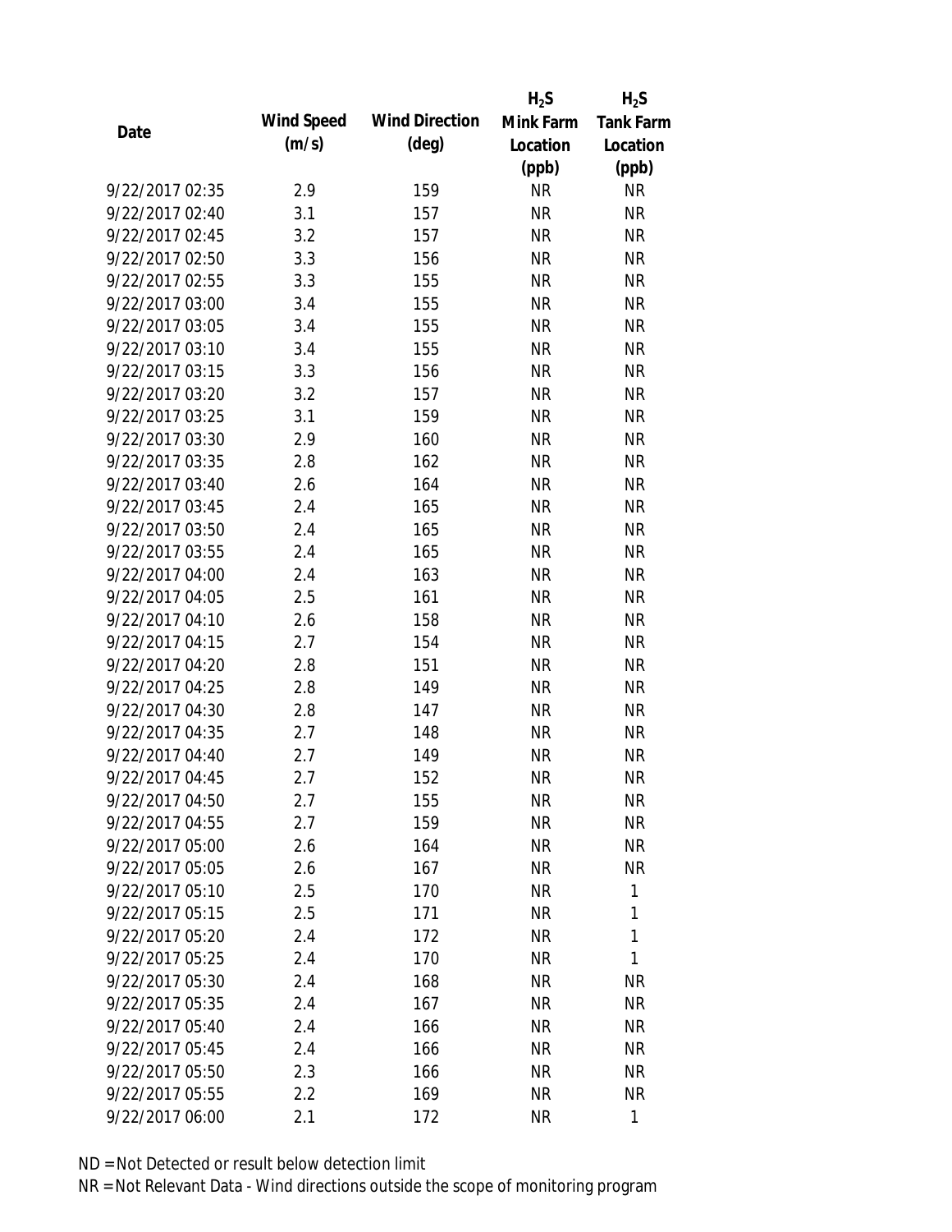| Date | Wind Speed (m/s) | Wind Direction (deg) | $H_2S$ Mink Farm Location (ppb) | $H_2S$ Tank Farm Location (ppb) |
|---|---|---|---|---|
| 9/22/2017 02:35 | 2.9 | 159 | NR | NR |
| 9/22/2017 02:40 | 3.1 | 157 | NR | NR |
| 9/22/2017 02:45 | 3.2 | 157 | NR | NR |
| 9/22/2017 02:50 | 3.3 | 156 | NR | NR |
| 9/22/2017 02:55 | 3.3 | 155 | NR | NR |
| 9/22/2017 03:00 | 3.4 | 155 | NR | NR |
| 9/22/2017 03:05 | 3.4 | 155 | NR | NR |
| 9/22/2017 03:10 | 3.4 | 155 | NR | NR |
| 9/22/2017 03:15 | 3.3 | 156 | NR | NR |
| 9/22/2017 03:20 | 3.2 | 157 | NR | NR |
| 9/22/2017 03:25 | 3.1 | 159 | NR | NR |
| 9/22/2017 03:30 | 2.9 | 160 | NR | NR |
| 9/22/2017 03:35 | 2.8 | 162 | NR | NR |
| 9/22/2017 03:40 | 2.6 | 164 | NR | NR |
| 9/22/2017 03:45 | 2.4 | 165 | NR | NR |
| 9/22/2017 03:50 | 2.4 | 165 | NR | NR |
| 9/22/2017 03:55 | 2.4 | 165 | NR | NR |
| 9/22/2017 04:00 | 2.4 | 163 | NR | NR |
| 9/22/2017 04:05 | 2.5 | 161 | NR | NR |
| 9/22/2017 04:10 | 2.6 | 158 | NR | NR |
| 9/22/2017 04:15 | 2.7 | 154 | NR | NR |
| 9/22/2017 04:20 | 2.8 | 151 | NR | NR |
| 9/22/2017 04:25 | 2.8 | 149 | NR | NR |
| 9/22/2017 04:30 | 2.8 | 147 | NR | NR |
| 9/22/2017 04:35 | 2.7 | 148 | NR | NR |
| 9/22/2017 04:40 | 2.7 | 149 | NR | NR |
| 9/22/2017 04:45 | 2.7 | 152 | NR | NR |
| 9/22/2017 04:50 | 2.7 | 155 | NR | NR |
| 9/22/2017 04:55 | 2.7 | 159 | NR | NR |
| 9/22/2017 05:00 | 2.6 | 164 | NR | NR |
| 9/22/2017 05:05 | 2.6 | 167 | NR | NR |
| 9/22/2017 05:10 | 2.5 | 170 | NR | 1 |
| 9/22/2017 05:15 | 2.5 | 171 | NR | 1 |
| 9/22/2017 05:20 | 2.4 | 172 | NR | 1 |
| 9/22/2017 05:25 | 2.4 | 170 | NR | 1 |
| 9/22/2017 05:30 | 2.4 | 168 | NR | NR |
| 9/22/2017 05:35 | 2.4 | 167 | NR | NR |
| 9/22/2017 05:40 | 2.4 | 166 | NR | NR |
| 9/22/2017 05:45 | 2.4 | 166 | NR | NR |
| 9/22/2017 05:50 | 2.3 | 166 | NR | NR |
| 9/22/2017 05:55 | 2.2 | 169 | NR | NR |
| 9/22/2017 06:00 | 2.1 | 172 | NR | 1 |

ND = Not Detected or result below detection limit

NR = Not Relevant Data - Wind directions outside the scope of monitoring program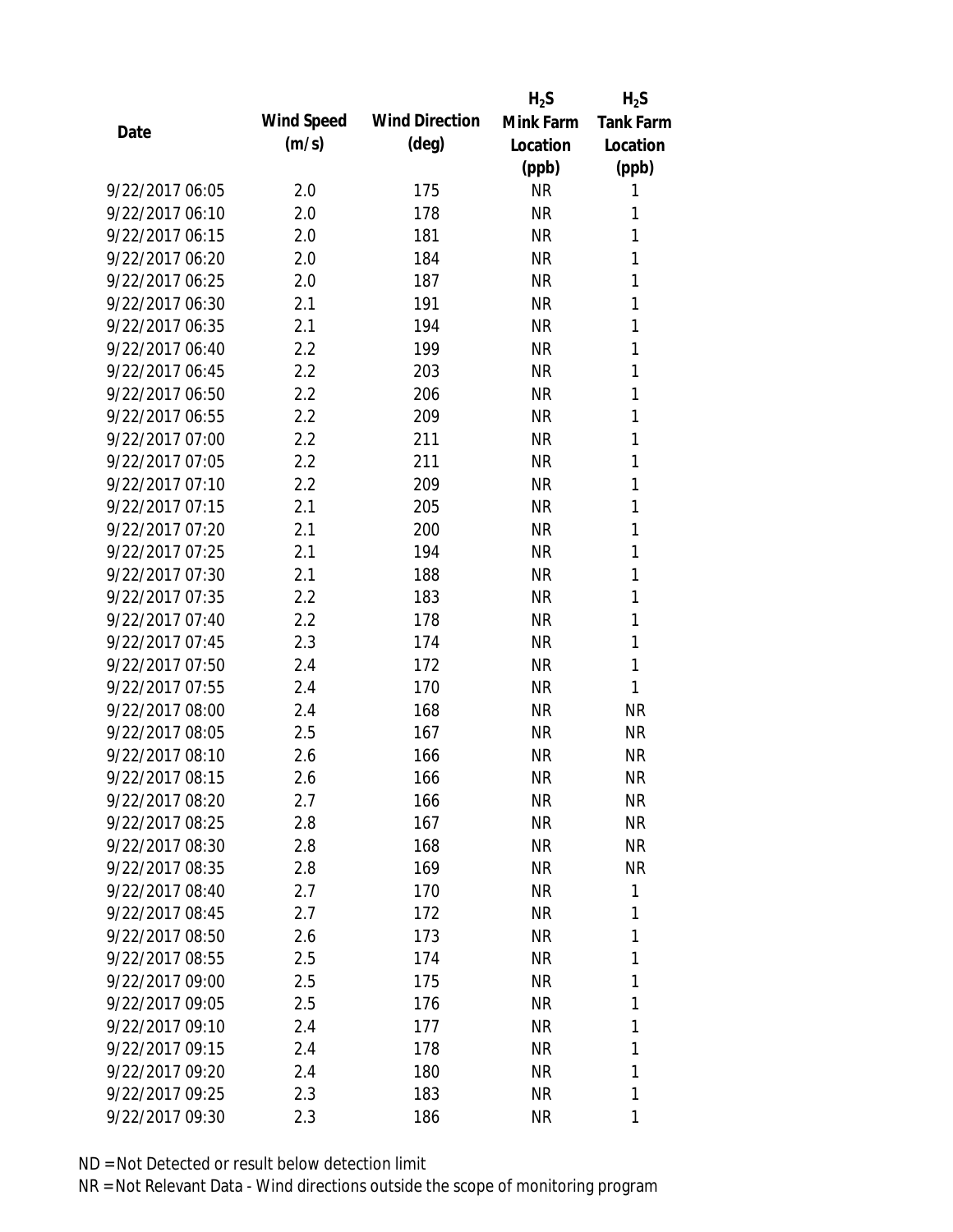| Date | Wind Speed (m/s) | Wind Direction (deg) | $H_2S$ Mink Farm Location (ppb) | $H_2S$ Tank Farm Location (ppb) |
|---|---|---|---|---|
| 9/22/2017 06:05 | 2.0 | 175 | NR | 1 |
| 9/22/2017 06:10 | 2.0 | 178 | NR | 1 |
| 9/22/2017 06:15 | 2.0 | 181 | NR | 1 |
| 9/22/2017 06:20 | 2.0 | 184 | NR | 1 |
| 9/22/2017 06:25 | 2.0 | 187 | NR | 1 |
| 9/22/2017 06:30 | 2.1 | 191 | NR | 1 |
| 9/22/2017 06:35 | 2.1 | 194 | NR | 1 |
| 9/22/2017 06:40 | 2.2 | 199 | NR | 1 |
| 9/22/2017 06:45 | 2.2 | 203 | NR | 1 |
| 9/22/2017 06:50 | 2.2 | 206 | NR | 1 |
| 9/22/2017 06:55 | 2.2 | 209 | NR | 1 |
| 9/22/2017 07:00 | 2.2 | 211 | NR | 1 |
| 9/22/2017 07:05 | 2.2 | 211 | NR | 1 |
| 9/22/2017 07:10 | 2.2 | 209 | NR | 1 |
| 9/22/2017 07:15 | 2.1 | 205 | NR | 1 |
| 9/22/2017 07:20 | 2.1 | 200 | NR | 1 |
| 9/22/2017 07:25 | 2.1 | 194 | NR | 1 |
| 9/22/2017 07:30 | 2.1 | 188 | NR | 1 |
| 9/22/2017 07:35 | 2.2 | 183 | NR | 1 |
| 9/22/2017 07:40 | 2.2 | 178 | NR | 1 |
| 9/22/2017 07:45 | 2.3 | 174 | NR | 1 |
| 9/22/2017 07:50 | 2.4 | 172 | NR | 1 |
| 9/22/2017 07:55 | 2.4 | 170 | NR | 1 |
| 9/22/2017 08:00 | 2.4 | 168 | NR | NR |
| 9/22/2017 08:05 | 2.5 | 167 | NR | NR |
| 9/22/2017 08:10 | 2.6 | 166 | NR | NR |
| 9/22/2017 08:15 | 2.6 | 166 | NR | NR |
| 9/22/2017 08:20 | 2.7 | 166 | NR | NR |
| 9/22/2017 08:25 | 2.8 | 167 | NR | NR |
| 9/22/2017 08:30 | 2.8 | 168 | NR | NR |
| 9/22/2017 08:35 | 2.8 | 169 | NR | NR |
| 9/22/2017 08:40 | 2.7 | 170 | NR | 1 |
| 9/22/2017 08:45 | 2.7 | 172 | NR | 1 |
| 9/22/2017 08:50 | 2.6 | 173 | NR | 1 |
| 9/22/2017 08:55 | 2.5 | 174 | NR | 1 |
| 9/22/2017 09:00 | 2.5 | 175 | NR | 1 |
| 9/22/2017 09:05 | 2.5 | 176 | NR | 1 |
| 9/22/2017 09:10 | 2.4 | 177 | NR | 1 |
| 9/22/2017 09:15 | 2.4 | 178 | NR | 1 |
| 9/22/2017 09:20 | 2.4 | 180 | NR | 1 |
| 9/22/2017 09:25 | 2.3 | 183 | NR | 1 |
| 9/22/2017 09:30 | 2.3 | 186 | NR | 1 |

ND = Not Detected or result below detection limit

NR = Not Relevant Data - Wind directions outside the scope of monitoring program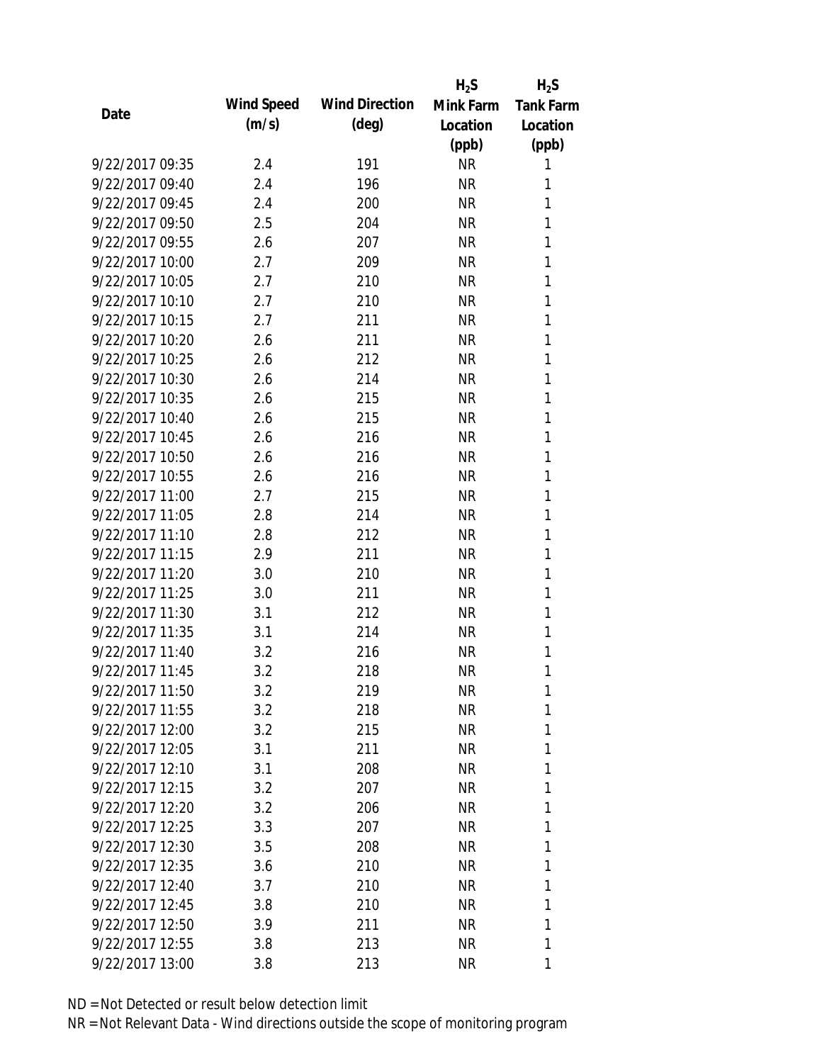| Date | Wind Speed (m/s) | Wind Direction (deg) | $H_2S$ Mink Farm Location (ppb) | $H_2S$ Tank Farm Location (ppb) |
|---|---|---|---|---|
| 9/22/2017 09:35 | 2.4 | 191 | NR | 1 |
| 9/22/2017 09:40 | 2.4 | 196 | NR | 1 |
| 9/22/2017 09:45 | 2.4 | 200 | NR | 1 |
| 9/22/2017 09:50 | 2.5 | 204 | NR | 1 |
| 9/22/2017 09:55 | 2.6 | 207 | NR | 1 |
| 9/22/2017 10:00 | 2.7 | 209 | NR | 1 |
| 9/22/2017 10:05 | 2.7 | 210 | NR | 1 |
| 9/22/2017 10:10 | 2.7 | 210 | NR | 1 |
| 9/22/2017 10:15 | 2.7 | 211 | NR | 1 |
| 9/22/2017 10:20 | 2.6 | 211 | NR | 1 |
| 9/22/2017 10:25 | 2.6 | 212 | NR | 1 |
| 9/22/2017 10:30 | 2.6 | 214 | NR | 1 |
| 9/22/2017 10:35 | 2.6 | 215 | NR | 1 |
| 9/22/2017 10:40 | 2.6 | 215 | NR | 1 |
| 9/22/2017 10:45 | 2.6 | 216 | NR | 1 |
| 9/22/2017 10:50 | 2.6 | 216 | NR | 1 |
| 9/22/2017 10:55 | 2.6 | 216 | NR | 1 |
| 9/22/2017 11:00 | 2.7 | 215 | NR | 1 |
| 9/22/2017 11:05 | 2.8 | 214 | NR | 1 |
| 9/22/2017 11:10 | 2.8 | 212 | NR | 1 |
| 9/22/2017 11:15 | 2.9 | 211 | NR | 1 |
| 9/22/2017 11:20 | 3.0 | 210 | NR | 1 |
| 9/22/2017 11:25 | 3.0 | 211 | NR | 1 |
| 9/22/2017 11:30 | 3.1 | 212 | NR | 1 |
| 9/22/2017 11:35 | 3.1 | 214 | NR | 1 |
| 9/22/2017 11:40 | 3.2 | 216 | NR | 1 |
| 9/22/2017 11:45 | 3.2 | 218 | NR | 1 |
| 9/22/2017 11:50 | 3.2 | 219 | NR | 1 |
| 9/22/2017 11:55 | 3.2 | 218 | NR | 1 |
| 9/22/2017 12:00 | 3.2 | 215 | NR | 1 |
| 9/22/2017 12:05 | 3.1 | 211 | NR | 1 |
| 9/22/2017 12:10 | 3.1 | 208 | NR | 1 |
| 9/22/2017 12:15 | 3.2 | 207 | NR | 1 |
| 9/22/2017 12:20 | 3.2 | 206 | NR | 1 |
| 9/22/2017 12:25 | 3.3 | 207 | NR | 1 |
| 9/22/2017 12:30 | 3.5 | 208 | NR | 1 |
| 9/22/2017 12:35 | 3.6 | 210 | NR | 1 |
| 9/22/2017 12:40 | 3.7 | 210 | NR | 1 |
| 9/22/2017 12:45 | 3.8 | 210 | NR | 1 |
| 9/22/2017 12:50 | 3.9 | 211 | NR | 1 |
| 9/22/2017 12:55 | 3.8 | 213 | NR | 1 |
| 9/22/2017 13:00 | 3.8 | 213 | NR | 1 |

ND = Not Detected or result below detection limit

NR = Not Relevant Data - Wind directions outside the scope of monitoring program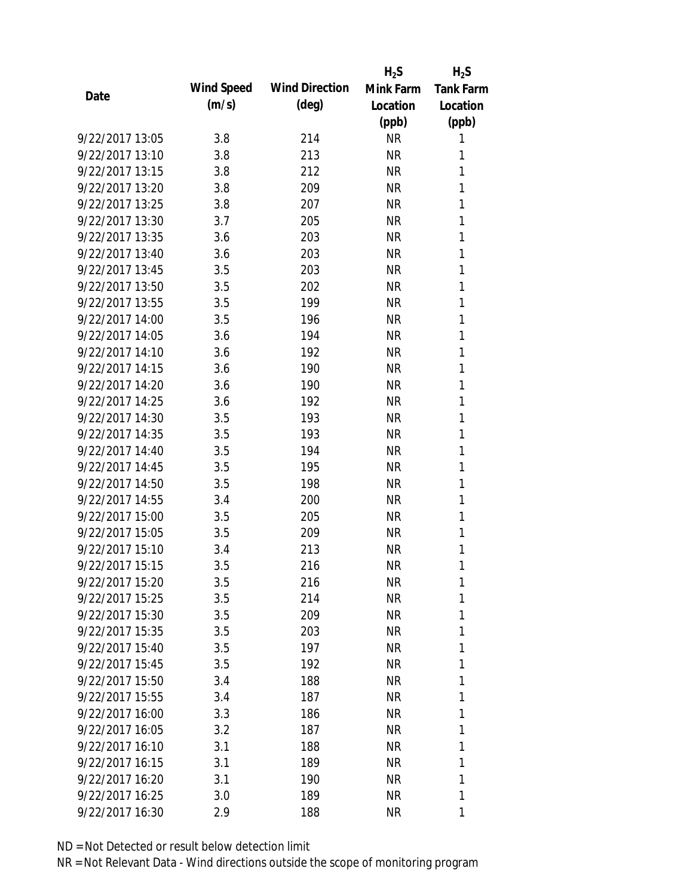| Date | Wind Speed (m/s) | Wind Direction (deg) | $H_2S$ Mink Farm Location (ppb) | $H_2S$ Tank Farm Location (ppb) |
|---|---|---|---|---|
| 9/22/2017 13:05 | 3.8 | 214 | NR | 1 |
| 9/22/2017 13:10 | 3.8 | 213 | NR | 1 |
| 9/22/2017 13:15 | 3.8 | 212 | NR | 1 |
| 9/22/2017 13:20 | 3.8 | 209 | NR | 1 |
| 9/22/2017 13:25 | 3.8 | 207 | NR | 1 |
| 9/22/2017 13:30 | 3.7 | 205 | NR | 1 |
| 9/22/2017 13:35 | 3.6 | 203 | NR | 1 |
| 9/22/2017 13:40 | 3.6 | 203 | NR | 1 |
| 9/22/2017 13:45 | 3.5 | 203 | NR | 1 |
| 9/22/2017 13:50 | 3.5 | 202 | NR | 1 |
| 9/22/2017 13:55 | 3.5 | 199 | NR | 1 |
| 9/22/2017 14:00 | 3.5 | 196 | NR | 1 |
| 9/22/2017 14:05 | 3.6 | 194 | NR | 1 |
| 9/22/2017 14:10 | 3.6 | 192 | NR | 1 |
| 9/22/2017 14:15 | 3.6 | 190 | NR | 1 |
| 9/22/2017 14:20 | 3.6 | 190 | NR | 1 |
| 9/22/2017 14:25 | 3.6 | 192 | NR | 1 |
| 9/22/2017 14:30 | 3.5 | 193 | NR | 1 |
| 9/22/2017 14:35 | 3.5 | 193 | NR | 1 |
| 9/22/2017 14:40 | 3.5 | 194 | NR | 1 |
| 9/22/2017 14:45 | 3.5 | 195 | NR | 1 |
| 9/22/2017 14:50 | 3.5 | 198 | NR | 1 |
| 9/22/2017 14:55 | 3.4 | 200 | NR | 1 |
| 9/22/2017 15:00 | 3.5 | 205 | NR | 1 |
| 9/22/2017 15:05 | 3.5 | 209 | NR | 1 |
| 9/22/2017 15:10 | 3.4 | 213 | NR | 1 |
| 9/22/2017 15:15 | 3.5 | 216 | NR | 1 |
| 9/22/2017 15:20 | 3.5 | 216 | NR | 1 |
| 9/22/2017 15:25 | 3.5 | 214 | NR | 1 |
| 9/22/2017 15:30 | 3.5 | 209 | NR | 1 |
| 9/22/2017 15:35 | 3.5 | 203 | NR | 1 |
| 9/22/2017 15:40 | 3.5 | 197 | NR | 1 |
| 9/22/2017 15:45 | 3.5 | 192 | NR | 1 |
| 9/22/2017 15:50 | 3.4 | 188 | NR | 1 |
| 9/22/2017 15:55 | 3.4 | 187 | NR | 1 |
| 9/22/2017 16:00 | 3.3 | 186 | NR | 1 |
| 9/22/2017 16:05 | 3.2 | 187 | NR | 1 |
| 9/22/2017 16:10 | 3.1 | 188 | NR | 1 |
| 9/22/2017 16:15 | 3.1 | 189 | NR | 1 |
| 9/22/2017 16:20 | 3.1 | 190 | NR | 1 |
| 9/22/2017 16:25 | 3.0 | 189 | NR | 1 |
| 9/22/2017 16:30 | 2.9 | 188 | NR | 1 |

ND = Not Detected or result below detection limit

NR = Not Relevant Data - Wind directions outside the scope of monitoring program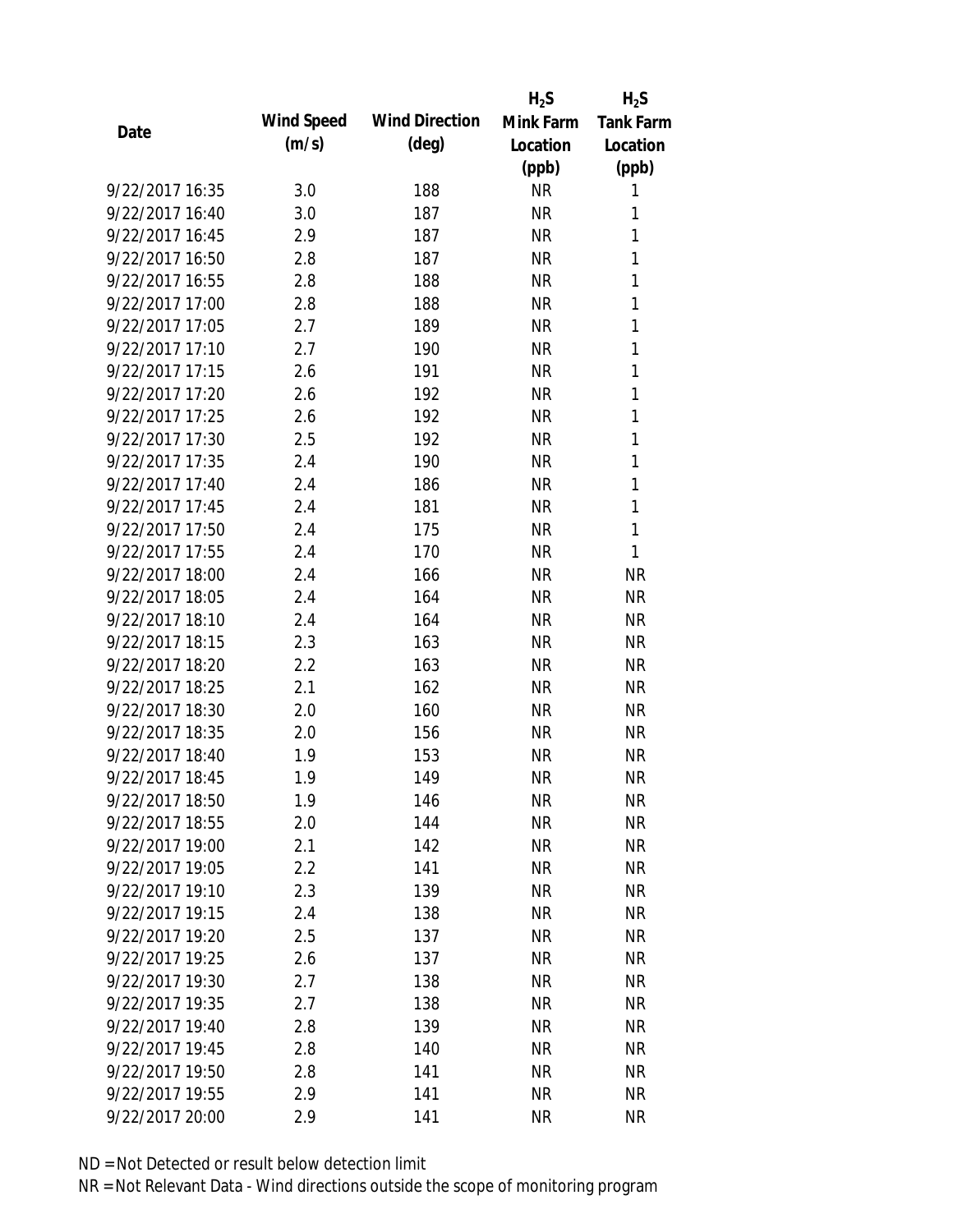| Date | Wind Speed (m/s) | Wind Direction (deg) | $H_2S$ Mink Farm Location (ppb) | $H_2S$ Tank Farm Location (ppb) |
|---|---|---|---|---|
| 9/22/2017 16:35 | 3.0 | 188 | NR | 1 |
| 9/22/2017 16:40 | 3.0 | 187 | NR | 1 |
| 9/22/2017 16:45 | 2.9 | 187 | NR | 1 |
| 9/22/2017 16:50 | 2.8 | 187 | NR | 1 |
| 9/22/2017 16:55 | 2.8 | 188 | NR | 1 |
| 9/22/2017 17:00 | 2.8 | 188 | NR | 1 |
| 9/22/2017 17:05 | 2.7 | 189 | NR | 1 |
| 9/22/2017 17:10 | 2.7 | 190 | NR | 1 |
| 9/22/2017 17:15 | 2.6 | 191 | NR | 1 |
| 9/22/2017 17:20 | 2.6 | 192 | NR | 1 |
| 9/22/2017 17:25 | 2.6 | 192 | NR | 1 |
| 9/22/2017 17:30 | 2.5 | 192 | NR | 1 |
| 9/22/2017 17:35 | 2.4 | 190 | NR | 1 |
| 9/22/2017 17:40 | 2.4 | 186 | NR | 1 |
| 9/22/2017 17:45 | 2.4 | 181 | NR | 1 |
| 9/22/2017 17:50 | 2.4 | 175 | NR | 1 |
| 9/22/2017 17:55 | 2.4 | 170 | NR | 1 |
| 9/22/2017 18:00 | 2.4 | 166 | NR | NR |
| 9/22/2017 18:05 | 2.4 | 164 | NR | NR |
| 9/22/2017 18:10 | 2.4 | 164 | NR | NR |
| 9/22/2017 18:15 | 2.3 | 163 | NR | NR |
| 9/22/2017 18:20 | 2.2 | 163 | NR | NR |
| 9/22/2017 18:25 | 2.1 | 162 | NR | NR |
| 9/22/2017 18:30 | 2.0 | 160 | NR | NR |
| 9/22/2017 18:35 | 2.0 | 156 | NR | NR |
| 9/22/2017 18:40 | 1.9 | 153 | NR | NR |
| 9/22/2017 18:45 | 1.9 | 149 | NR | NR |
| 9/22/2017 18:50 | 1.9 | 146 | NR | NR |
| 9/22/2017 18:55 | 2.0 | 144 | NR | NR |
| 9/22/2017 19:00 | 2.1 | 142 | NR | NR |
| 9/22/2017 19:05 | 2.2 | 141 | NR | NR |
| 9/22/2017 19:10 | 2.3 | 139 | NR | NR |
| 9/22/2017 19:15 | 2.4 | 138 | NR | NR |
| 9/22/2017 19:20 | 2.5 | 137 | NR | NR |
| 9/22/2017 19:25 | 2.6 | 137 | NR | NR |
| 9/22/2017 19:30 | 2.7 | 138 | NR | NR |
| 9/22/2017 19:35 | 2.7 | 138 | NR | NR |
| 9/22/2017 19:40 | 2.8 | 139 | NR | NR |
| 9/22/2017 19:45 | 2.8 | 140 | NR | NR |
| 9/22/2017 19:50 | 2.8 | 141 | NR | NR |
| 9/22/2017 19:55 | 2.9 | 141 | NR | NR |
| 9/22/2017 20:00 | 2.9 | 141 | NR | NR |

ND = Not Detected or result below detection limit

NR = Not Relevant Data - Wind directions outside the scope of monitoring program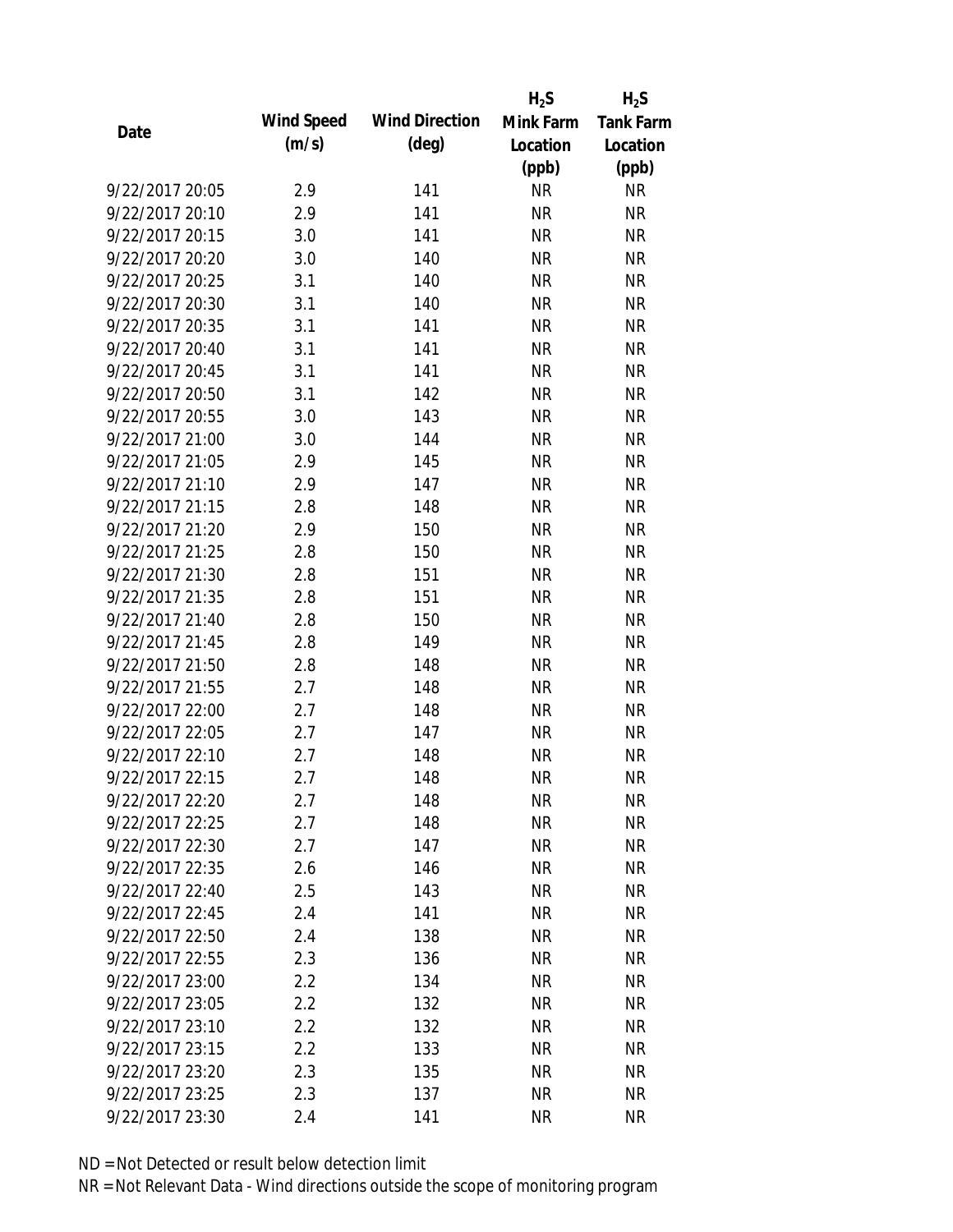| Date | Wind Speed (m/s) | Wind Direction (deg) | $H_2S$ Mink Farm Location (ppb) | $H_2S$ Tank Farm Location (ppb) |
|---|---|---|---|---|
| 9/22/2017 20:05 | 2.9 | 141 | NR | NR |
| 9/22/2017 20:10 | 2.9 | 141 | NR | NR |
| 9/22/2017 20:15 | 3.0 | 141 | NR | NR |
| 9/22/2017 20:20 | 3.0 | 140 | NR | NR |
| 9/22/2017 20:25 | 3.1 | 140 | NR | NR |
| 9/22/2017 20:30 | 3.1 | 140 | NR | NR |
| 9/22/2017 20:35 | 3.1 | 141 | NR | NR |
| 9/22/2017 20:40 | 3.1 | 141 | NR | NR |
| 9/22/2017 20:45 | 3.1 | 141 | NR | NR |
| 9/22/2017 20:50 | 3.1 | 142 | NR | NR |
| 9/22/2017 20:55 | 3.0 | 143 | NR | NR |
| 9/22/2017 21:00 | 3.0 | 144 | NR | NR |
| 9/22/2017 21:05 | 2.9 | 145 | NR | NR |
| 9/22/2017 21:10 | 2.9 | 147 | NR | NR |
| 9/22/2017 21:15 | 2.8 | 148 | NR | NR |
| 9/22/2017 21:20 | 2.9 | 150 | NR | NR |
| 9/22/2017 21:25 | 2.8 | 150 | NR | NR |
| 9/22/2017 21:30 | 2.8 | 151 | NR | NR |
| 9/22/2017 21:35 | 2.8 | 151 | NR | NR |
| 9/22/2017 21:40 | 2.8 | 150 | NR | NR |
| 9/22/2017 21:45 | 2.8 | 149 | NR | NR |
| 9/22/2017 21:50 | 2.8 | 148 | NR | NR |
| 9/22/2017 21:55 | 2.7 | 148 | NR | NR |
| 9/22/2017 22:00 | 2.7 | 148 | NR | NR |
| 9/22/2017 22:05 | 2.7 | 147 | NR | NR |
| 9/22/2017 22:10 | 2.7 | 148 | NR | NR |
| 9/22/2017 22:15 | 2.7 | 148 | NR | NR |
| 9/22/2017 22:20 | 2.7 | 148 | NR | NR |
| 9/22/2017 22:25 | 2.7 | 148 | NR | NR |
| 9/22/2017 22:30 | 2.7 | 147 | NR | NR |
| 9/22/2017 22:35 | 2.6 | 146 | NR | NR |
| 9/22/2017 22:40 | 2.5 | 143 | NR | NR |
| 9/22/2017 22:45 | 2.4 | 141 | NR | NR |
| 9/22/2017 22:50 | 2.4 | 138 | NR | NR |
| 9/22/2017 22:55 | 2.3 | 136 | NR | NR |
| 9/22/2017 23:00 | 2.2 | 134 | NR | NR |
| 9/22/2017 23:05 | 2.2 | 132 | NR | NR |
| 9/22/2017 23:10 | 2.2 | 132 | NR | NR |
| 9/22/2017 23:15 | 2.2 | 133 | NR | NR |
| 9/22/2017 23:20 | 2.3 | 135 | NR | NR |
| 9/22/2017 23:25 | 2.3 | 137 | NR | NR |
| 9/22/2017 23:30 | 2.4 | 141 | NR | NR |

ND = Not Detected or result below detection limit

NR = Not Relevant Data - Wind directions outside the scope of monitoring program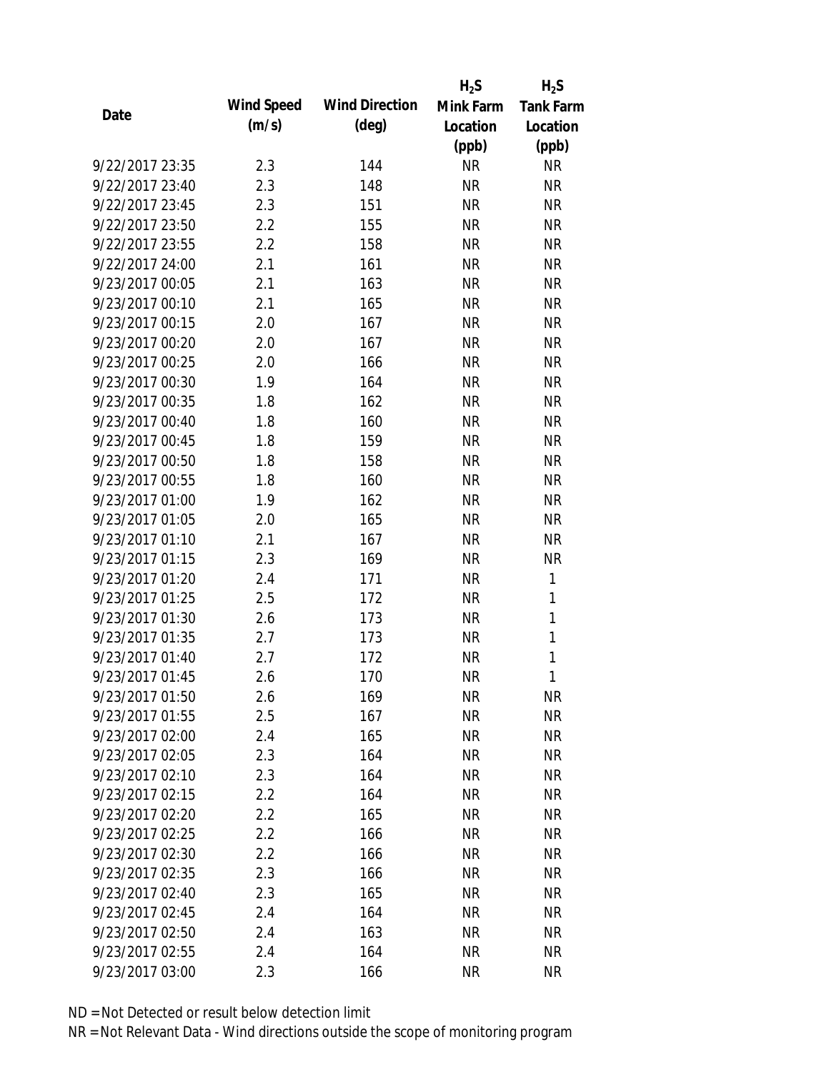| Date | Wind Speed (m/s) | Wind Direction (deg) | $H_2S$ Mink Farm Location (ppb) | $H_2S$ Tank Farm Location (ppb) |
|---|---|---|---|---|
| 9/22/2017 23:35 | 2.3 | 144 | NR | NR |
| 9/22/2017 23:40 | 2.3 | 148 | NR | NR |
| 9/22/2017 23:45 | 2.3 | 151 | NR | NR |
| 9/22/2017 23:50 | 2.2 | 155 | NR | NR |
| 9/22/2017 23:55 | 2.2 | 158 | NR | NR |
| 9/22/2017 24:00 | 2.1 | 161 | NR | NR |
| 9/23/2017 00:05 | 2.1 | 163 | NR | NR |
| 9/23/2017 00:10 | 2.1 | 165 | NR | NR |
| 9/23/2017 00:15 | 2.0 | 167 | NR | NR |
| 9/23/2017 00:20 | 2.0 | 167 | NR | NR |
| 9/23/2017 00:25 | 2.0 | 166 | NR | NR |
| 9/23/2017 00:30 | 1.9 | 164 | NR | NR |
| 9/23/2017 00:35 | 1.8 | 162 | NR | NR |
| 9/23/2017 00:40 | 1.8 | 160 | NR | NR |
| 9/23/2017 00:45 | 1.8 | 159 | NR | NR |
| 9/23/2017 00:50 | 1.8 | 158 | NR | NR |
| 9/23/2017 00:55 | 1.8 | 160 | NR | NR |
| 9/23/2017 01:00 | 1.9 | 162 | NR | NR |
| 9/23/2017 01:05 | 2.0 | 165 | NR | NR |
| 9/23/2017 01:10 | 2.1 | 167 | NR | NR |
| 9/23/2017 01:15 | 2.3 | 169 | NR | NR |
| 9/23/2017 01:20 | 2.4 | 171 | NR | 1 |
| 9/23/2017 01:25 | 2.5 | 172 | NR | 1 |
| 9/23/2017 01:30 | 2.6 | 173 | NR | 1 |
| 9/23/2017 01:35 | 2.7 | 173 | NR | 1 |
| 9/23/2017 01:40 | 2.7 | 172 | NR | 1 |
| 9/23/2017 01:45 | 2.6 | 170 | NR | 1 |
| 9/23/2017 01:50 | 2.6 | 169 | NR | NR |
| 9/23/2017 01:55 | 2.5 | 167 | NR | NR |
| 9/23/2017 02:00 | 2.4 | 165 | NR | NR |
| 9/23/2017 02:05 | 2.3 | 164 | NR | NR |
| 9/23/2017 02:10 | 2.3 | 164 | NR | NR |
| 9/23/2017 02:15 | 2.2 | 164 | NR | NR |
| 9/23/2017 02:20 | 2.2 | 165 | NR | NR |
| 9/23/2017 02:25 | 2.2 | 166 | NR | NR |
| 9/23/2017 02:30 | 2.2 | 166 | NR | NR |
| 9/23/2017 02:35 | 2.3 | 166 | NR | NR |
| 9/23/2017 02:40 | 2.3 | 165 | NR | NR |
| 9/23/2017 02:45 | 2.4 | 164 | NR | NR |
| 9/23/2017 02:50 | 2.4 | 163 | NR | NR |
| 9/23/2017 02:55 | 2.4 | 164 | NR | NR |
| 9/23/2017 03:00 | 2.3 | 166 | NR | NR |

ND = Not Detected or result below detection limit

NR = Not Relevant Data - Wind directions outside the scope of monitoring program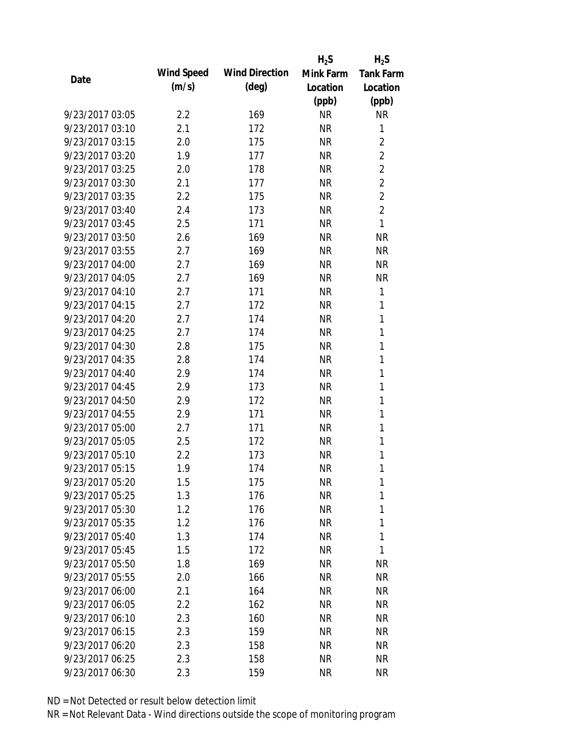| Date | Wind Speed (m/s) | Wind Direction (deg) | $H_2S$ Mink Farm Location (ppb) | $H_2S$ Tank Farm Location (ppb) |
|---|---|---|---|---|
| 9/23/2017 03:05 | 2.2 | 169 | NR | NR |
| 9/23/2017 03:10 | 2.1 | 172 | NR | 1 |
| 9/23/2017 03:15 | 2.0 | 175 | NR | 2 |
| 9/23/2017 03:20 | 1.9 | 177 | NR | 2 |
| 9/23/2017 03:25 | 2.0 | 178 | NR | 2 |
| 9/23/2017 03:30 | 2.1 | 177 | NR | 2 |
| 9/23/2017 03:35 | 2.2 | 175 | NR | 2 |
| 9/23/2017 03:40 | 2.4 | 173 | NR | 2 |
| 9/23/2017 03:45 | 2.5 | 171 | NR | 1 |
| 9/23/2017 03:50 | 2.6 | 169 | NR | NR |
| 9/23/2017 03:55 | 2.7 | 169 | NR | NR |
| 9/23/2017 04:00 | 2.7 | 169 | NR | NR |
| 9/23/2017 04:05 | 2.7 | 169 | NR | NR |
| 9/23/2017 04:10 | 2.7 | 171 | NR | 1 |
| 9/23/2017 04:15 | 2.7 | 172 | NR | 1 |
| 9/23/2017 04:20 | 2.7 | 174 | NR | 1 |
| 9/23/2017 04:25 | 2.7 | 174 | NR | 1 |
| 9/23/2017 04:30 | 2.8 | 175 | NR | 1 |
| 9/23/2017 04:35 | 2.8 | 174 | NR | 1 |
| 9/23/2017 04:40 | 2.9 | 174 | NR | 1 |
| 9/23/2017 04:45 | 2.9 | 173 | NR | 1 |
| 9/23/2017 04:50 | 2.9 | 172 | NR | 1 |
| 9/23/2017 04:55 | 2.9 | 171 | NR | 1 |
| 9/23/2017 05:00 | 2.7 | 171 | NR | 1 |
| 9/23/2017 05:05 | 2.5 | 172 | NR | 1 |
| 9/23/2017 05:10 | 2.2 | 173 | NR | 1 |
| 9/23/2017 05:15 | 1.9 | 174 | NR | 1 |
| 9/23/2017 05:20 | 1.5 | 175 | NR | 1 |
| 9/23/2017 05:25 | 1.3 | 176 | NR | 1 |
| 9/23/2017 05:30 | 1.2 | 176 | NR | 1 |
| 9/23/2017 05:35 | 1.2 | 176 | NR | 1 |
| 9/23/2017 05:40 | 1.3 | 174 | NR | 1 |
| 9/23/2017 05:45 | 1.5 | 172 | NR | 1 |
| 9/23/2017 05:50 | 1.8 | 169 | NR | NR |
| 9/23/2017 05:55 | 2.0 | 166 | NR | NR |
| 9/23/2017 06:00 | 2.1 | 164 | NR | NR |
| 9/23/2017 06:05 | 2.2 | 162 | NR | NR |
| 9/23/2017 06:10 | 2.3 | 160 | NR | NR |
| 9/23/2017 06:15 | 2.3 | 159 | NR | NR |
| 9/23/2017 06:20 | 2.3 | 158 | NR | NR |
| 9/23/2017 06:25 | 2.3 | 158 | NR | NR |
| 9/23/2017 06:30 | 2.3 | 159 | NR | NR |

ND = Not Detected or result below detection limit

NR = Not Relevant Data - Wind directions outside the scope of monitoring program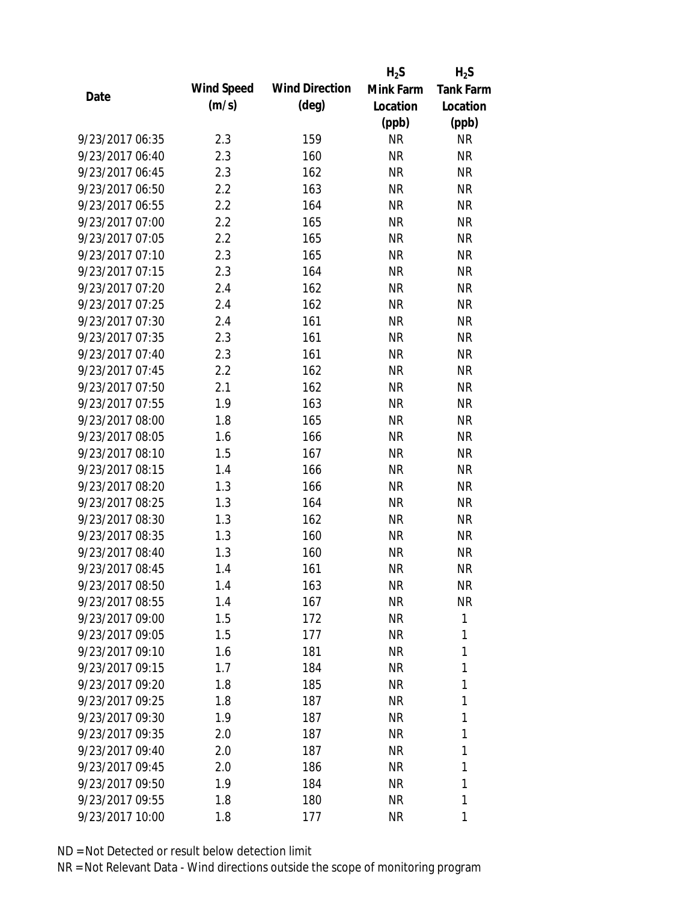| Date | Wind Speed (m/s) | Wind Direction (deg) | $H_2S$ Mink Farm Location (ppb) | $H_2S$ Tank Farm Location (ppb) |
|---|---|---|---|---|
| 9/23/2017 06:35 | 2.3 | 159 | NR | NR |
| 9/23/2017 06:40 | 2.3 | 160 | NR | NR |
| 9/23/2017 06:45 | 2.3 | 162 | NR | NR |
| 9/23/2017 06:50 | 2.2 | 163 | NR | NR |
| 9/23/2017 06:55 | 2.2 | 164 | NR | NR |
| 9/23/2017 07:00 | 2.2 | 165 | NR | NR |
| 9/23/2017 07:05 | 2.2 | 165 | NR | NR |
| 9/23/2017 07:10 | 2.3 | 165 | NR | NR |
| 9/23/2017 07:15 | 2.3 | 164 | NR | NR |
| 9/23/2017 07:20 | 2.4 | 162 | NR | NR |
| 9/23/2017 07:25 | 2.4 | 162 | NR | NR |
| 9/23/2017 07:30 | 2.4 | 161 | NR | NR |
| 9/23/2017 07:35 | 2.3 | 161 | NR | NR |
| 9/23/2017 07:40 | 2.3 | 161 | NR | NR |
| 9/23/2017 07:45 | 2.2 | 162 | NR | NR |
| 9/23/2017 07:50 | 2.1 | 162 | NR | NR |
| 9/23/2017 07:55 | 1.9 | 163 | NR | NR |
| 9/23/2017 08:00 | 1.8 | 165 | NR | NR |
| 9/23/2017 08:05 | 1.6 | 166 | NR | NR |
| 9/23/2017 08:10 | 1.5 | 167 | NR | NR |
| 9/23/2017 08:15 | 1.4 | 166 | NR | NR |
| 9/23/2017 08:20 | 1.3 | 166 | NR | NR |
| 9/23/2017 08:25 | 1.3 | 164 | NR | NR |
| 9/23/2017 08:30 | 1.3 | 162 | NR | NR |
| 9/23/2017 08:35 | 1.3 | 160 | NR | NR |
| 9/23/2017 08:40 | 1.3 | 160 | NR | NR |
| 9/23/2017 08:45 | 1.4 | 161 | NR | NR |
| 9/23/2017 08:50 | 1.4 | 163 | NR | NR |
| 9/23/2017 08:55 | 1.4 | 167 | NR | NR |
| 9/23/2017 09:00 | 1.5 | 172 | NR | 1 |
| 9/23/2017 09:05 | 1.5 | 177 | NR | 1 |
| 9/23/2017 09:10 | 1.6 | 181 | NR | 1 |
| 9/23/2017 09:15 | 1.7 | 184 | NR | 1 |
| 9/23/2017 09:20 | 1.8 | 185 | NR | 1 |
| 9/23/2017 09:25 | 1.8 | 187 | NR | 1 |
| 9/23/2017 09:30 | 1.9 | 187 | NR | 1 |
| 9/23/2017 09:35 | 2.0 | 187 | NR | 1 |
| 9/23/2017 09:40 | 2.0 | 187 | NR | 1 |
| 9/23/2017 09:45 | 2.0 | 186 | NR | 1 |
| 9/23/2017 09:50 | 1.9 | 184 | NR | 1 |
| 9/23/2017 09:55 | 1.8 | 180 | NR | 1 |
| 9/23/2017 10:00 | 1.8 | 177 | NR | 1 |

ND = Not Detected or result below detection limit

NR = Not Relevant Data - Wind directions outside the scope of monitoring program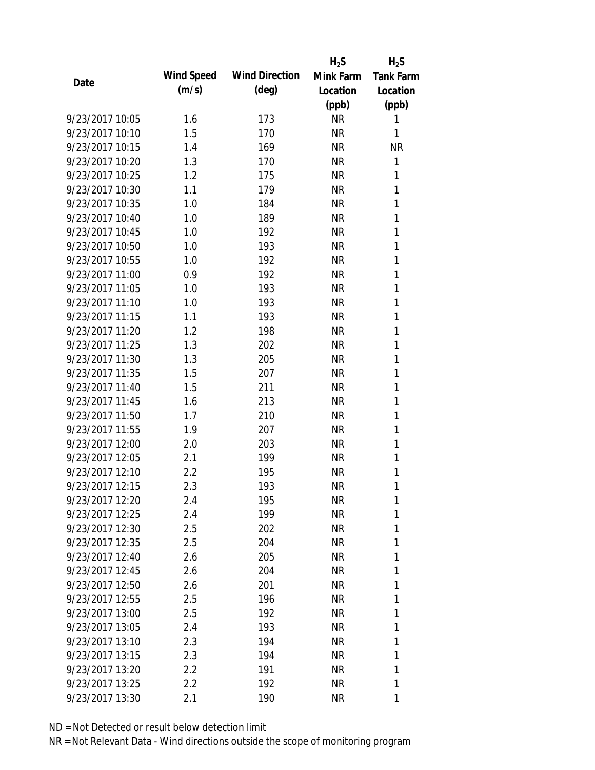| Date | Wind Speed (m/s) | Wind Direction (deg) | $H_2S$ Mink Farm Location (ppb) | $H_2S$ Tank Farm Location (ppb) |
|---|---|---|---|---|
| 9/23/2017 10:05 | 1.6 | 173 | NR | 1 |
| 9/23/2017 10:10 | 1.5 | 170 | NR | 1 |
| 9/23/2017 10:15 | 1.4 | 169 | NR | NR |
| 9/23/2017 10:20 | 1.3 | 170 | NR | 1 |
| 9/23/2017 10:25 | 1.2 | 175 | NR | 1 |
| 9/23/2017 10:30 | 1.1 | 179 | NR | 1 |
| 9/23/2017 10:35 | 1.0 | 184 | NR | 1 |
| 9/23/2017 10:40 | 1.0 | 189 | NR | 1 |
| 9/23/2017 10:45 | 1.0 | 192 | NR | 1 |
| 9/23/2017 10:50 | 1.0 | 193 | NR | 1 |
| 9/23/2017 10:55 | 1.0 | 192 | NR | 1 |
| 9/23/2017 11:00 | 0.9 | 192 | NR | 1 |
| 9/23/2017 11:05 | 1.0 | 193 | NR | 1 |
| 9/23/2017 11:10 | 1.0 | 193 | NR | 1 |
| 9/23/2017 11:15 | 1.1 | 193 | NR | 1 |
| 9/23/2017 11:20 | 1.2 | 198 | NR | 1 |
| 9/23/2017 11:25 | 1.3 | 202 | NR | 1 |
| 9/23/2017 11:30 | 1.3 | 205 | NR | 1 |
| 9/23/2017 11:35 | 1.5 | 207 | NR | 1 |
| 9/23/2017 11:40 | 1.5 | 211 | NR | 1 |
| 9/23/2017 11:45 | 1.6 | 213 | NR | 1 |
| 9/23/2017 11:50 | 1.7 | 210 | NR | 1 |
| 9/23/2017 11:55 | 1.9 | 207 | NR | 1 |
| 9/23/2017 12:00 | 2.0 | 203 | NR | 1 |
| 9/23/2017 12:05 | 2.1 | 199 | NR | 1 |
| 9/23/2017 12:10 | 2.2 | 195 | NR | 1 |
| 9/23/2017 12:15 | 2.3 | 193 | NR | 1 |
| 9/23/2017 12:20 | 2.4 | 195 | NR | 1 |
| 9/23/2017 12:25 | 2.4 | 199 | NR | 1 |
| 9/23/2017 12:30 | 2.5 | 202 | NR | 1 |
| 9/23/2017 12:35 | 2.5 | 204 | NR | 1 |
| 9/23/2017 12:40 | 2.6 | 205 | NR | 1 |
| 9/23/2017 12:45 | 2.6 | 204 | NR | 1 |
| 9/23/2017 12:50 | 2.6 | 201 | NR | 1 |
| 9/23/2017 12:55 | 2.5 | 196 | NR | 1 |
| 9/23/2017 13:00 | 2.5 | 192 | NR | 1 |
| 9/23/2017 13:05 | 2.4 | 193 | NR | 1 |
| 9/23/2017 13:10 | 2.3 | 194 | NR | 1 |
| 9/23/2017 13:15 | 2.3 | 194 | NR | 1 |
| 9/23/2017 13:20 | 2.2 | 191 | NR | 1 |
| 9/23/2017 13:25 | 2.2 | 192 | NR | 1 |
| 9/23/2017 13:30 | 2.1 | 190 | NR | 1 |

ND = Not Detected or result below detection limit

NR = Not Relevant Data - Wind directions outside the scope of monitoring program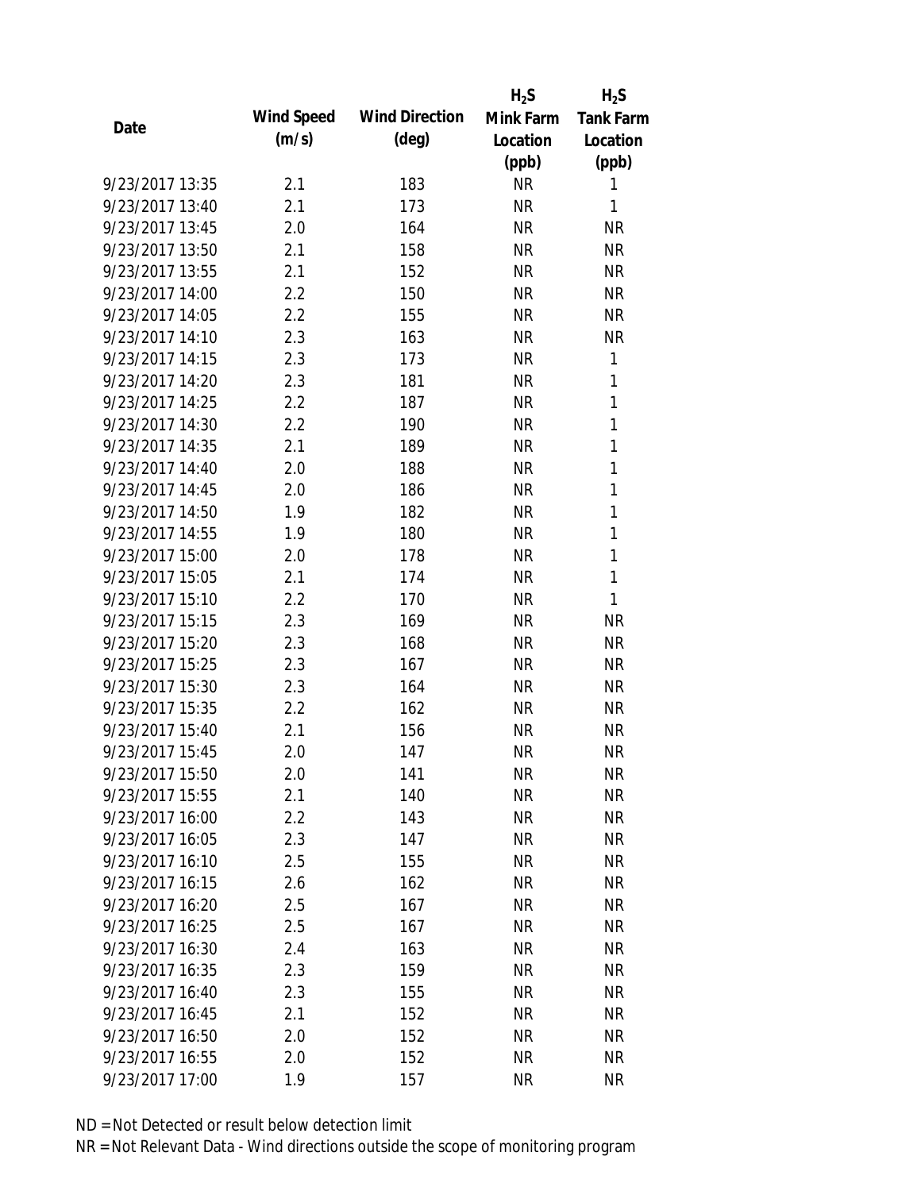| Date | Wind Speed (m/s) | Wind Direction (deg) | $H_2S$ Mink Farm Location (ppb) | $H_2S$ Tank Farm Location (ppb) |
|---|---|---|---|---|
| 9/23/2017 13:35 | 2.1 | 183 | NR | 1 |
| 9/23/2017 13:40 | 2.1 | 173 | NR | 1 |
| 9/23/2017 13:45 | 2.0 | 164 | NR | NR |
| 9/23/2017 13:50 | 2.1 | 158 | NR | NR |
| 9/23/2017 13:55 | 2.1 | 152 | NR | NR |
| 9/23/2017 14:00 | 2.2 | 150 | NR | NR |
| 9/23/2017 14:05 | 2.2 | 155 | NR | NR |
| 9/23/2017 14:10 | 2.3 | 163 | NR | NR |
| 9/23/2017 14:15 | 2.3 | 173 | NR | 1 |
| 9/23/2017 14:20 | 2.3 | 181 | NR | 1 |
| 9/23/2017 14:25 | 2.2 | 187 | NR | 1 |
| 9/23/2017 14:30 | 2.2 | 190 | NR | 1 |
| 9/23/2017 14:35 | 2.1 | 189 | NR | 1 |
| 9/23/2017 14:40 | 2.0 | 188 | NR | 1 |
| 9/23/2017 14:45 | 2.0 | 186 | NR | 1 |
| 9/23/2017 14:50 | 1.9 | 182 | NR | 1 |
| 9/23/2017 14:55 | 1.9 | 180 | NR | 1 |
| 9/23/2017 15:00 | 2.0 | 178 | NR | 1 |
| 9/23/2017 15:05 | 2.1 | 174 | NR | 1 |
| 9/23/2017 15:10 | 2.2 | 170 | NR | 1 |
| 9/23/2017 15:15 | 2.3 | 169 | NR | NR |
| 9/23/2017 15:20 | 2.3 | 168 | NR | NR |
| 9/23/2017 15:25 | 2.3 | 167 | NR | NR |
| 9/23/2017 15:30 | 2.3 | 164 | NR | NR |
| 9/23/2017 15:35 | 2.2 | 162 | NR | NR |
| 9/23/2017 15:40 | 2.1 | 156 | NR | NR |
| 9/23/2017 15:45 | 2.0 | 147 | NR | NR |
| 9/23/2017 15:50 | 2.0 | 141 | NR | NR |
| 9/23/2017 15:55 | 2.1 | 140 | NR | NR |
| 9/23/2017 16:00 | 2.2 | 143 | NR | NR |
| 9/23/2017 16:05 | 2.3 | 147 | NR | NR |
| 9/23/2017 16:10 | 2.5 | 155 | NR | NR |
| 9/23/2017 16:15 | 2.6 | 162 | NR | NR |
| 9/23/2017 16:20 | 2.5 | 167 | NR | NR |
| 9/23/2017 16:25 | 2.5 | 167 | NR | NR |
| 9/23/2017 16:30 | 2.4 | 163 | NR | NR |
| 9/23/2017 16:35 | 2.3 | 159 | NR | NR |
| 9/23/2017 16:40 | 2.3 | 155 | NR | NR |
| 9/23/2017 16:45 | 2.1 | 152 | NR | NR |
| 9/23/2017 16:50 | 2.0 | 152 | NR | NR |
| 9/23/2017 16:55 | 2.0 | 152 | NR | NR |
| 9/23/2017 17:00 | 1.9 | 157 | NR | NR |

ND = Not Detected or result below detection limit

NR = Not Relevant Data - Wind directions outside the scope of monitoring program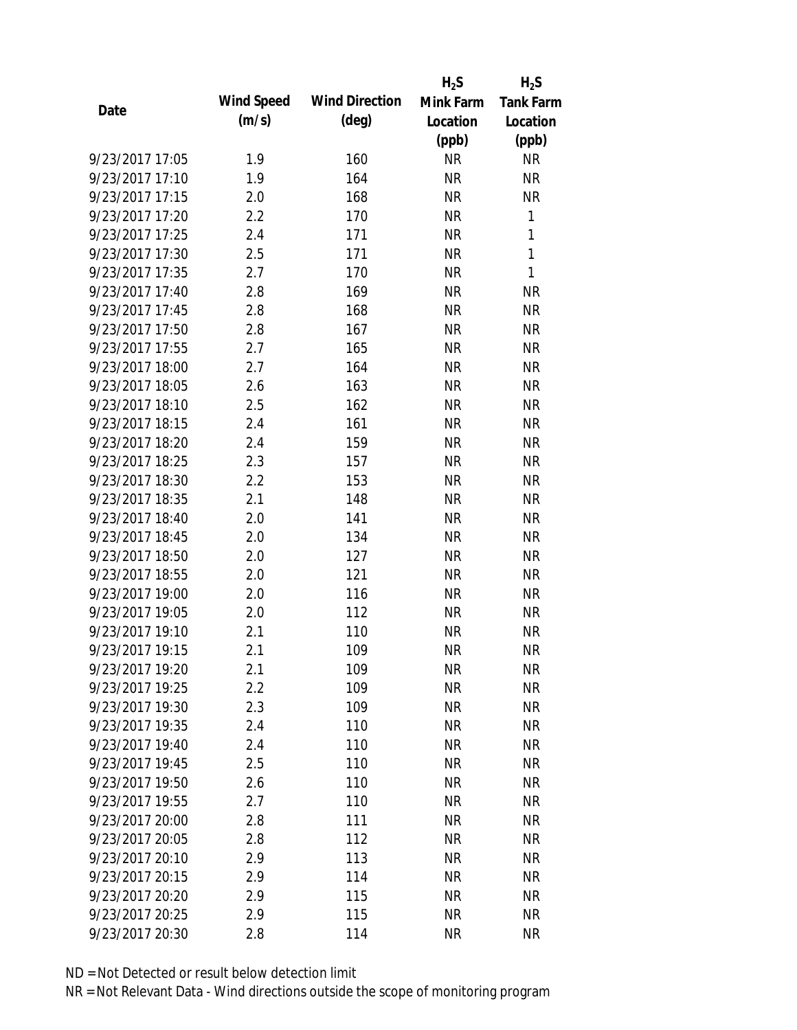| Date | Wind Speed (m/s) | Wind Direction (deg) | $H_2S$ Mink Farm Location (ppb) | $H_2S$ Tank Farm Location (ppb) |
|---|---|---|---|---|
| 9/23/2017 17:05 | 1.9 | 160 | NR | NR |
| 9/23/2017 17:10 | 1.9 | 164 | NR | NR |
| 9/23/2017 17:15 | 2.0 | 168 | NR | NR |
| 9/23/2017 17:20 | 2.2 | 170 | NR | 1 |
| 9/23/2017 17:25 | 2.4 | 171 | NR | 1 |
| 9/23/2017 17:30 | 2.5 | 171 | NR | 1 |
| 9/23/2017 17:35 | 2.7 | 170 | NR | 1 |
| 9/23/2017 17:40 | 2.8 | 169 | NR | NR |
| 9/23/2017 17:45 | 2.8 | 168 | NR | NR |
| 9/23/2017 17:50 | 2.8 | 167 | NR | NR |
| 9/23/2017 17:55 | 2.7 | 165 | NR | NR |
| 9/23/2017 18:00 | 2.7 | 164 | NR | NR |
| 9/23/2017 18:05 | 2.6 | 163 | NR | NR |
| 9/23/2017 18:10 | 2.5 | 162 | NR | NR |
| 9/23/2017 18:15 | 2.4 | 161 | NR | NR |
| 9/23/2017 18:20 | 2.4 | 159 | NR | NR |
| 9/23/2017 18:25 | 2.3 | 157 | NR | NR |
| 9/23/2017 18:30 | 2.2 | 153 | NR | NR |
| 9/23/2017 18:35 | 2.1 | 148 | NR | NR |
| 9/23/2017 18:40 | 2.0 | 141 | NR | NR |
| 9/23/2017 18:45 | 2.0 | 134 | NR | NR |
| 9/23/2017 18:50 | 2.0 | 127 | NR | NR |
| 9/23/2017 18:55 | 2.0 | 121 | NR | NR |
| 9/23/2017 19:00 | 2.0 | 116 | NR | NR |
| 9/23/2017 19:05 | 2.0 | 112 | NR | NR |
| 9/23/2017 19:10 | 2.1 | 110 | NR | NR |
| 9/23/2017 19:15 | 2.1 | 109 | NR | NR |
| 9/23/2017 19:20 | 2.1 | 109 | NR | NR |
| 9/23/2017 19:25 | 2.2 | 109 | NR | NR |
| 9/23/2017 19:30 | 2.3 | 109 | NR | NR |
| 9/23/2017 19:35 | 2.4 | 110 | NR | NR |
| 9/23/2017 19:40 | 2.4 | 110 | NR | NR |
| 9/23/2017 19:45 | 2.5 | 110 | NR | NR |
| 9/23/2017 19:50 | 2.6 | 110 | NR | NR |
| 9/23/2017 19:55 | 2.7 | 110 | NR | NR |
| 9/23/2017 20:00 | 2.8 | 111 | NR | NR |
| 9/23/2017 20:05 | 2.8 | 112 | NR | NR |
| 9/23/2017 20:10 | 2.9 | 113 | NR | NR |
| 9/23/2017 20:15 | 2.9 | 114 | NR | NR |
| 9/23/2017 20:20 | 2.9 | 115 | NR | NR |
| 9/23/2017 20:25 | 2.9 | 115 | NR | NR |
| 9/23/2017 20:30 | 2.8 | 114 | NR | NR |

ND = Not Detected or result below detection limit

NR = Not Relevant Data - Wind directions outside the scope of monitoring program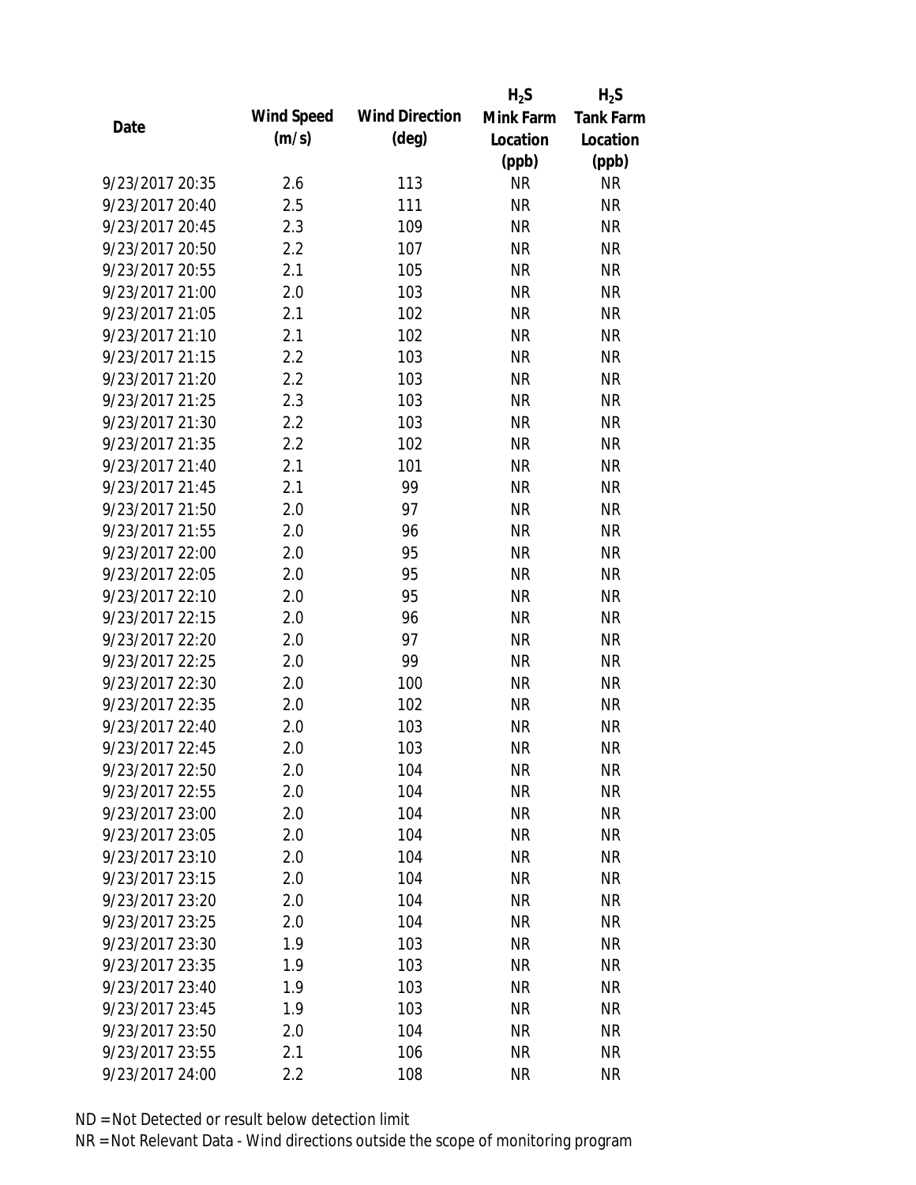| Date | Wind Speed (m/s) | Wind Direction (deg) | $H_2S$ Mink Farm Location (ppb) | $H_2S$ Tank Farm Location (ppb) |
|---|---|---|---|---|
| 9/23/2017 20:35 | 2.6 | 113 | NR | NR |
| 9/23/2017 20:40 | 2.5 | 111 | NR | NR |
| 9/23/2017 20:45 | 2.3 | 109 | NR | NR |
| 9/23/2017 20:50 | 2.2 | 107 | NR | NR |
| 9/23/2017 20:55 | 2.1 | 105 | NR | NR |
| 9/23/2017 21:00 | 2.0 | 103 | NR | NR |
| 9/23/2017 21:05 | 2.1 | 102 | NR | NR |
| 9/23/2017 21:10 | 2.1 | 102 | NR | NR |
| 9/23/2017 21:15 | 2.2 | 103 | NR | NR |
| 9/23/2017 21:20 | 2.2 | 103 | NR | NR |
| 9/23/2017 21:25 | 2.3 | 103 | NR | NR |
| 9/23/2017 21:30 | 2.2 | 103 | NR | NR |
| 9/23/2017 21:35 | 2.2 | 102 | NR | NR |
| 9/23/2017 21:40 | 2.1 | 101 | NR | NR |
| 9/23/2017 21:45 | 2.1 | 99 | NR | NR |
| 9/23/2017 21:50 | 2.0 | 97 | NR | NR |
| 9/23/2017 21:55 | 2.0 | 96 | NR | NR |
| 9/23/2017 22:00 | 2.0 | 95 | NR | NR |
| 9/23/2017 22:05 | 2.0 | 95 | NR | NR |
| 9/23/2017 22:10 | 2.0 | 95 | NR | NR |
| 9/23/2017 22:15 | 2.0 | 96 | NR | NR |
| 9/23/2017 22:20 | 2.0 | 97 | NR | NR |
| 9/23/2017 22:25 | 2.0 | 99 | NR | NR |
| 9/23/2017 22:30 | 2.0 | 100 | NR | NR |
| 9/23/2017 22:35 | 2.0 | 102 | NR | NR |
| 9/23/2017 22:40 | 2.0 | 103 | NR | NR |
| 9/23/2017 22:45 | 2.0 | 103 | NR | NR |
| 9/23/2017 22:50 | 2.0 | 104 | NR | NR |
| 9/23/2017 22:55 | 2.0 | 104 | NR | NR |
| 9/23/2017 23:00 | 2.0 | 104 | NR | NR |
| 9/23/2017 23:05 | 2.0 | 104 | NR | NR |
| 9/23/2017 23:10 | 2.0 | 104 | NR | NR |
| 9/23/2017 23:15 | 2.0 | 104 | NR | NR |
| 9/23/2017 23:20 | 2.0 | 104 | NR | NR |
| 9/23/2017 23:25 | 2.0 | 104 | NR | NR |
| 9/23/2017 23:30 | 1.9 | 103 | NR | NR |
| 9/23/2017 23:35 | 1.9 | 103 | NR | NR |
| 9/23/2017 23:40 | 1.9 | 103 | NR | NR |
| 9/23/2017 23:45 | 1.9 | 103 | NR | NR |
| 9/23/2017 23:50 | 2.0 | 104 | NR | NR |
| 9/23/2017 23:55 | 2.1 | 106 | NR | NR |
| 9/23/2017 24:00 | 2.2 | 108 | NR | NR |

ND = Not Detected or result below detection limit

NR = Not Relevant Data - Wind directions outside the scope of monitoring program